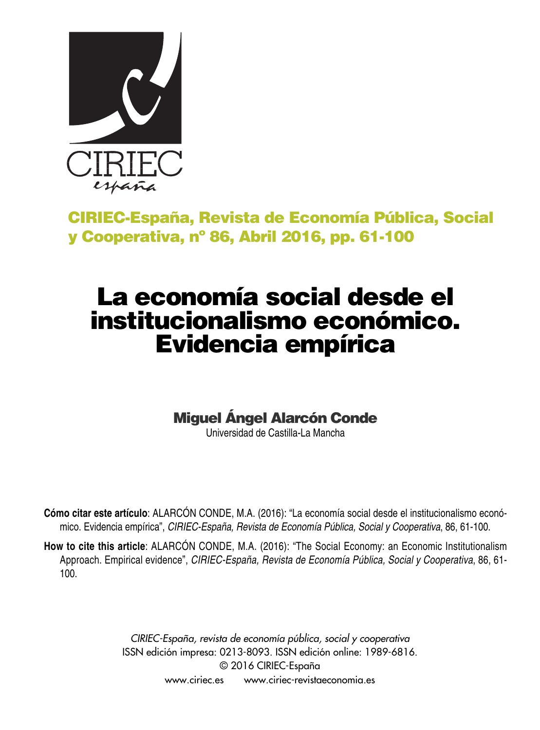**CIRIEC-España, Revista de Economía Pública, Social y Cooperativa, nº 86, Abril 2016, pp. 61-100**

# La economía social desde el institucionalismo económico. Evidencia empírica

**Miguel Ángel Alarcón Conde**
Universidad de Castilla-La Mancha

**Cómo citar este artículo**: ALARCÓN CONDE, M.A. (2016): "La economía social desde el institucionalismo económico. Evidencia empírica", *CIRIEC-España, Revista de Economía Pública, Social y Cooperativa*, 86, 61-100.

**How to cite this article**: ALARCÓN CONDE, M.A. (2016): "The Social Economy: an Economic Institutionalism Approach. Empirical evidence", *CIRIEC-España, Revista de Economía Pública, Social y Cooperativa*, 86, 61-100.

*CIRIEC-España, revista de economía pública, social y cooperativa*
ISSN edición impresa: 0213-8093. ISSN edición online: 1989-6816.
© 2016 CIRIEC-España
www.ciriec.es www.ciriec-revistaeconomia.es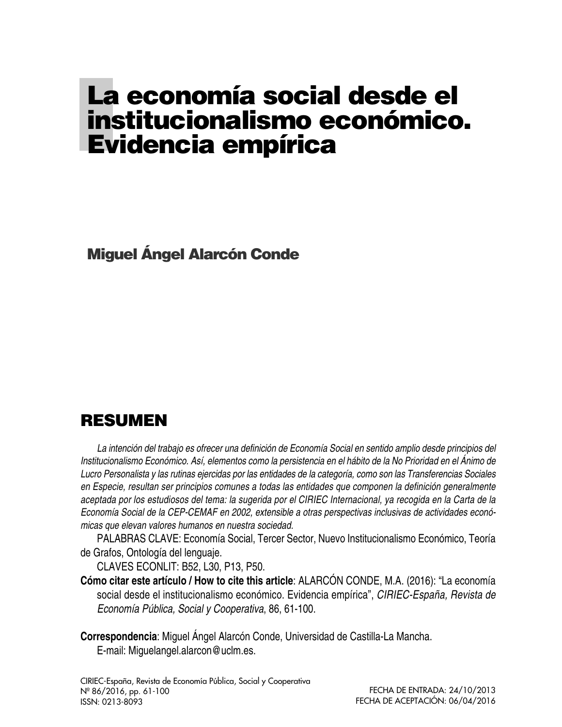# La economía social desde el institucionalismo económico. Evidencia empírica

**Miguel Ángel Alarcón Conde**

## RESUMEN

*La intención del trabajo es ofrecer una definición de Economía Social en sentido amplio desde principios del Institucionalismo Económico. Así, elementos como la persistencia en el hábito de la No Prioridad en el Ánimo de Lucro Personalista y las rutinas ejercidas por las entidades de la categoría, como son las Transferencias Sociales en Especie, resultan ser principios comunes a todas las entidades que componen la definición generalmente aceptada por los estudiosos del tema: la sugerida por el CIRIEC Internacional, ya recogida en la Carta de la Economía Social de la CEP-CEMAF en 2002, extensible a otras perspectivas inclusivas de actividades económicas que elevan valores humanos en nuestra sociedad.*

PALABRAS CLAVE: Economía Social, Tercer Sector, Nuevo Institucionalismo Económico, Teoría de Grafos, Ontología del lenguaje.

CLAVES ECONLIT: B52, L30, P13, P50.

**Cómo citar este artículo / How to cite this article**: ALARCÓN CONDE, M.A. (2016): "La economía social desde el institucionalismo económico. Evidencia empírica", *CIRIEC-España, Revista de Economía Pública, Social y Cooperativa*, 86, 61-100.

**Correspondencia**: Miguel Ángel Alarcón Conde, Universidad de Castilla-La Mancha.
E-mail: Miguelangel.alarcon@uclm.es.

FECHA DE ENTRADA: 24/10/2013
FECHA DE ACEPTACIÓN: 06/04/2016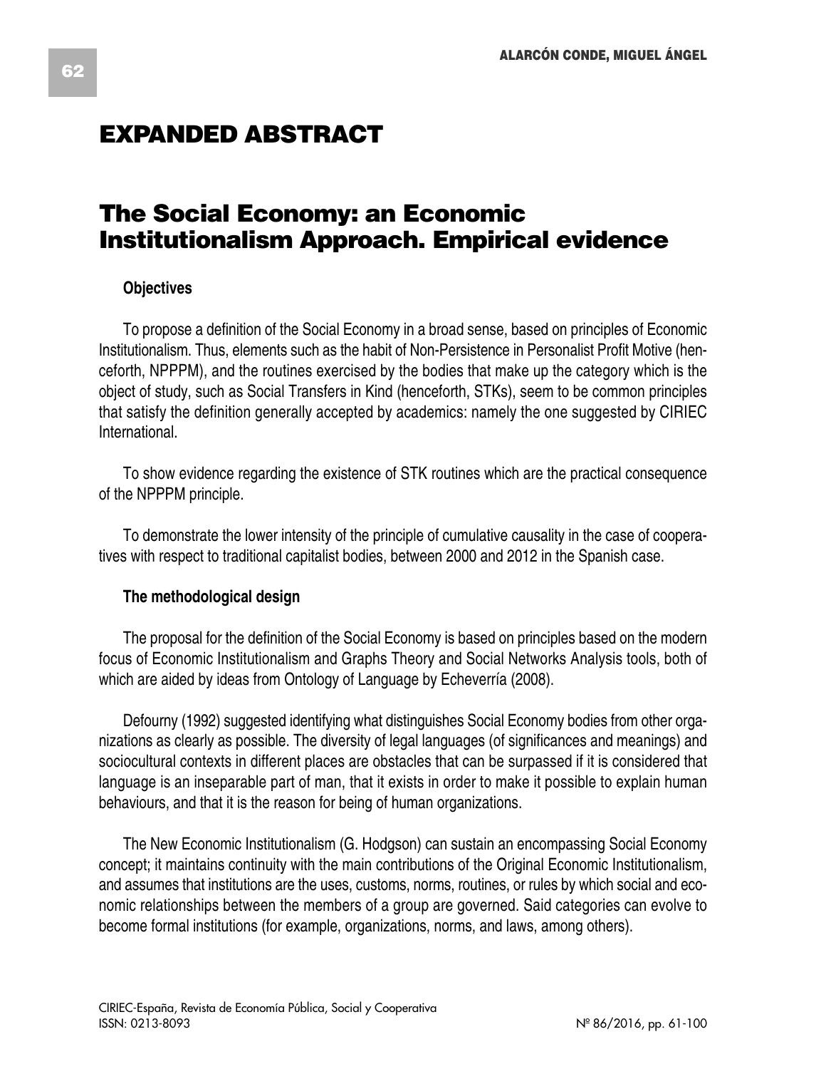# EXPANDED ABSTRACT

## The Social Economy: an Economic Institutionalism Approach. Empirical evidence

### Objectives

To propose a definition of the Social Economy in a broad sense, based on principles of Economic Institutionalism. Thus, elements such as the habit of Non-Persistence in Personalist Profit Motive (henceforth, NPPPM), and the routines exercised by the bodies that make up the category which is the object of study, such as Social Transfers in Kind (henceforth, STKs), seem to be common principles that satisfy the definition generally accepted by academics: namely the one suggested by CIRIEC International.

To show evidence regarding the existence of STK routines which are the practical consequence of the NPPPM principle.

To demonstrate the lower intensity of the principle of cumulative causality in the case of cooperatives with respect to traditional capitalist bodies, between 2000 and 2012 in the Spanish case.

### The methodological design

The proposal for the definition of the Social Economy is based on principles based on the modern focus of Economic Institutionalism and Graphs Theory and Social Networks Analysis tools, both of which are aided by ideas from Ontology of Language by Echeverría (2008).

Defourny (1992) suggested identifying what distinguishes Social Economy bodies from other organizations as clearly as possible. The diversity of legal languages (of significances and meanings) and sociocultural contexts in different places are obstacles that can be surpassed if it is considered that language is an inseparable part of man, that it exists in order to make it possible to explain human behaviours, and that it is the reason for being of human organizations.

The New Economic Institutionalism (G. Hodgson) can sustain an encompassing Social Economy concept; it maintains continuity with the main contributions of the Original Economic Institutionalism, and assumes that institutions are the uses, customs, norms, routines, or rules by which social and economic relationships between the members of a group are governed. Said categories can evolve to become formal institutions (for example, organizations, norms, and laws, among others).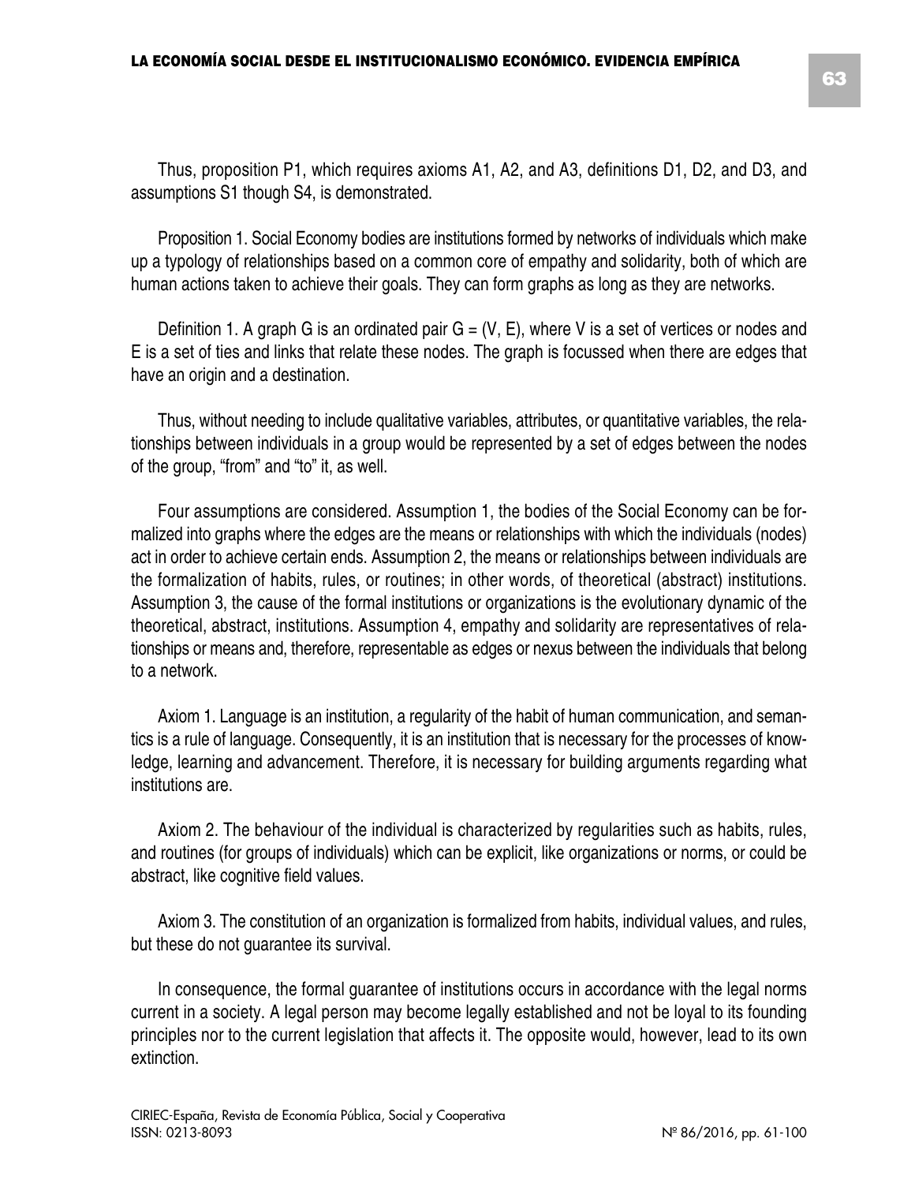Thus, proposition P1, which requires axioms A1, A2, and A3, definitions D1, D2, and D3, and assumptions S1 though S4, is demonstrated.

Proposition 1. Social Economy bodies are institutions formed by networks of individuals which make up a typology of relationships based on a common core of empathy and solidarity, both of which are human actions taken to achieve their goals. They can form graphs as long as they are networks.

Definition 1. A graph G is an ordinated pair G = (V, E), where V is a set of vertices or nodes and E is a set of ties and links that relate these nodes. The graph is focussed when there are edges that have an origin and a destination.

Thus, without needing to include qualitative variables, attributes, or quantitative variables, the relationships between individuals in a group would be represented by a set of edges between the nodes of the group, "from" and "to" it, as well.

Four assumptions are considered. Assumption 1, the bodies of the Social Economy can be formalized into graphs where the edges are the means or relationships with which the individuals (nodes) act in order to achieve certain ends. Assumption 2, the means or relationships between individuals are the formalization of habits, rules, or routines; in other words, of theoretical (abstract) institutions. Assumption 3, the cause of the formal institutions or organizations is the evolutionary dynamic of the theoretical, abstract, institutions. Assumption 4, empathy and solidarity are representatives of relationships or means and, therefore, representable as edges or nexus between the individuals that belong to a network.

Axiom 1. Language is an institution, a regularity of the habit of human communication, and semantics is a rule of language. Consequently, it is an institution that is necessary for the processes of knowledge, learning and advancement. Therefore, it is necessary for building arguments regarding what institutions are.

Axiom 2. The behaviour of the individual is characterized by regularities such as habits, rules, and routines (for groups of individuals) which can be explicit, like organizations or norms, or could be abstract, like cognitive field values.

Axiom 3. The constitution of an organization is formalized from habits, individual values, and rules, but these do not guarantee its survival.

In consequence, the formal guarantee of institutions occurs in accordance with the legal norms current in a society. A legal person may become legally established and not be loyal to its founding principles nor to the current legislation that affects it. The opposite would, however, lead to its own extinction.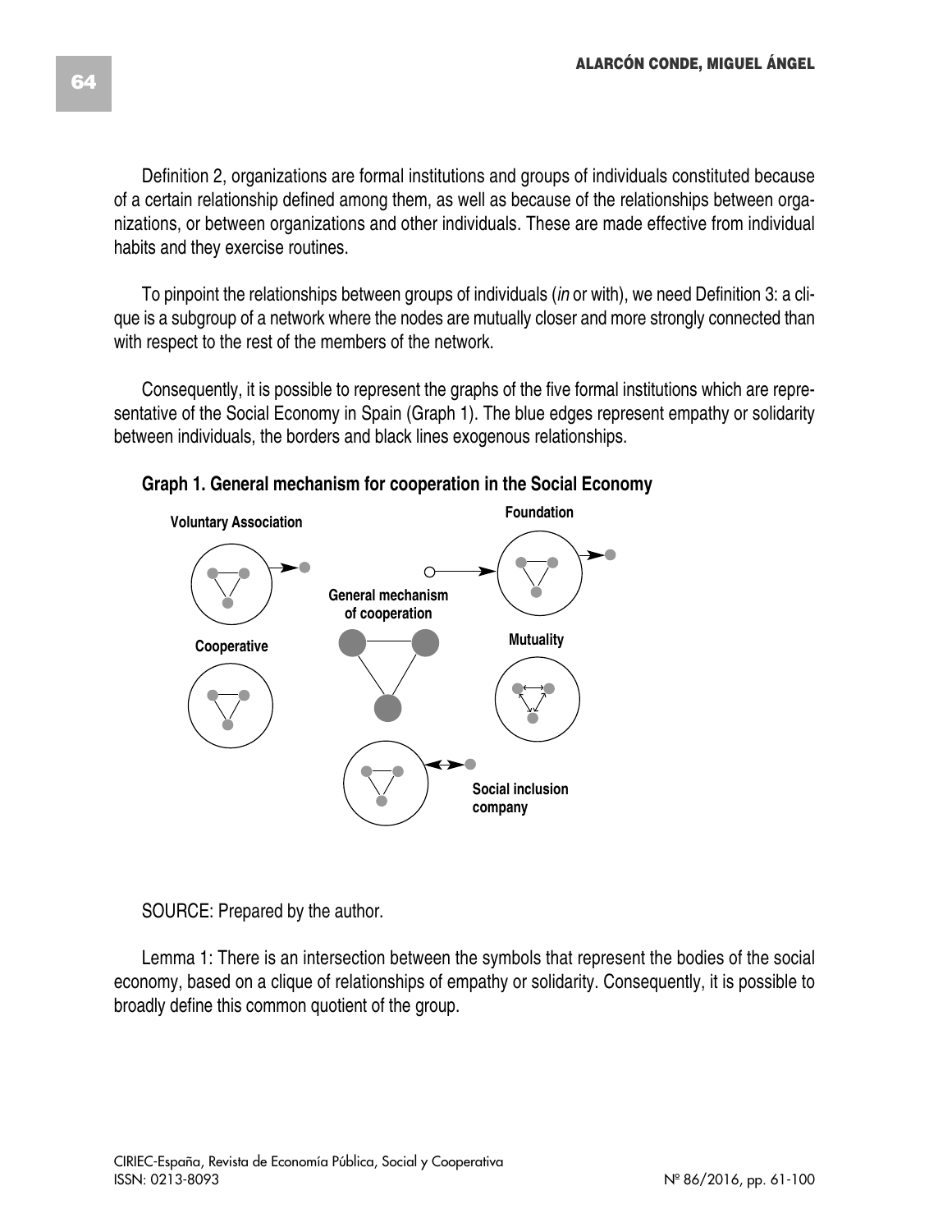Definition 2, organizations are formal institutions and groups of individuals constituted because of a certain relationship defined among them, as well as because of the relationships between organizations, or between organizations and other individuals. These are made effective from individual habits and they exercise routines.

To pinpoint the relationships between groups of individuals (*in* or with), we need Definition 3: a clique is a subgroup of a network where the nodes are mutually closer and more strongly connected than with respect to the rest of the members of the network.

Consequently, it is possible to represent the graphs of the five formal institutions which are representative of the Social Economy in Spain (Graph 1). The blue edges represent empathy or solidarity between individuals, the borders and black lines exogenous relationships.

**Graph 1. General mechanism for cooperation in the Social Economy**

SOURCE: Prepared by the author.

Lemma 1: There is an intersection between the symbols that represent the bodies of the social economy, based on a clique of relationships of empathy or solidarity. Consequently, it is possible to broadly define this common quotient of the group.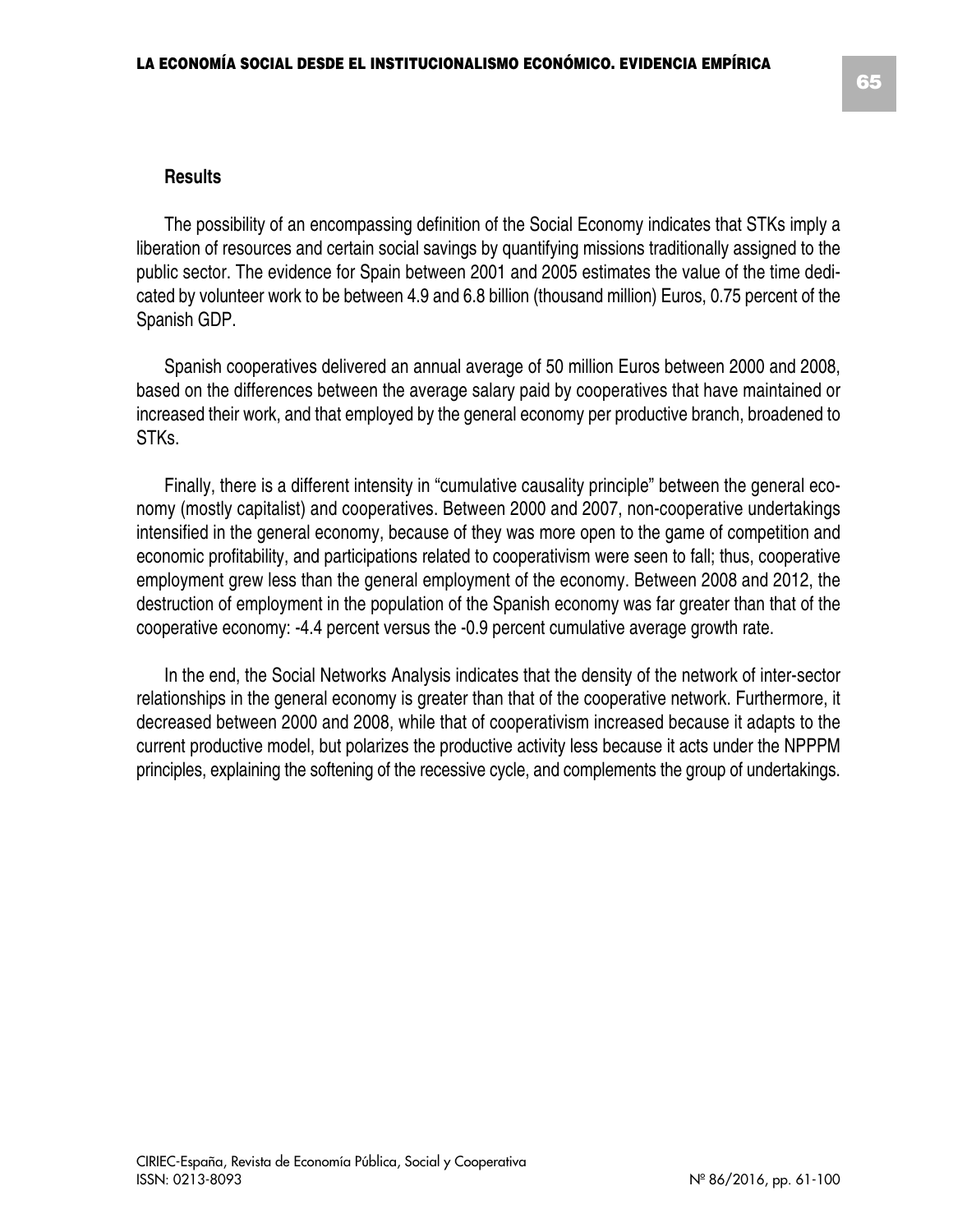### Results

The possibility of an encompassing definition of the Social Economy indicates that STKs imply a liberation of resources and certain social savings by quantifying missions traditionally assigned to the public sector. The evidence for Spain between 2001 and 2005 estimates the value of the time dedicated by volunteer work to be between 4.9 and 6.8 billion (thousand million) Euros, 0.75 percent of the Spanish GDP.

Spanish cooperatives delivered an annual average of 50 million Euros between 2000 and 2008, based on the differences between the average salary paid by cooperatives that have maintained or increased their work, and that employed by the general economy per productive branch, broadened to STKs.

Finally, there is a different intensity in "cumulative causality principle" between the general economy (mostly capitalist) and cooperatives. Between 2000 and 2007, non-cooperative undertakings intensified in the general economy, because of they was more open to the game of competition and economic profitability, and participations related to cooperativism were seen to fall; thus, cooperative employment grew less than the general employment of the economy. Between 2008 and 2012, the destruction of employment in the population of the Spanish economy was far greater than that of the cooperative economy: -4.4 percent versus the -0.9 percent cumulative average growth rate.

In the end, the Social Networks Analysis indicates that the density of the network of inter-sector relationships in the general economy is greater than that of the cooperative network. Furthermore, it decreased between 2000 and 2008, while that of cooperativism increased because it adapts to the current productive model, but polarizes the productive activity less because it acts under the NPPPM principles, explaining the softening of the recessive cycle, and complements the group of undertakings.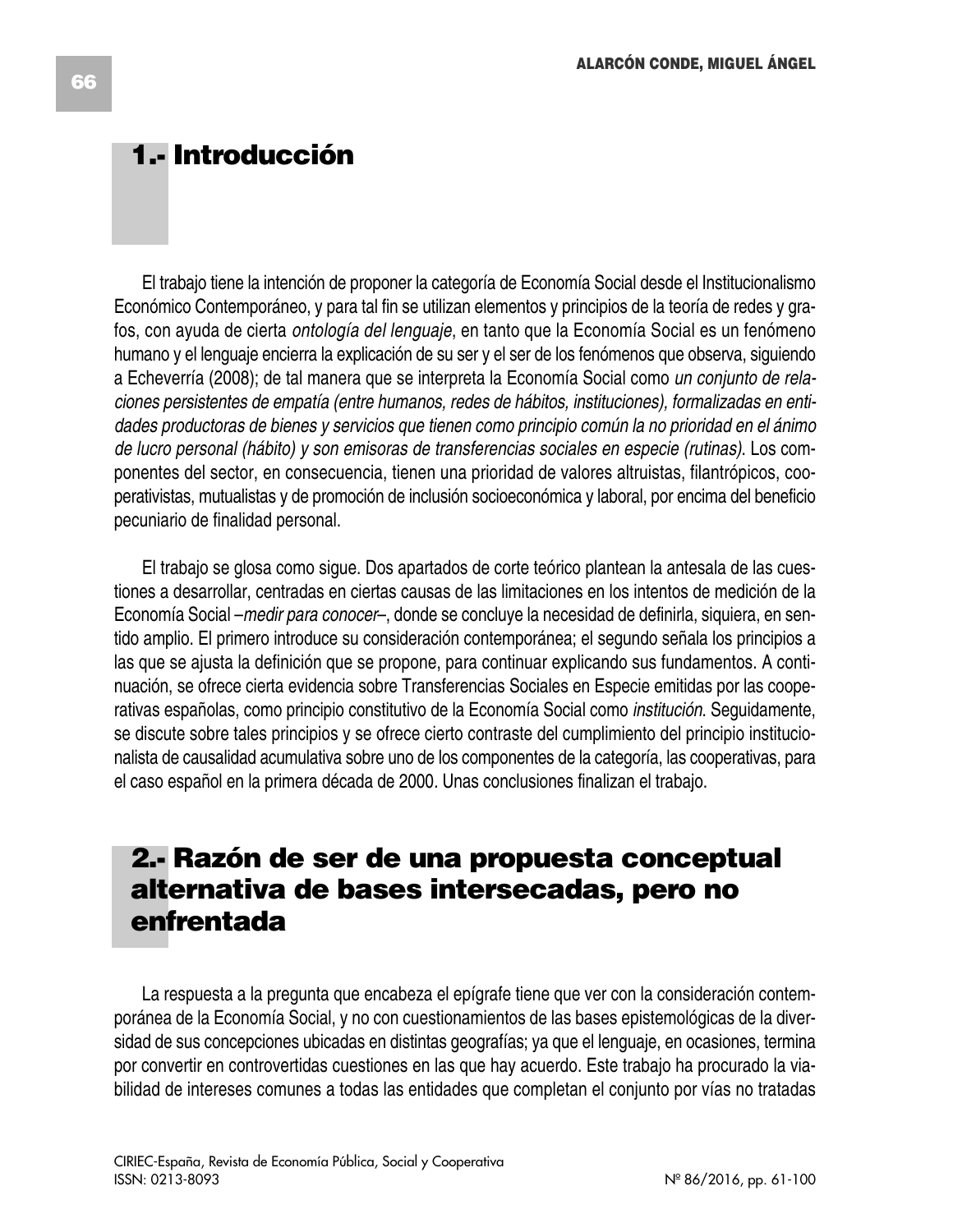## 1.- Introducción

El trabajo tiene la intención de proponer la categoría de Economía Social desde el Institucionalismo Económico Contemporáneo, y para tal fin se utilizan elementos y principios de la teoría de redes y grafos, con ayuda de cierta *ontología del lenguaje*, en tanto que la Economía Social es un fenómeno humano y el lenguaje encierra la explicación de su ser y el ser de los fenómenos que observa, siguiendo a Echeverría (2008); de tal manera que se interpreta la Economía Social como *un conjunto de relaciones persistentes de empatía (entre humanos, redes de hábitos, instituciones), formalizadas en entidades productoras de bienes y servicios que tienen como principio común la no prioridad en el ánimo de lucro personal (hábito) y son emisoras de transferencias sociales en especie (rutinas)*. Los componentes del sector, en consecuencia, tienen una prioridad de valores altruistas, filantrópicos, cooperativistas, mutualistas y de promoción de inclusión socioeconómica y laboral, por encima del beneficio pecuniario de finalidad personal.

El trabajo se glosa como sigue. Dos apartados de corte teórico plantean la antesala de las cuestiones a desarrollar, centradas en ciertas causas de las limitaciones en los intentos de medición de la Economía Social –*medir para conocer*–, donde se concluye la necesidad de definirla, siquiera, en sentido amplio. El primero introduce su consideración contemporánea; el segundo señala los principios a las que se ajusta la definición que se propone, para continuar explicando sus fundamentos. A continuación, se ofrece cierta evidencia sobre Transferencias Sociales en Especie emitidas por las cooperativas españolas, como principio constitutivo de la Economía Social como *institución*. Seguidamente, se discute sobre tales principios y se ofrece cierto contraste del cumplimiento del principio institucionalista de causalidad acumulativa sobre uno de los componentes de la categoría, las cooperativas, para el caso español en la primera década de 2000. Unas conclusiones finalizan el trabajo.

## 2.- Razón de ser de una propuesta conceptual alternativa de bases intersecadas, pero no enfrentada

La respuesta a la pregunta que encabeza el epígrafe tiene que ver con la consideración contemporánea de la Economía Social, y no con cuestionamientos de las bases epistemológicas de la diversidad de sus concepciones ubicadas en distintas geografías; ya que el lenguaje, en ocasiones, termina por convertir en controvertidas cuestiones en las que hay acuerdo. Este trabajo ha procurado la viabilidad de intereses comunes a todas las entidades que completan el conjunto por vías no tratadas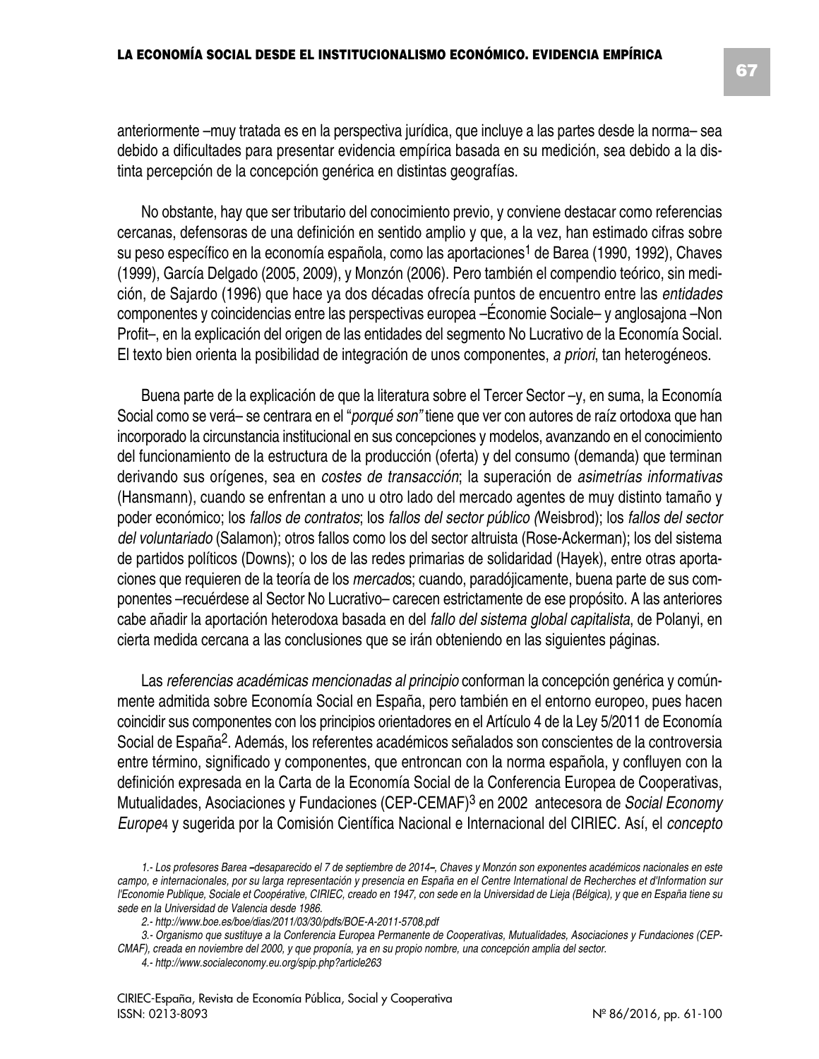anteriormente –muy tratada es en la perspectiva jurídica, que incluye a las partes desde la norma– sea debido a dificultades para presentar evidencia empírica basada en su medición, sea debido a la distinta percepción de la concepción genérica en distintas geografías.

No obstante, hay que ser tributario del conocimiento previo, y conviene destacar como referencias cercanas, defensoras de una definición en sentido amplio y que, a la vez, han estimado cifras sobre su peso específico en la economía española, como las aportaciones[1] de Barea (1990, 1992), Chaves (1999), García Delgado (2005, 2009), y Monzón (2006). Pero también el compendio teórico, sin medición, de Sajardo (1996) que hace ya dos décadas ofrecía puntos de encuentro entre las *entidades* componentes y coincidencias entre las perspectivas europea –Économie Sociale– y anglosajona –Non Profit–, en la explicación del origen de las entidades del segmento No Lucrativo de la Economía Social. El texto bien orienta la posibilidad de integración de unos componentes, *a priori*, tan heterogéneos.

Buena parte de la explicación de que la literatura sobre el Tercer Sector –y, en suma, la Economía Social como se verá– se centrara en el "*porqué son"* tiene que ver con autores de raíz ortodoxa que han incorporado la circunstancia institucional en sus concepciones y modelos, avanzando en el conocimiento del funcionamiento de la estructura de la producción (oferta) y del consumo (demanda) que terminan derivando sus orígenes, sea en *costes de transacción*; la superación de *asimetrías informativas* (Hansmann), cuando se enfrentan a uno u otro lado del mercado agentes de muy distinto tamaño y poder económico; los *fallos de contratos*; los *fallos del sector público (*Weisbrod); los *fallos del sector del voluntariado* (Salamon); otros fallos como los del sector altruista (Rose-Ackerman); los del sistema de partidos políticos (Downs); o los de las redes primarias de solidaridad (Hayek), entre otras aportaciones que requieren de la teoría de los *mercado*s; cuando, paradójicamente, buena parte de sus componentes –recuérdese al Sector No Lucrativo– carecen estrictamente de ese propósito. A las anteriores cabe añadir la aportación heterodoxa basada en del *fallo del sistema global capitalista*, de Polanyi, en cierta medida cercana a las conclusiones que se irán obteniendo en las siguientes páginas.

Las *referencias académicas mencionadas al principio* conforman la concepción genérica y comúnmente admitida sobre Economía Social en España, pero también en el entorno europeo, pues hacen coincidir sus componentes con los principios orientadores en el Artículo 4 de la Ley 5/2011 de Economía Social de España[2]. Además, los referentes académicos señalados son conscientes de la controversia entre término, significado y componentes, que entroncan con la norma española, y confluyen con la definición expresada en la Carta de la Economía Social de la Conferencia Europea de Cooperativas, Mutualidades, Asociaciones y Fundaciones (CEP-CEMAF)[3] en 2002 antecesora de *Social Economy Europe*[4] y sugerida por la Comisión Científica Nacional e Internacional del CIRIEC. Así, el *concepto*

*1.- Los profesores Barea –desaparecido el 7 de septiembre de 2014–, Chaves y Monzón son exponentes académicos nacionales en este campo, e internacionales, por su larga representación y presencia en España en el Centre International de Recherches et d'Information sur l'Economie Publique, Sociale et Coopérative, CIRIEC, creado en 1947, con sede en la Universidad de Lieja (Bélgica), y que en España tiene su sede en la Universidad de Valencia desde 1986.*

*2.- http://www.boe.es/boe/dias/2011/03/30/pdfs/BOE-A-2011-5708.pdf*

*3.- Organismo que sustituye a la Conferencia Europea Permanente de Cooperativas, Mutualidades, Asociaciones y Fundaciones (CEP-CMAF), creada en noviembre del 2000, y que proponía, ya en su propio nombre, una concepción amplia del sector.*

*4.- http://www.socialeconomy.eu.org/spip.php?article263*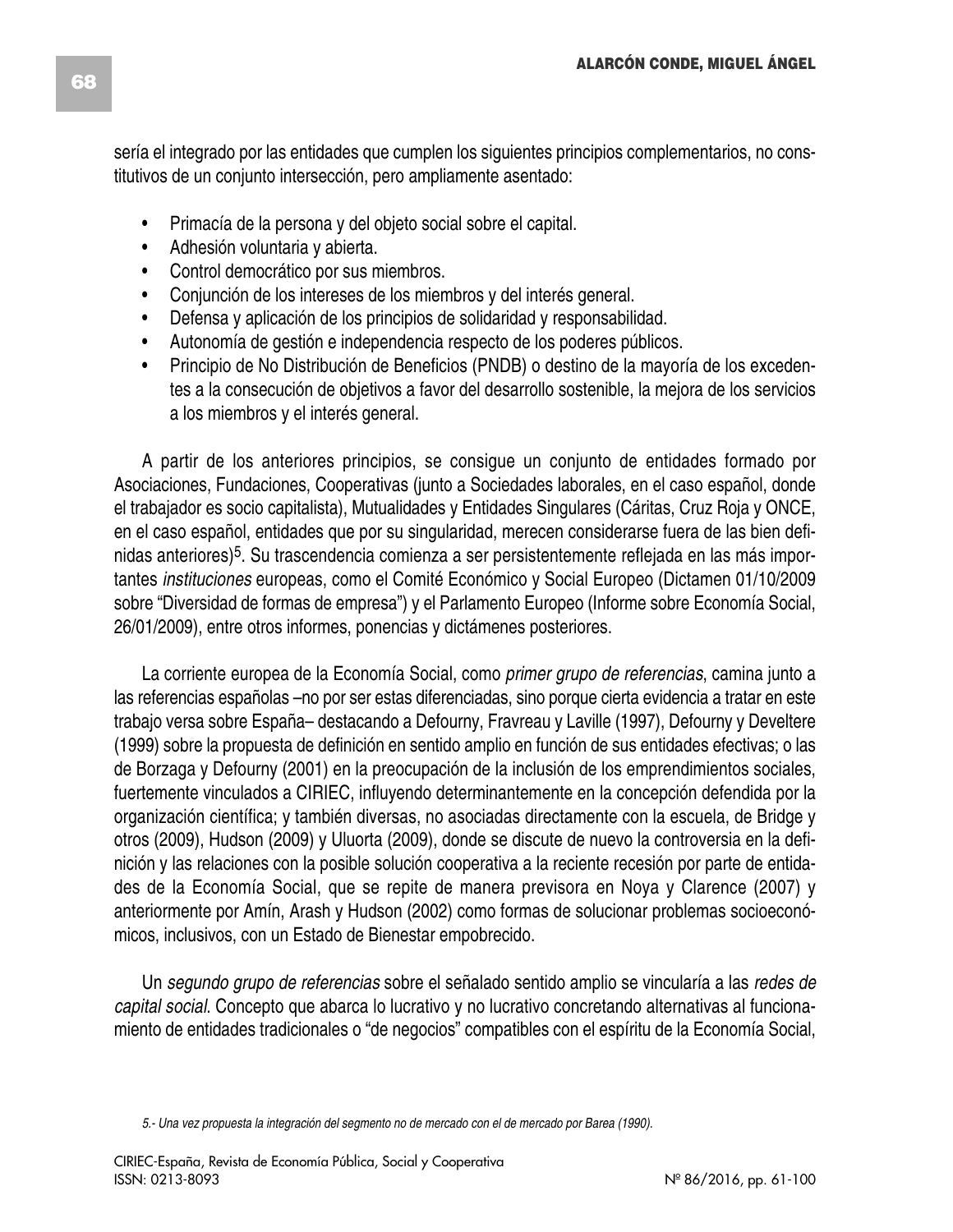sería el integrado por las entidades que cumplen los siguientes principios complementarios, no constitutivos de un conjunto intersección, pero ampliamente asentado:

- Primacía de la persona y del objeto social sobre el capital.
- Adhesión voluntaria y abierta.
- Control democrático por sus miembros.
- Conjunción de los intereses de los miembros y del interés general.
- Defensa y aplicación de los principios de solidaridad y responsabilidad.
- Autonomía de gestión e independencia respecto de los poderes públicos.
- Principio de No Distribución de Beneficios (PNDB) o destino de la mayoría de los excedentes a la consecución de objetivos a favor del desarrollo sostenible, la mejora de los servicios a los miembros y el interés general.

A partir de los anteriores principios, se consigue un conjunto de entidades formado por Asociaciones, Fundaciones, Cooperativas (junto a Sociedades laborales, en el caso español, donde el trabajador es socio capitalista), Mutualidades y Entidades Singulares (Cáritas, Cruz Roja y ONCE, en el caso español, entidades que por su singularidad, merecen considerarse fuera de las bien definidas anteriores)[5]. Su trascendencia comienza a ser persistentemente reflejada en las más importantes *instituciones* europeas, como el Comité Económico y Social Europeo (Dictamen 01/10/2009 sobre "Diversidad de formas de empresa") y el Parlamento Europeo (Informe sobre Economía Social, 26/01/2009), entre otros informes, ponencias y dictámenes posteriores.

La corriente europea de la Economía Social, como *primer grupo de referencias*, camina junto a las referencias españolas –no por ser estas diferenciadas, sino porque cierta evidencia a tratar en este trabajo versa sobre España– destacando a Defourny, Fravreau y Laville (1997), Defourny y Develtere (1999) sobre la propuesta de definición en sentido amplio en función de sus entidades efectivas; o las de Borzaga y Defourny (2001) en la preocupación de la inclusión de los emprendimientos sociales, fuertemente vinculados a CIRIEC, influyendo determinantemente en la concepción defendida por la organización científica; y también diversas, no asociadas directamente con la escuela, de Bridge y otros (2009), Hudson (2009) y Uluorta (2009), donde se discute de nuevo la controversia en la definición y las relaciones con la posible solución cooperativa a la reciente recesión por parte de entidades de la Economía Social, que se repite de manera previsora en Noya y Clarence (2007) y anteriormente por Amín, Arash y Hudson (2002) como formas de solucionar problemas socioeconómicos, inclusivos, con un Estado de Bienestar empobrecido.

Un *segundo grupo de referencias* sobre el señalado sentido amplio se vincularía a las *redes de capital social*. Concepto que abarca lo lucrativo y no lucrativo concretando alternativas al funcionamiento de entidades tradicionales o "de negocios" compatibles con el espíritu de la Economía Social,

*5.- Una vez propuesta la integración del segmento no de mercado con el de mercado por Barea (1990).*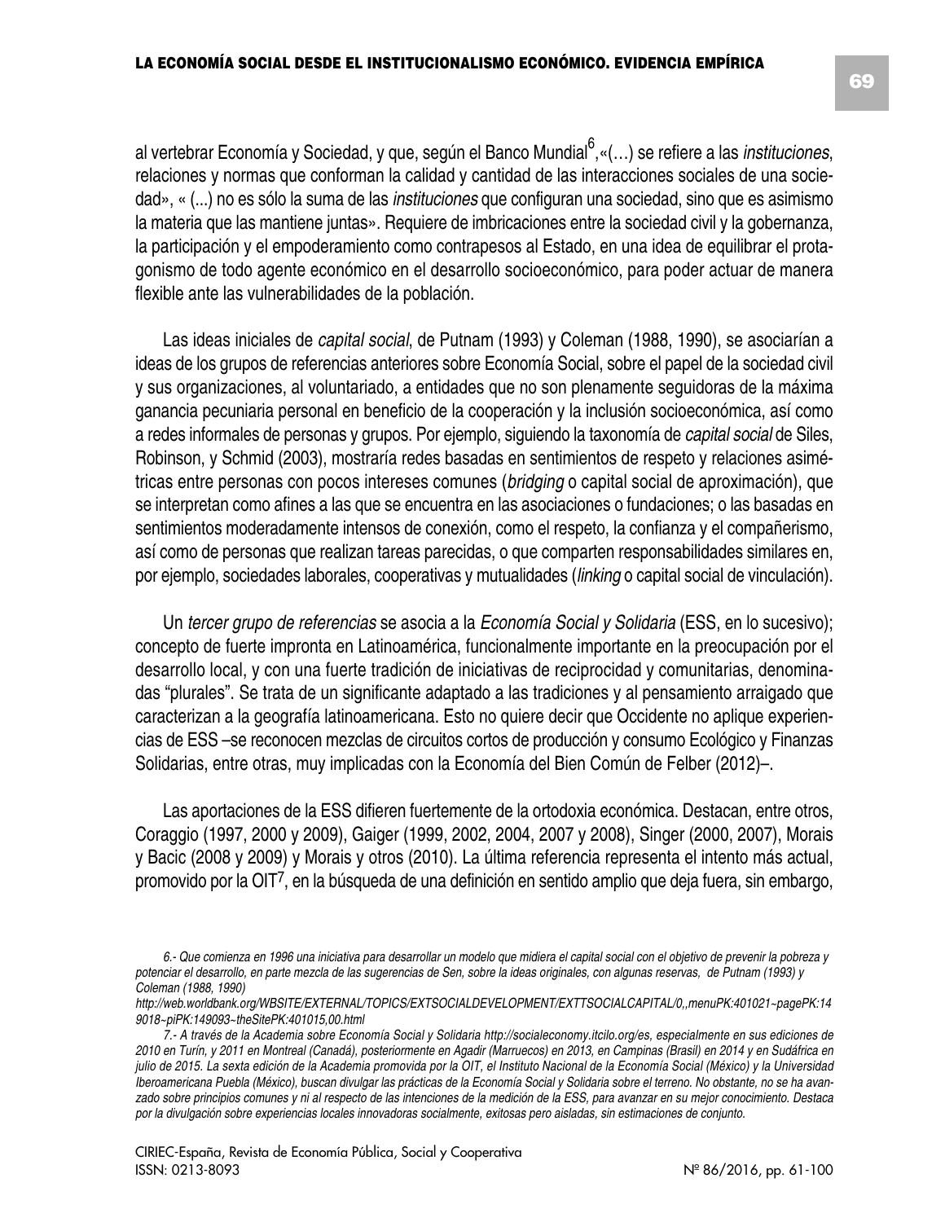al vertebrar Economía y Sociedad, y que, según el Banco Mundial[6],«(…) se refiere a las *instituciones*, relaciones y normas que conforman la calidad y cantidad de las interacciones sociales de una sociedad», « (...) no es sólo la suma de las *instituciones* que configuran una sociedad, sino que es asimismo la materia que las mantiene juntas». Requiere de imbricaciones entre la sociedad civil y la gobernanza, la participación y el empoderamiento como contrapesos al Estado, en una idea de equilibrar el protagonismo de todo agente económico en el desarrollo socioeconómico, para poder actuar de manera flexible ante las vulnerabilidades de la población.

Las ideas iniciales de *capital social*, de Putnam (1993) y Coleman (1988, 1990), se asociarían a ideas de los grupos de referencias anteriores sobre Economía Social, sobre el papel de la sociedad civil y sus organizaciones, al voluntariado, a entidades que no son plenamente seguidoras de la máxima ganancia pecuniaria personal en beneficio de la cooperación y la inclusión socioeconómica, así como a redes informales de personas y grupos. Por ejemplo, siguiendo la taxonomía de *capital social* de Siles, Robinson, y Schmid (2003), mostraría redes basadas en sentimientos de respeto y relaciones asimétricas entre personas con pocos intereses comunes (*bridging* o capital social de aproximación), que se interpretan como afines a las que se encuentra en las asociaciones o fundaciones; o las basadas en sentimientos moderadamente intensos de conexión, como el respeto, la confianza y el compañerismo, así como de personas que realizan tareas parecidas, o que comparten responsabilidades similares en, por ejemplo, sociedades laborales, cooperativas y mutualidades (*linking* o capital social de vinculación).

Un *tercer grupo de referencias* se asocia a la *Economía Social y Solidaria* (ESS, en lo sucesivo); concepto de fuerte impronta en Latinoamérica, funcionalmente importante en la preocupación por el desarrollo local, y con una fuerte tradición de iniciativas de reciprocidad y comunitarias, denominadas "plurales". Se trata de un significante adaptado a las tradiciones y al pensamiento arraigado que caracterizan a la geografía latinoamericana. Esto no quiere decir que Occidente no aplique experiencias de ESS –se reconocen mezclas de circuitos cortos de producción y consumo Ecológico y Finanzas Solidarias, entre otras, muy implicadas con la Economía del Bien Común de Felber (2012)–.

Las aportaciones de la ESS difieren fuertemente de la ortodoxia económica. Destacan, entre otros, Coraggio (1997, 2000 y 2009), Gaiger (1999, 2002, 2004, 2007 y 2008), Singer (2000, 2007), Morais y Bacic (2008 y 2009) y Morais y otros (2010). La última referencia representa el intento más actual, promovido por la OIT[7], en la búsqueda de una definición en sentido amplio que deja fuera, sin embargo,

*6.- Que comienza en 1996 una iniciativa para desarrollar un modelo que midiera el capital social con el objetivo de prevenir la pobreza y potenciar el desarrollo, en parte mezcla de las sugerencias de Sen, sobre la ideas originales, con algunas reservas, de Putnam (1993) y Coleman (1988, 1990)*

*http://web.worldbank.org/WBSITE/EXTERNAL/TOPICS/EXTSOCIALDEVELOPMENT/EXTTSOCIALCAPITAL/0,,menuPK:401021~pagePK:149018~piPK:149093~theSitePK:401015,00.html*

*7.- A través de la Academia sobre Economía Social y Solidaria http://socialeconomy.itcilo.org/es, especialmente en sus ediciones de 2010 en Turín, y 2011 en Montreal (Canadá), posteriormente en Agadir (Marruecos) en 2013, en Campinas (Brasil) en 2014 y en Sudáfrica en julio de 2015. La sexta edición de la Academia promovida por la OIT, el Instituto Nacional de la Economía Social (México) y la Universidad Iberoamericana Puebla (México), buscan divulgar las prácticas de la Economía Social y Solidaria sobre el terreno. No obstante, no se ha avanzado sobre principios comunes y ni al respecto de las intenciones de la medición de la ESS, para avanzar en su mejor conocimiento. Destaca por la divulgación sobre experiencias locales innovadoras socialmente, exitosas pero aisladas, sin estimaciones de conjunto.*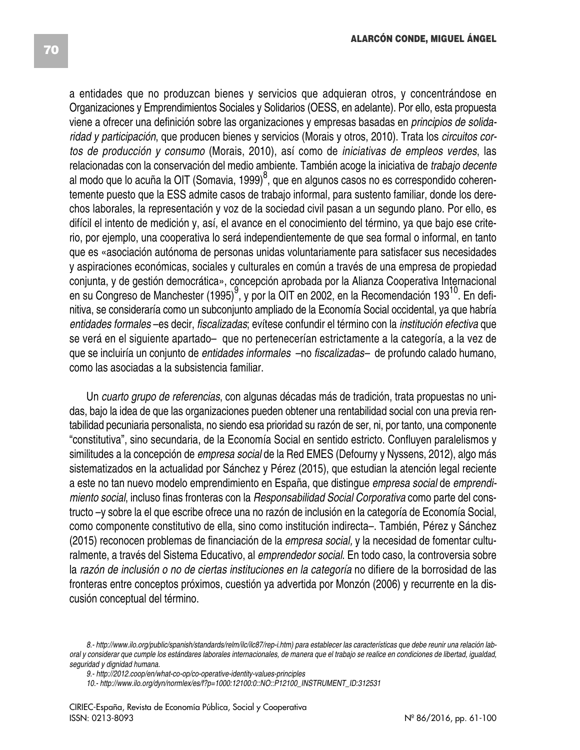a entidades que no produzcan bienes y servicios que adquieran otros, y concentrándose en Organizaciones y Emprendimientos Sociales y Solidarios (OESS, en adelante). Por ello, esta propuesta viene a ofrecer una definición sobre las organizaciones y empresas basadas en *principios de solidaridad y participación*, que producen bienes y servicios (Morais y otros, 2010). Trata los *circuitos cortos de producción y consumo* (Morais, 2010), así como de *iniciativas de empleos verdes*, las relacionadas con la conservación del medio ambiente. También acoge la iniciativa de *trabajo decente* al modo que lo acuña la OIT (Somavia, 1999)[8], que en algunos casos no es correspondido coherentemente puesto que la ESS admite casos de trabajo informal, para sustento familiar, donde los derechos laborales, la representación y voz de la sociedad civil pasan a un segundo plano. Por ello, es difícil el intento de medición y, así, el avance en el conocimiento del término, ya que bajo ese criterio, por ejemplo, una cooperativa lo será independientemente de que sea formal o informal, en tanto que es «asociación autónoma de personas unidas voluntariamente para satisfacer sus necesidades y aspiraciones económicas, sociales y culturales en común a través de una empresa de propiedad conjunta, y de gestión democrática», concepción aprobada por la Alianza Cooperativa Internacional en su Congreso de Manchester (1995)[9], y por la OIT en 2002, en la Recomendación 193[10]. En definitiva, se consideraría como un subconjunto ampliado de la Economía Social occidental, ya que habría *entidades formales* –es decir, *fiscalizadas*; evítese confundir el término con la *institución efectiva* que se verá en el siguiente apartado– que no pertenecerían estrictamente a la categoría, a la vez de que se incluiría un conjunto de *entidades informales* –no *fiscalizadas*– de profundo calado humano, como las asociadas a la subsistencia familiar.

Un *cuarto grupo de referencias*, con algunas décadas más de tradición, trata propuestas no unidas, bajo la idea de que las organizaciones pueden obtener una rentabilidad social con una previa rentabilidad pecuniaria personalista, no siendo esa prioridad su razón de ser, ni, por tanto, una componente "constitutiva", sino secundaria, de la Economía Social en sentido estricto. Confluyen paralelismos y similitudes a la concepción de *empresa social* de la Red EMES (Defourny y Nyssens, 2012), algo más sistematizados en la actualidad por Sánchez y Pérez (2015), que estudian la atención legal reciente a este no tan nuevo modelo emprendimiento en España, que distingue *empresa social* de *emprendimiento social*, incluso finas fronteras con la *Responsabilidad Social Corporativa* como parte del constructo –y sobre la el que escribe ofrece una no razón de inclusión en la categoría de Economía Social, como componente constitutivo de ella, sino como institución indirecta–. También, Pérez y Sánchez (2015) reconocen problemas de financiación de la *empresa social,* y la necesidad de fomentar culturalmente, a través del Sistema Educativo, al *emprendedor social*. En todo caso, la controversia sobre la *razón de inclusión o no de ciertas instituciones en la categoría* no difiere de la borrosidad de las fronteras entre conceptos próximos, cuestión ya advertida por Monzón (2006) y recurrente en la discusión conceptual del término.

*8.- http://www.ilo.org/public/spanish/standards/relm/ilc/ilc87/rep-i.htm) para establecer las características que debe reunir una relación laboral y considerar que cumple los estándares laborales internacionales, de manera que el trabajo se realice en condiciones de libertad, igualdad, seguridad y dignidad humana.*

*9.- http://2012.coop/en/what-co-op/co-operative-identity-values-principles*

*10.- http://www.ilo.org/dyn/normlex/es/f?p=1000:12100:0::NO::P12100_INSTRUMENT_ID:312531*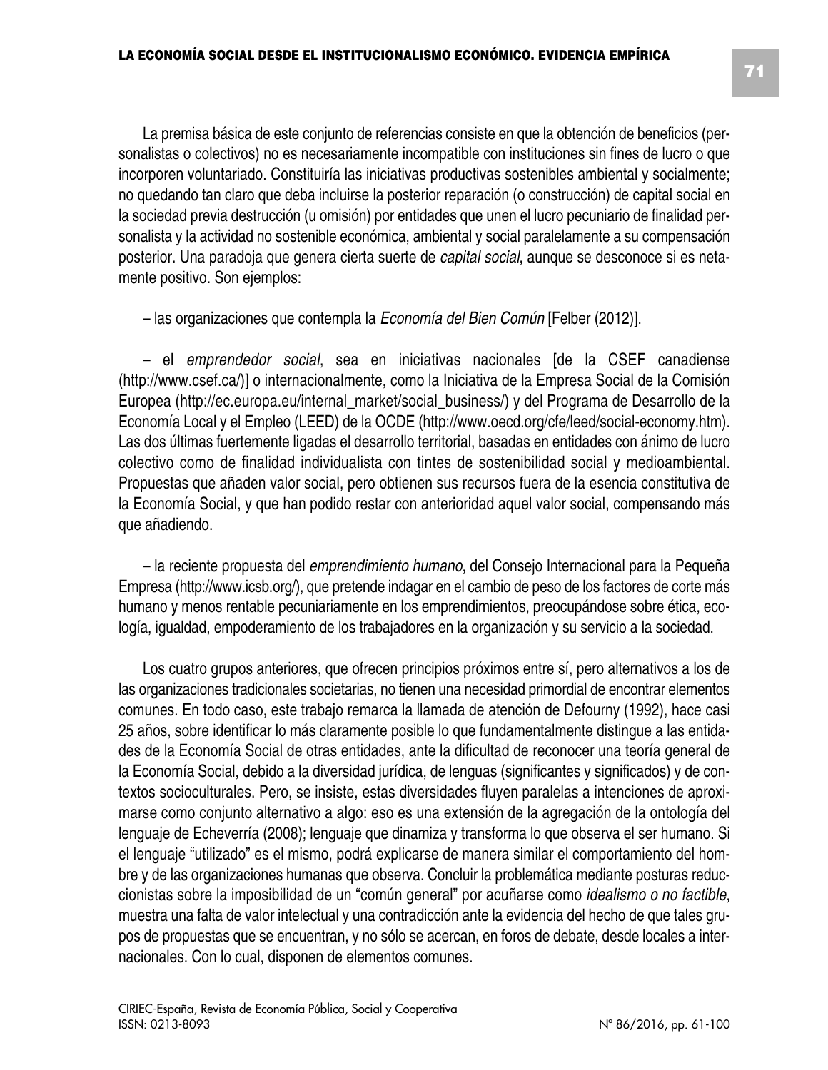La premisa básica de este conjunto de referencias consiste en que la obtención de beneficios (personalistas o colectivos) no es necesariamente incompatible con instituciones sin fines de lucro o que incorporen voluntariado. Constituiría las iniciativas productivas sostenibles ambiental y socialmente; no quedando tan claro que deba incluirse la posterior reparación (o construcción) de capital social en la sociedad previa destrucción (u omisión) por entidades que unen el lucro pecuniario de finalidad personalista y la actividad no sostenible económica, ambiental y social paralelamente a su compensación posterior. Una paradoja que genera cierta suerte de *capital social*, aunque se desconoce si es netamente positivo. Son ejemplos:

– las organizaciones que contempla la *Economía del Bien Común* [Felber (2012)].

– el *emprendedor social*, sea en iniciativas nacionales [de la CSEF canadiense (http://www.csef.ca/)] o internacionalmente, como la Iniciativa de la Empresa Social de la Comisión Europea (http://ec.europa.eu/internal_market/social_business/) y del Programa de Desarrollo de la Economía Local y el Empleo (LEED) de la OCDE (http://www.oecd.org/cfe/leed/social-economy.htm). Las dos últimas fuertemente ligadas el desarrollo territorial, basadas en entidades con ánimo de lucro colectivo como de finalidad individualista con tintes de sostenibilidad social y medioambiental. Propuestas que añaden valor social, pero obtienen sus recursos fuera de la esencia constitutiva de la Economía Social, y que han podido restar con anterioridad aquel valor social, compensando más que añadiendo.

– la reciente propuesta del *emprendimiento humano*, del Consejo Internacional para la Pequeña Empresa (http://www.icsb.org/), que pretende indagar en el cambio de peso de los factores de corte más humano y menos rentable pecuniariamente en los emprendimientos, preocupándose sobre ética, ecología, igualdad, empoderamiento de los trabajadores en la organización y su servicio a la sociedad.

Los cuatro grupos anteriores, que ofrecen principios próximos entre sí, pero alternativos a los de las organizaciones tradicionales societarias, no tienen una necesidad primordial de encontrar elementos comunes. En todo caso, este trabajo remarca la llamada de atención de Defourny (1992), hace casi 25 años, sobre identificar lo más claramente posible lo que fundamentalmente distingue a las entidades de la Economía Social de otras entidades, ante la dificultad de reconocer una teoría general de la Economía Social, debido a la diversidad jurídica, de lenguas (significantes y significados) y de contextos socioculturales. Pero, se insiste, estas diversidades fluyen paralelas a intenciones de aproximarse como conjunto alternativo a algo: eso es una extensión de la agregación de la ontología del lenguaje de Echeverría (2008); lenguaje que dinamiza y transforma lo que observa el ser humano. Si el lenguaje "utilizado" es el mismo, podrá explicarse de manera similar el comportamiento del hombre y de las organizaciones humanas que observa. Concluir la problemática mediante posturas reduccionistas sobre la imposibilidad de un "común general" por acuñarse como *idealismo o no factible*, muestra una falta de valor intelectual y una contradicción ante la evidencia del hecho de que tales grupos de propuestas que se encuentran, y no sólo se acercan, en foros de debate, desde locales a internacionales. Con lo cual, disponen de elementos comunes.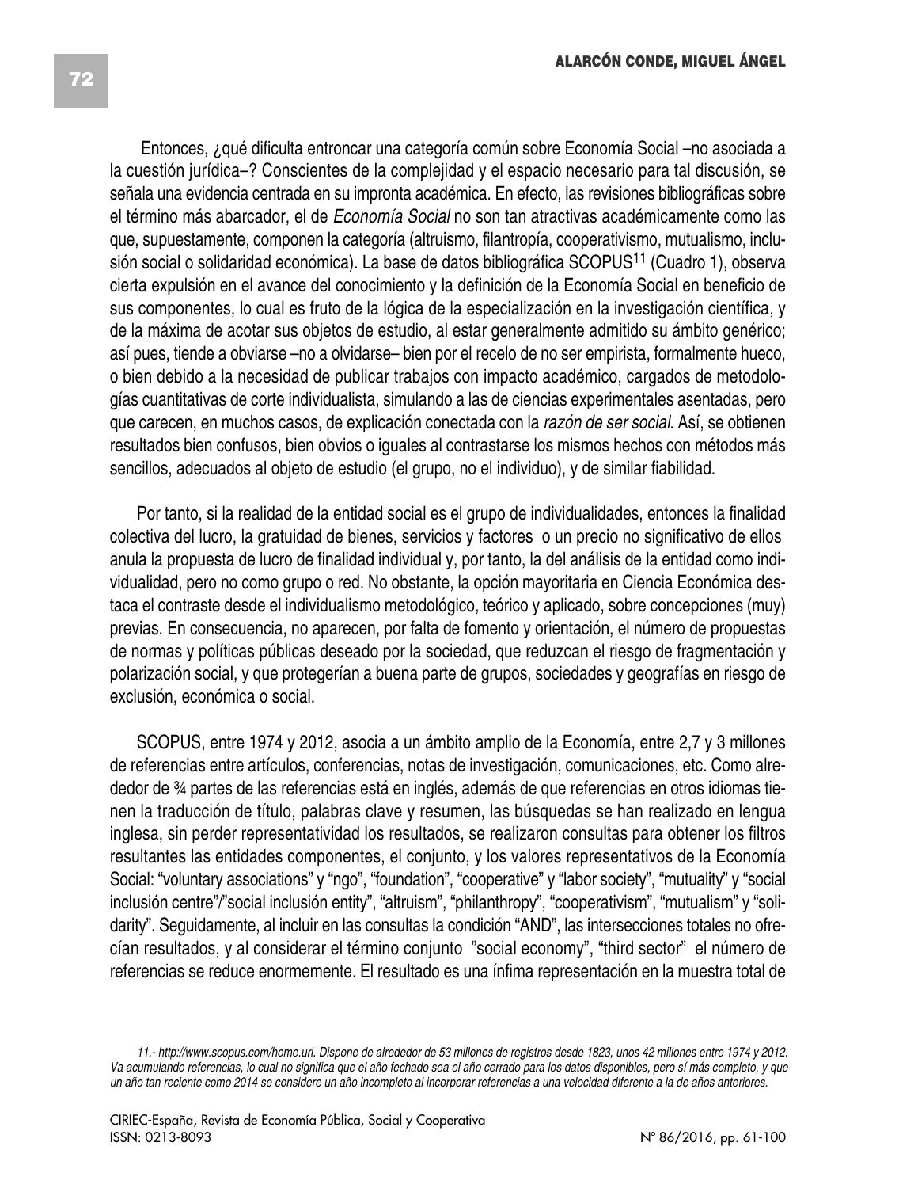Entonces, ¿qué dificulta entroncar una categoría común sobre Economía Social –no asociada a la cuestión jurídica–? Conscientes de la complejidad y el espacio necesario para tal discusión, se señala una evidencia centrada en su impronta académica. En efecto, las revisiones bibliográficas sobre el término más abarcador, el de *Economía Social* no son tan atractivas académicamente como las que, supuestamente, componen la categoría (altruismo, filantropía, cooperativismo, mutualismo, inclusión social o solidaridad económica). La base de datos bibliográfica SCOPUS[11] (Cuadro 1), observa cierta expulsión en el avance del conocimiento y la definición de la Economía Social en beneficio de sus componentes, lo cual es fruto de la lógica de la especialización en la investigación científica, y de la máxima de acotar sus objetos de estudio, al estar generalmente admitido su ámbito genérico; así pues, tiende a obviarse –no a olvidarse– bien por el recelo de no ser empirista, formalmente hueco, o bien debido a la necesidad de publicar trabajos con impacto académico, cargados de metodologías cuantitativas de corte individualista, simulando a las de ciencias experimentales asentadas, pero que carecen, en muchos casos, de explicación conectada con la *razón de ser social*. Así, se obtienen resultados bien confusos, bien obvios o iguales al contrastarse los mismos hechos con métodos más sencillos, adecuados al objeto de estudio (el grupo, no el individuo), y de similar fiabilidad.

Por tanto, si la realidad de la entidad social es el grupo de individualidades, entonces la finalidad colectiva del lucro, la gratuidad de bienes, servicios y factores o un precio no significativo de ellos anula la propuesta de lucro de finalidad individual y, por tanto, la del análisis de la entidad como individualidad, pero no como grupo o red. No obstante, la opción mayoritaria en Ciencia Económica destaca el contraste desde el individualismo metodológico, teórico y aplicado, sobre concepciones (muy) previas. En consecuencia, no aparecen, por falta de fomento y orientación, el número de propuestas de normas y políticas públicas deseado por la sociedad, que reduzcan el riesgo de fragmentación y polarización social, y que protegerían a buena parte de grupos, sociedades y geografías en riesgo de exclusión, económica o social.

SCOPUS, entre 1974 y 2012, asocia a un ámbito amplio de la Economía, entre 2,7 y 3 millones de referencias entre artículos, conferencias, notas de investigación, comunicaciones, etc. Como alrededor de ¾ partes de las referencias está en inglés, además de que referencias en otros idiomas tienen la traducción de título, palabras clave y resumen, las búsquedas se han realizado en lengua inglesa, sin perder representatividad los resultados, se realizaron consultas para obtener los filtros resultantes las entidades componentes, el conjunto, y los valores representativos de la Economía Social: "voluntary associations" y "ngo", "foundation", "cooperative" y "labor society", "mutuality" y "social inclusión centre"/"social inclusión entity", "altruism", "philanthropy", "cooperativism", "mutualism" y "solidarity". Seguidamente, al incluir en las consultas la condición "AND", las intersecciones totales no ofrecían resultados, y al considerar el término conjunto "social economy", "third sector" el número de referencias se reduce enormemente. El resultado es una ínfima representación en la muestra total de

*11.- http://www.scopus.com/home.url. Dispone de alrededor de 53 millones de registros desde 1823, unos 42 millones entre 1974 y 2012. Va acumulando referencias, lo cual no significa que el año fechado sea el año cerrado para los datos disponibles, pero sí más completo, y que un año tan reciente como 2014 se considere un año incompleto al incorporar referencias a una velocidad diferente a la de años anteriores.*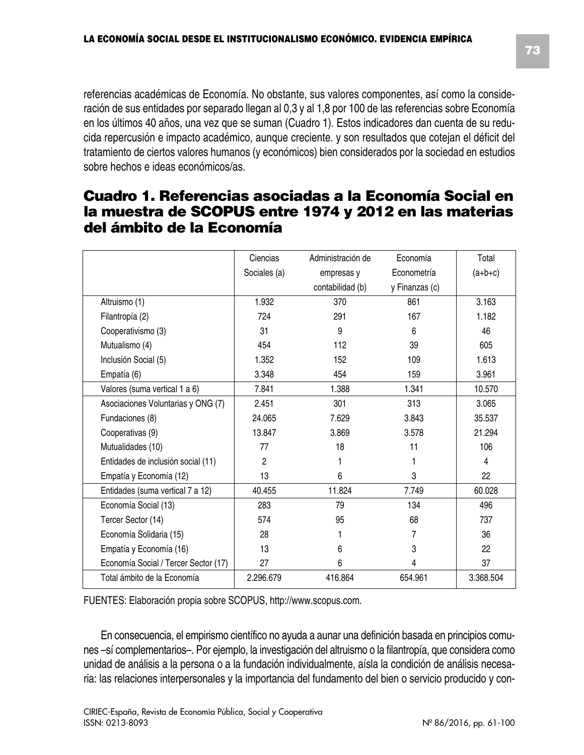referencias académicas de Economía. No obstante, sus valores componentes, así como la consideración de sus entidades por separado llegan al 0,3 y al 1,8 por 100 de las referencias sobre Economía en los últimos 40 años, una vez que se suman (Cuadro 1). Estos indicadores dan cuenta de su reducida repercusión e impacto académico, aunque creciente. y son resultados que cotejan el déficit del tratamiento de ciertos valores humanos (y económicos) bien considerados por la sociedad en estudios sobre hechos e ideas económicos/as.

## Cuadro 1. Referencias asociadas a la Economía Social en la muestra de SCOPUS entre 1974 y 2012 en las materias del ámbito de la Economía

| | Ciencias Sociales (a) | Administración de empresas y contabilidad (b) | Economía Econometría y Finanzas (c) | Total (a+b+c) |
|---|---|---|---|---|
| Altruismo (1) | 1.932 | 370 | 861 | 3.163 |
| Filantropía (2) | 724 | 291 | 167 | 1.182 |
| Cooperativismo (3) | 31 | 9 | 6 | 46 |
| Mutualismo (4) | 454 | 112 | 39 | 605 |
| Inclusión Social (5) | 1.352 | 152 | 109 | 1.613 |
| Empatía (6) | 3.348 | 454 | 159 | 3.961 |
| Valores (suma vertical 1 a 6) | 7.841 | 1.388 | 1.341 | 10.570 |
| Asociaciones Voluntarias y ONG (7) | 2.451 | 301 | 313 | 3.065 |
| Fundaciones (8) | 24.065 | 7.629 | 3.843 | 35.537 |
| Cooperativas (9) | 13.847 | 3.869 | 3.578 | 21.294 |
| Mutualidades (10) | 77 | 18 | 11 | 106 |
| Entidades de inclusión social (11) | 2 | 1 | 1 | 4 |
| Empatía y Economía (12) | 13 | 6 | 3 | 22 |
| Entidades (suma vertical 7 a 12) | 40.455 | 11.824 | 7.749 | 60.028 |
| Economía Social (13) | 283 | 79 | 134 | 496 |
| Tercer Sector (14) | 574 | 95 | 68 | 737 |
| Economía Solidaria (15) | 28 | 1 | 7 | 36 |
| Empatía y Economía (16) | 13 | 6 | 3 | 22 |
| Economía Social / Tercer Sector (17) | 27 | 6 | 4 | 37 |
| Total ámbito de la Economía | 2.296.679 | 416.864 | 654.961 | 3.368.504 |

FUENTES: Elaboración propia sobre SCOPUS, http://www.scopus.com.

En consecuencia, el empirismo científico no ayuda a aunar una definición basada en principios comunes –sí complementarios–. Por ejemplo, la investigación del altruismo o la filantropía, que considera como unidad de análisis a la persona o a la fundación individualmente, aísla la condición de análisis necesaria: las relaciones interpersonales y la importancia del fundamento del bien o servicio producido y con-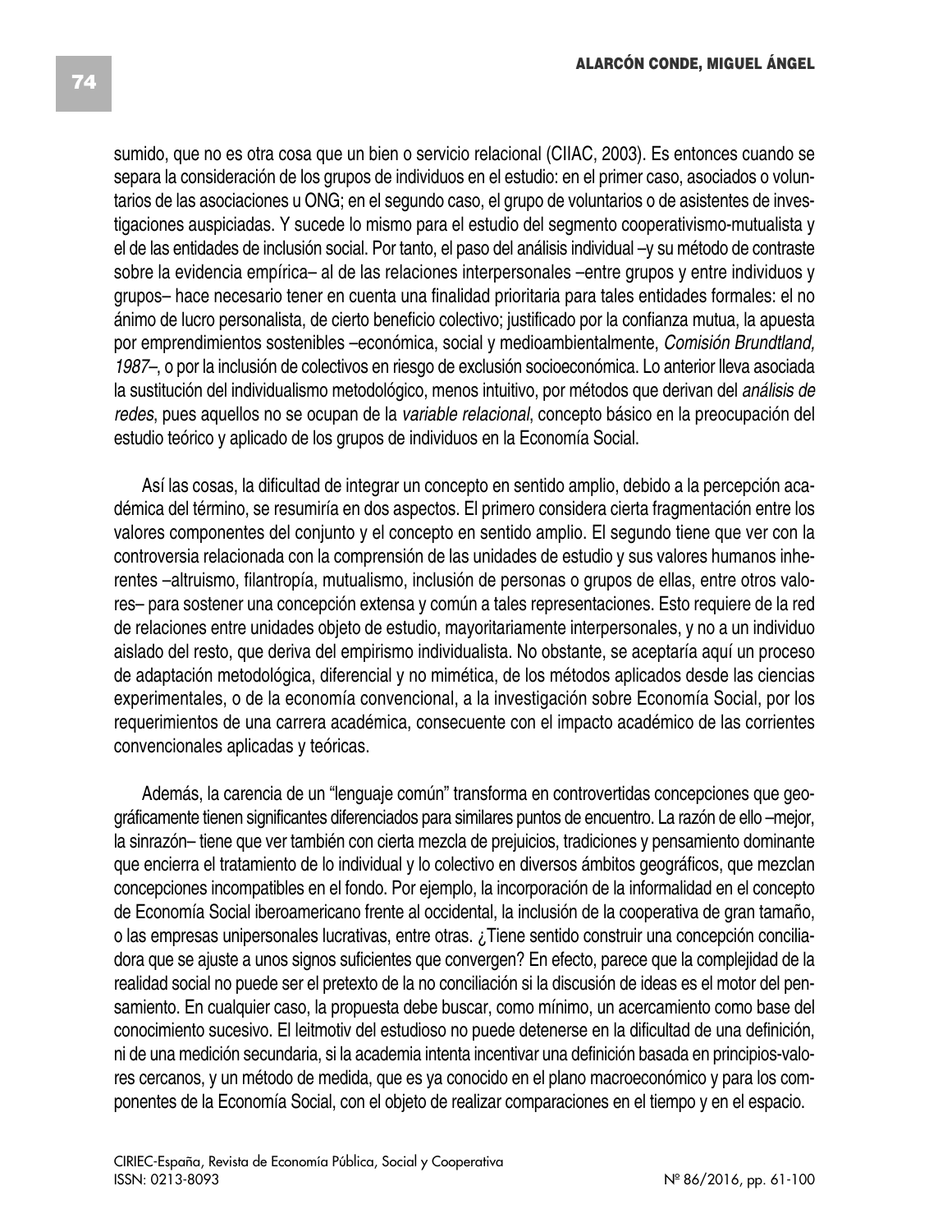sumido, que no es otra cosa que un bien o servicio relacional (CIIAC, 2003). Es entonces cuando se separa la consideración de los grupos de individuos en el estudio: en el primer caso, asociados o voluntarios de las asociaciones u ONG; en el segundo caso, el grupo de voluntarios o de asistentes de investigaciones auspiciadas. Y sucede lo mismo para el estudio del segmento cooperativismo-mutualista y el de las entidades de inclusión social. Por tanto, el paso del análisis individual –y su método de contraste sobre la evidencia empírica– al de las relaciones interpersonales –entre grupos y entre individuos y grupos– hace necesario tener en cuenta una finalidad prioritaria para tales entidades formales: el no ánimo de lucro personalista, de cierto beneficio colectivo; justificado por la confianza mutua, la apuesta por emprendimientos sostenibles –económica, social y medioambientalmente, *Comisión Brundtland, 1987*–, o por la inclusión de colectivos en riesgo de exclusión socioeconómica. Lo anterior lleva asociada la sustitución del individualismo metodológico, menos intuitivo, por métodos que derivan del *análisis de redes*, pues aquellos no se ocupan de la *variable relacional*, concepto básico en la preocupación del estudio teórico y aplicado de los grupos de individuos en la Economía Social.

Así las cosas, la dificultad de integrar un concepto en sentido amplio, debido a la percepción académica del término, se resumiría en dos aspectos. El primero considera cierta fragmentación entre los valores componentes del conjunto y el concepto en sentido amplio. El segundo tiene que ver con la controversia relacionada con la comprensión de las unidades de estudio y sus valores humanos inherentes –altruismo, filantropía, mutualismo, inclusión de personas o grupos de ellas, entre otros valores– para sostener una concepción extensa y común a tales representaciones. Esto requiere de la red de relaciones entre unidades objeto de estudio, mayoritariamente interpersonales, y no a un individuo aislado del resto, que deriva del empirismo individualista. No obstante, se aceptaría aquí un proceso de adaptación metodológica, diferencial y no mimética, de los métodos aplicados desde las ciencias experimentales, o de la economía convencional, a la investigación sobre Economía Social, por los requerimientos de una carrera académica, consecuente con el impacto académico de las corrientes convencionales aplicadas y teóricas.

Además, la carencia de un "lenguaje común" transforma en controvertidas concepciones que geográficamente tienen significantes diferenciados para similares puntos de encuentro. La razón de ello –mejor, la sinrazón– tiene que ver también con cierta mezcla de prejuicios, tradiciones y pensamiento dominante que encierra el tratamiento de lo individual y lo colectivo en diversos ámbitos geográficos, que mezclan concepciones incompatibles en el fondo. Por ejemplo, la incorporación de la informalidad en el concepto de Economía Social iberoamericano frente al occidental, la inclusión de la cooperativa de gran tamaño, o las empresas unipersonales lucrativas, entre otras. ¿Tiene sentido construir una concepción conciliadora que se ajuste a unos signos suficientes que convergen? En efecto, parece que la complejidad de la realidad social no puede ser el pretexto de la no conciliación si la discusión de ideas es el motor del pensamiento. En cualquier caso, la propuesta debe buscar, como mínimo, un acercamiento como base del conocimiento sucesivo. El leitmotiv del estudioso no puede detenerse en la dificultad de una definición, ni de una medición secundaria, si la academia intenta incentivar una definición basada en principios-valores cercanos, y un método de medida, que es ya conocido en el plano macroeconómico y para los componentes de la Economía Social, con el objeto de realizar comparaciones en el tiempo y en el espacio.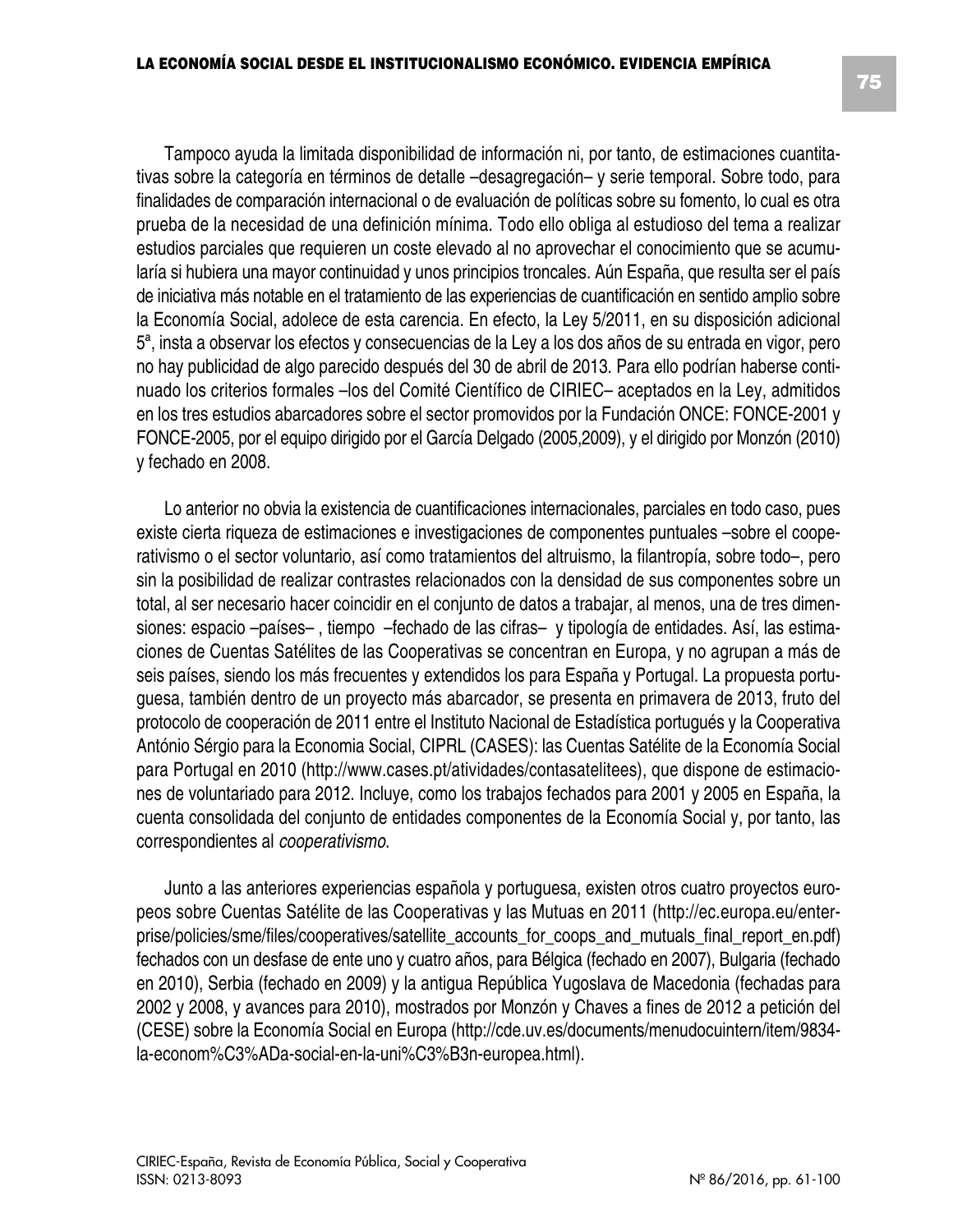Tampoco ayuda la limitada disponibilidad de información ni, por tanto, de estimaciones cuantitativas sobre la categoría en términos de detalle –desagregación– y serie temporal. Sobre todo, para finalidades de comparación internacional o de evaluación de políticas sobre su fomento, lo cual es otra prueba de la necesidad de una definición mínima. Todo ello obliga al estudioso del tema a realizar estudios parciales que requieren un coste elevado al no aprovechar el conocimiento que se acumularía si hubiera una mayor continuidad y unos principios troncales. Aún España, que resulta ser el país de iniciativa más notable en el tratamiento de las experiencias de cuantificación en sentido amplio sobre la Economía Social, adolece de esta carencia. En efecto, la Ley 5/2011, en su disposición adicional 5ª, insta a observar los efectos y consecuencias de la Ley a los dos años de su entrada en vigor, pero no hay publicidad de algo parecido después del 30 de abril de 2013. Para ello podrían haberse continuado los criterios formales –los del Comité Científico de CIRIEC– aceptados en la Ley, admitidos en los tres estudios abarcadores sobre el sector promovidos por la Fundación ONCE: FONCE-2001 y FONCE-2005, por el equipo dirigido por el García Delgado (2005,2009), y el dirigido por Monzón (2010) y fechado en 2008.

Lo anterior no obvia la existencia de cuantificaciones internacionales, parciales en todo caso, pues existe cierta riqueza de estimaciones e investigaciones de componentes puntuales –sobre el cooperativismo o el sector voluntario, así como tratamientos del altruismo, la filantropía, sobre todo–, pero sin la posibilidad de realizar contrastes relacionados con la densidad de sus componentes sobre un total, al ser necesario hacer coincidir en el conjunto de datos a trabajar, al menos, una de tres dimensiones: espacio –países– , tiempo –fechado de las cifras– y tipología de entidades. Así, las estimaciones de Cuentas Satélites de las Cooperativas se concentran en Europa, y no agrupan a más de seis países, siendo los más frecuentes y extendidos los para España y Portugal. La propuesta portuguesa, también dentro de un proyecto más abarcador, se presenta en primavera de 2013, fruto del protocolo de cooperación de 2011 entre el Instituto Nacional de Estadística portugués y la Cooperativa António Sérgio para la Economia Social, CIPRL (CASES): las Cuentas Satélite de la Economía Social para Portugal en 2010 (http://www.cases.pt/atividades/contasatelitees), que dispone de estimaciones de voluntariado para 2012. Incluye, como los trabajos fechados para 2001 y 2005 en España, la cuenta consolidada del conjunto de entidades componentes de la Economía Social y, por tanto, las correspondientes al *cooperativismo*.

Junto a las anteriores experiencias española y portuguesa, existen otros cuatro proyectos europeos sobre Cuentas Satélite de las Cooperativas y las Mutuas en 2011 (http://ec.europa.eu/enterprise/policies/sme/files/cooperatives/satellite_accounts_for_coops_and_mutuals_final_report_en.pdf) fechados con un desfase de ente uno y cuatro años, para Bélgica (fechado en 2007), Bulgaria (fechado en 2010), Serbia (fechado en 2009) y la antigua República Yugoslava de Macedonia (fechadas para 2002 y 2008, y avances para 2010), mostrados por Monzón y Chaves a fines de 2012 a petición del (CESE) sobre la Economía Social en Europa (http://cde.uv.es/documents/menudocuintern/item/9834-la-econom%C3%ADa-social-en-la-uni%C3%B3n-europea.html).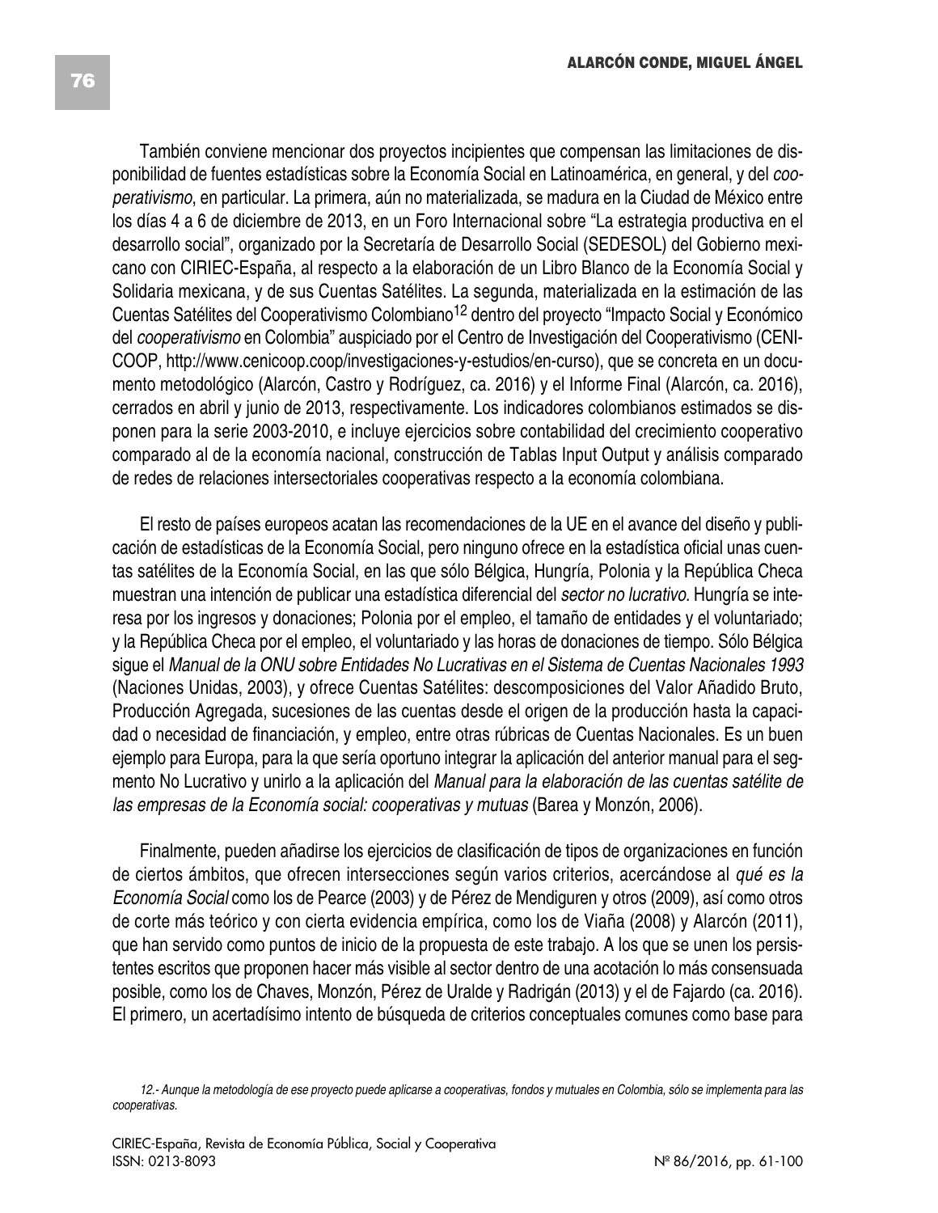También conviene mencionar dos proyectos incipientes que compensan las limitaciones de disponibilidad de fuentes estadísticas sobre la Economía Social en Latinoamérica, en general, y del *cooperativismo*, en particular. La primera, aún no materializada, se madura en la Ciudad de México entre los días 4 a 6 de diciembre de 2013, en un Foro Internacional sobre "La estrategia productiva en el desarrollo social", organizado por la Secretaría de Desarrollo Social (SEDESOL) del Gobierno mexicano con CIRIEC-España, al respecto a la elaboración de un Libro Blanco de la Economía Social y Solidaria mexicana, y de sus Cuentas Satélites. La segunda, materializada en la estimación de las Cuentas Satélites del Cooperativismo Colombiano[12] dentro del proyecto "Impacto Social y Económico del *cooperativismo* en Colombia" auspiciado por el Centro de Investigación del Cooperativismo (CENICOOP, http://www.cenicoop.coop/investigaciones-y-estudios/en-curso), que se concreta en un documento metodológico (Alarcón, Castro y Rodríguez, ca. 2016) y el Informe Final (Alarcón, ca. 2016), cerrados en abril y junio de 2013, respectivamente. Los indicadores colombianos estimados se disponen para la serie 2003-2010, e incluye ejercicios sobre contabilidad del crecimiento cooperativo comparado al de la economía nacional, construcción de Tablas Input Output y análisis comparado de redes de relaciones intersectoriales cooperativas respecto a la economía colombiana.

El resto de países europeos acatan las recomendaciones de la UE en el avance del diseño y publicación de estadísticas de la Economía Social, pero ninguno ofrece en la estadística oficial unas cuentas satélites de la Economía Social, en las que sólo Bélgica, Hungría, Polonia y la República Checa muestran una intención de publicar una estadística diferencial del *sector no lucrativo*. Hungría se interesa por los ingresos y donaciones; Polonia por el empleo, el tamaño de entidades y el voluntariado; y la República Checa por el empleo, el voluntariado y las horas de donaciones de tiempo. Sólo Bélgica sigue el *Manual de la ONU sobre Entidades No Lucrativas en el Sistema de Cuentas Nacionales 1993* (Naciones Unidas, 2003), y ofrece Cuentas Satélites: descomposiciones del Valor Añadido Bruto, Producción Agregada, sucesiones de las cuentas desde el origen de la producción hasta la capacidad o necesidad de financiación, y empleo, entre otras rúbricas de Cuentas Nacionales. Es un buen ejemplo para Europa, para la que sería oportuno integrar la aplicación del anterior manual para el segmento No Lucrativo y unirlo a la aplicación del *Manual para la elaboración de las cuentas satélite de las empresas de la Economía social: cooperativas y mutuas* (Barea y Monzón, 2006).

Finalmente, pueden añadirse los ejercicios de clasificación de tipos de organizaciones en función de ciertos ámbitos, que ofrecen intersecciones según varios criterios, acercándose al *qué es la Economía Social* como los de Pearce (2003) y de Pérez de Mendiguren y otros (2009), así como otros de corte más teórico y con cierta evidencia empírica, como los de Viaña (2008) y Alarcón (2011), que han servido como puntos de inicio de la propuesta de este trabajo. A los que se unen los persistentes escritos que proponen hacer más visible al sector dentro de una acotación lo más consensuada posible, como los de Chaves, Monzón, Pérez de Uralde y Radrigán (2013) y el de Fajardo (ca. 2016). El primero, un acertadísimo intento de búsqueda de criterios conceptuales comunes como base para

*12.- Aunque la metodología de ese proyecto puede aplicarse a cooperativas, fondos y mutuales en Colombia, sólo se implementa para las cooperativas.*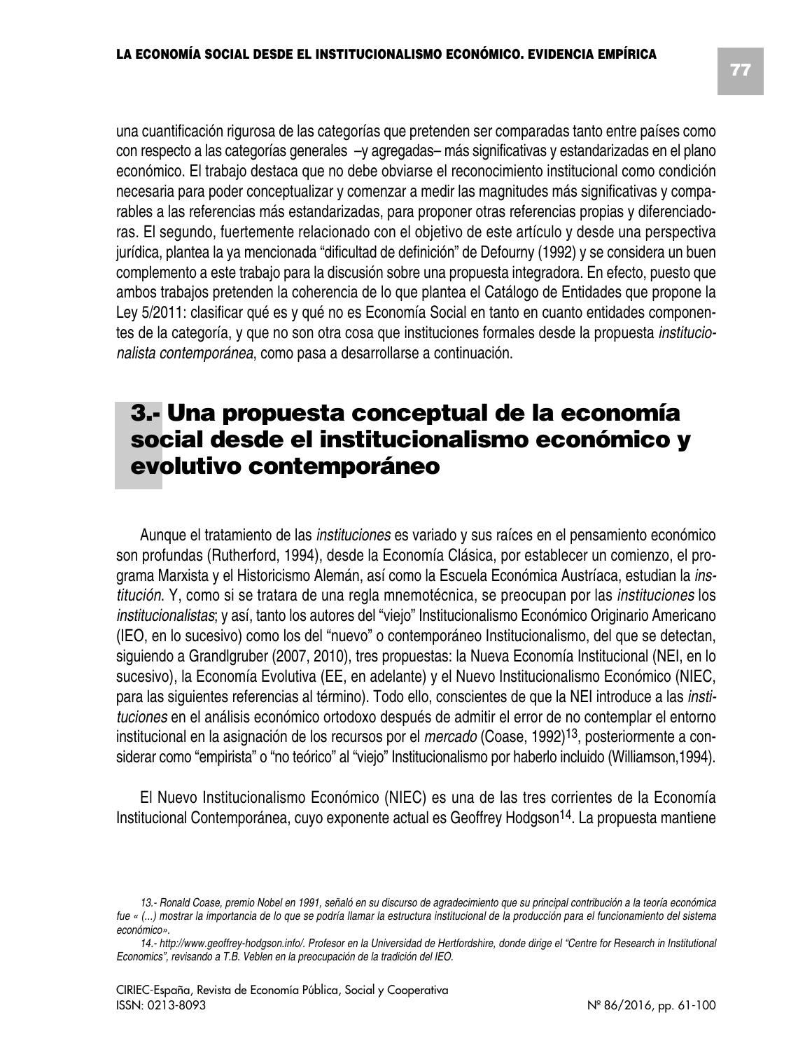una cuantificación rigurosa de las categorías que pretenden ser comparadas tanto entre países como con respecto a las categorías generales –y agregadas– más significativas y estandarizadas en el plano económico. El trabajo destaca que no debe obviarse el reconocimiento institucional como condición necesaria para poder conceptualizar y comenzar a medir las magnitudes más significativas y comparables a las referencias más estandarizadas, para proponer otras referencias propias y diferenciadoras. El segundo, fuertemente relacionado con el objetivo de este artículo y desde una perspectiva jurídica, plantea la ya mencionada "dificultad de definición" de Defourny (1992) y se considera un buen complemento a este trabajo para la discusión sobre una propuesta integradora. En efecto, puesto que ambos trabajos pretenden la coherencia de lo que plantea el Catálogo de Entidades que propone la Ley 5/2011: clasificar qué es y qué no es Economía Social en tanto en cuanto entidades componentes de la categoría, y que no son otra cosa que instituciones formales desde la propuesta *institucionalista contemporánea*, como pasa a desarrollarse a continuación.

## 3.- Una propuesta conceptual de la economía social desde el institucionalismo económico y evolutivo contemporáneo

Aunque el tratamiento de las *instituciones* es variado y sus raíces en el pensamiento económico son profundas (Rutherford, 1994), desde la Economía Clásica, por establecer un comienzo, el programa Marxista y el Historicismo Alemán, así como la Escuela Económica Austríaca, estudian la *institución*. Y, como si se tratara de una regla mnemotécnica, se preocupan por las *instituciones* los *institucionalistas*; y así, tanto los autores del "viejo" Institucionalismo Económico Originario Americano (IEO, en lo sucesivo) como los del "nuevo" o contemporáneo Institucionalismo, del que se detectan, siguiendo a Grandlgruber (2007, 2010), tres propuestas: la Nueva Economía Institucional (NEI, en lo sucesivo), la Economía Evolutiva (EE, en adelante) y el Nuevo Institucionalismo Económico (NIEC, para las siguientes referencias al término). Todo ello, conscientes de que la NEI introduce a las *instituciones* en el análisis económico ortodoxo después de admitir el error de no contemplar el entorno institucional en la asignación de los recursos por el *mercado* (Coase, 1992)[13], posteriormente a considerar como "empirista" o "no teórico" al "viejo" Institucionalismo por haberlo incluido (Williamson,1994).

El Nuevo Institucionalismo Económico (NIEC) es una de las tres corrientes de la Economía Institucional Contemporánea, cuyo exponente actual es Geoffrey Hodgson[14]. La propuesta mantiene

*13.- Ronald Coase, premio Nobel en 1991, señaló en su discurso de agradecimiento que su principal contribución a la teoría económica fue « (...) mostrar la importancia de lo que se podría llamar la estructura institucional de la producción para el funcionamiento del sistema económico».*

*14.- http://www.geoffrey-hodgson.info/. Profesor en la Universidad de Hertfordshire, donde dirige el "Centre for Research in Institutional Economics", revisando a T.B. Veblen en la preocupación de la tradición del IEO.*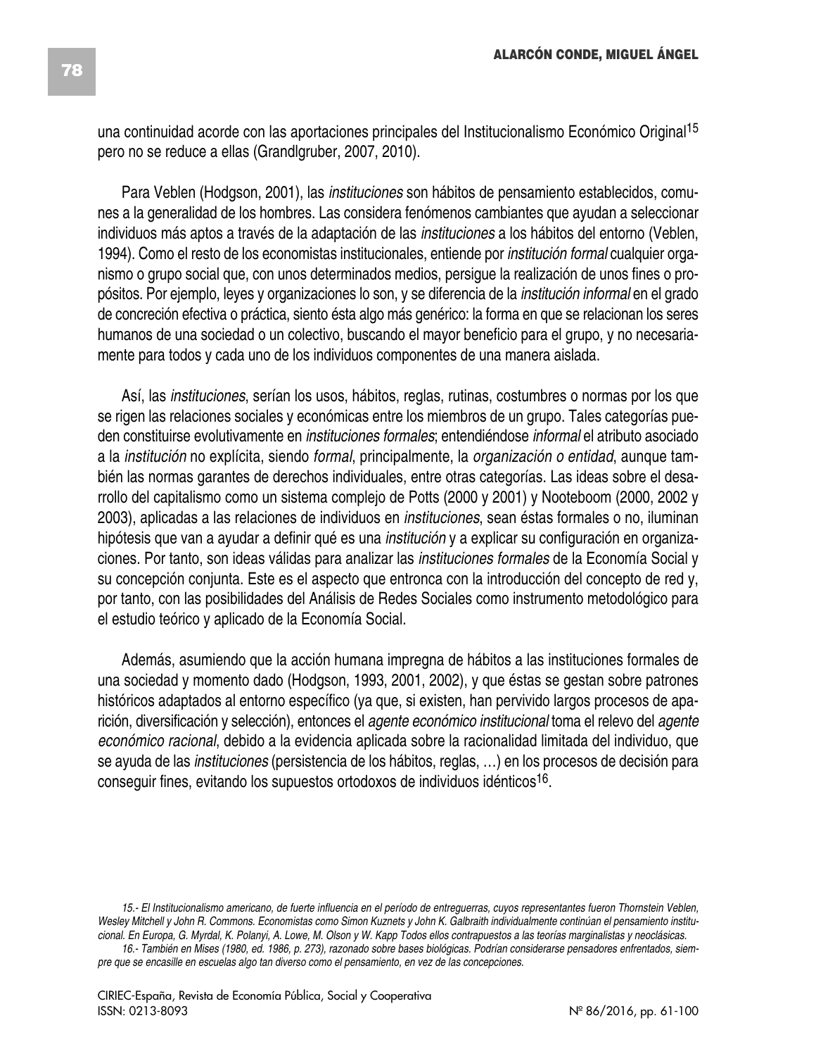una continuidad acorde con las aportaciones principales del Institucionalismo Económico Original[15] pero no se reduce a ellas (Grandlgruber, 2007, 2010).

Para Veblen (Hodgson, 2001), las *instituciones* son hábitos de pensamiento establecidos, comunes a la generalidad de los hombres. Las considera fenómenos cambiantes que ayudan a seleccionar individuos más aptos a través de la adaptación de las *instituciones* a los hábitos del entorno (Veblen, 1994). Como el resto de los economistas institucionales, entiende por *institución formal* cualquier organismo o grupo social que, con unos determinados medios, persigue la realización de unos fines o propósitos. Por ejemplo, leyes y organizaciones lo son, y se diferencia de la *institución informal* en el grado de concreción efectiva o práctica, siento ésta algo más genérico: la forma en que se relacionan los seres humanos de una sociedad o un colectivo, buscando el mayor beneficio para el grupo, y no necesariamente para todos y cada uno de los individuos componentes de una manera aislada.

Así, las *instituciones*, serían los usos, hábitos, reglas, rutinas, costumbres o normas por los que se rigen las relaciones sociales y económicas entre los miembros de un grupo. Tales categorías pueden constituirse evolutivamente en *instituciones formales*; entendiéndose *informal* el atributo asociado a la *institución* no explícita, siendo *formal*, principalmente, la *organización o entidad*, aunque también las normas garantes de derechos individuales, entre otras categorías. Las ideas sobre el desarrollo del capitalismo como un sistema complejo de Potts (2000 y 2001) y Nooteboom (2000, 2002 y 2003), aplicadas a las relaciones de individuos en *instituciones*, sean éstas formales o no, iluminan hipótesis que van a ayudar a definir qué es una *institución* y a explicar su configuración en organizaciones. Por tanto, son ideas válidas para analizar las *instituciones formales* de la Economía Social y su concepción conjunta. Este es el aspecto que entronca con la introducción del concepto de red y, por tanto, con las posibilidades del Análisis de Redes Sociales como instrumento metodológico para el estudio teórico y aplicado de la Economía Social.

Además, asumiendo que la acción humana impregna de hábitos a las instituciones formales de una sociedad y momento dado (Hodgson, 1993, 2001, 2002), y que éstas se gestan sobre patrones históricos adaptados al entorno específico (ya que, si existen, han pervivido largos procesos de aparición, diversificación y selección), entonces el *agente económico institucional* toma el relevo del *agente económico racional*, debido a la evidencia aplicada sobre la racionalidad limitada del individuo, que se ayuda de las *instituciones* (persistencia de los hábitos, reglas, …) en los procesos de decisión para conseguir fines, evitando los supuestos ortodoxos de individuos idénticos[16].

*15.- El Institucionalismo americano, de fuerte influencia en el período de entreguerras, cuyos representantes fueron Thornstein Veblen, Wesley Mitchell y John R. Commons. Economistas como Simon Kuznets y John K. Galbraith individualmente continúan el pensamiento institucional. En Europa, G. Myrdal, K. Polanyi, A. Lowe, M. Olson y W. Kapp Todos ellos contrapuestos a las teorías marginalistas y neoclásicas.*

*16.- También en Mises (1980, ed. 1986, p. 273), razonado sobre bases biológicas. Podrían considerarse pensadores enfrentados, siempre que se encasille en escuelas algo tan diverso como el pensamiento, en vez de las concepciones.*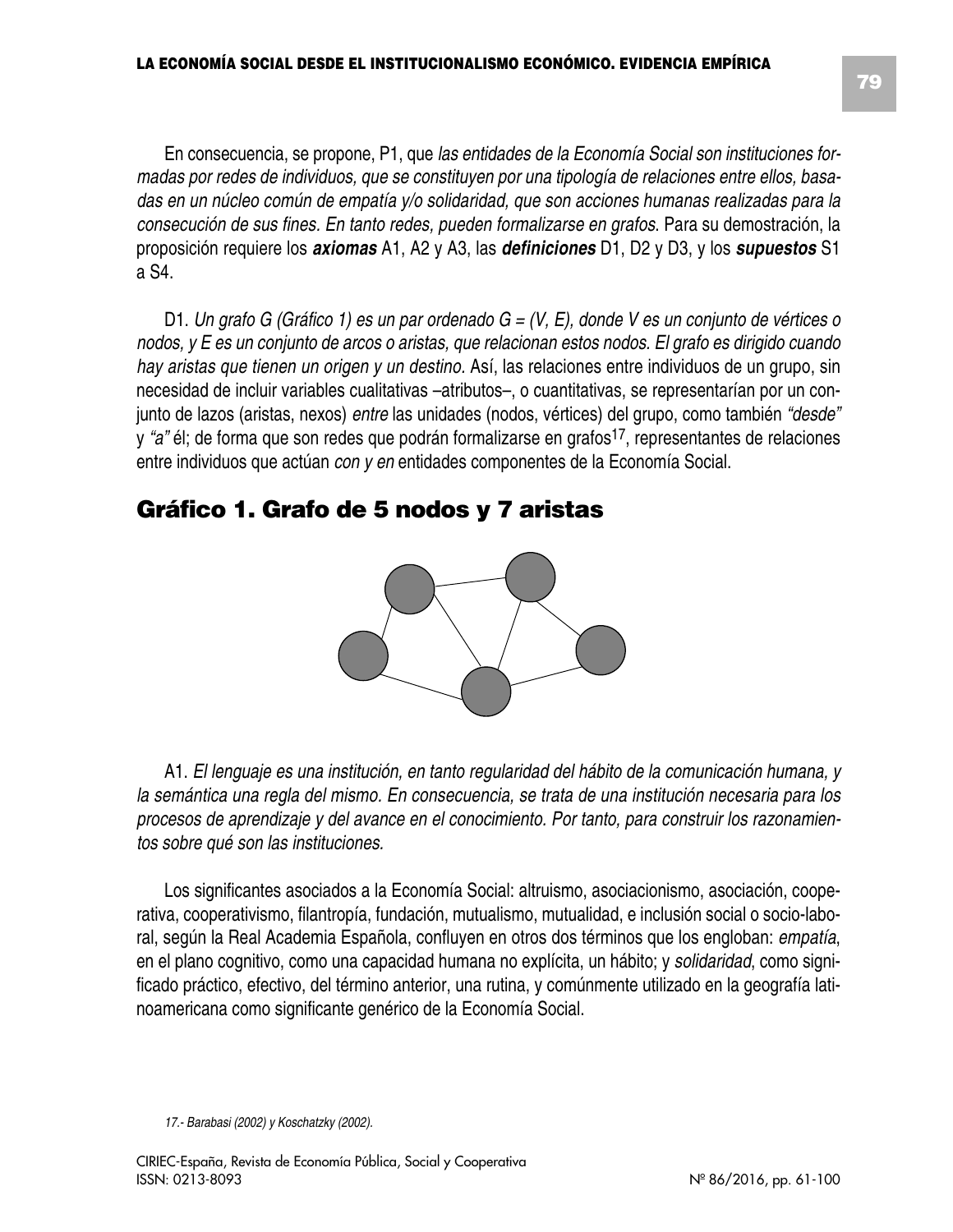En consecuencia, se propone, P1, que *las entidades de la Economía Social son instituciones formadas por redes de individuos, que se constituyen por una tipología de relaciones entre ellos, basadas en un núcleo común de empatía y/o solidaridad, que son acciones humanas realizadas para la consecución de sus fines. En tanto redes, pueden formalizarse en grafos*. Para su demostración, la proposición requiere los ***axiomas*** A1, A2 y A3, las ***definiciones*** D1, D2 y D3, y los ***supuestos*** S1 a S4.

D1. *Un grafo G (Gráfico 1) es un par ordenado G = (V, E), donde V es un conjunto de vértices o nodos, y E es un conjunto de arcos o aristas, que relacionan estos nodos. El grafo es dirigido cuando hay aristas que tienen un origen y un destino.* Así, las relaciones entre individuos de un grupo, sin necesidad de incluir variables cualitativas –atributos–, o cuantitativas, se representarían por un conjunto de lazos (aristas, nexos) *entre* las unidades (nodos, vértices) del grupo, como también *"desde"* y *"a"* él; de forma que son redes que podrán formalizarse en grafos[17], representantes de relaciones entre individuos que actúan *con y en* entidades componentes de la Economía Social.

## Gráfico 1. Grafo de 5 nodos y 7 aristas

A1. *El lenguaje es una institución, en tanto regularidad del hábito de la comunicación humana, y la semántica una regla del mismo. En consecuencia, se trata de una institución necesaria para los procesos de aprendizaje y del avance en el conocimiento. Por tanto, para construir los razonamientos sobre qué son las instituciones.*

Los significantes asociados a la Economía Social: altruismo, asociacionismo, asociación, cooperativa, cooperativismo, filantropía, fundación, mutualismo, mutualidad, e inclusión social o socio-laboral, según la Real Academia Española, confluyen en otros dos términos que los engloban: *empatía*, en el plano cognitivo, como una capacidad humana no explícita, un hábito; y *solidaridad*, como significado práctico, efectivo, del término anterior, una rutina, y comúnmente utilizado en la geografía latinoamericana como significante genérico de la Economía Social.

17.- *Barabasi (2002) y Koschatzky (2002).*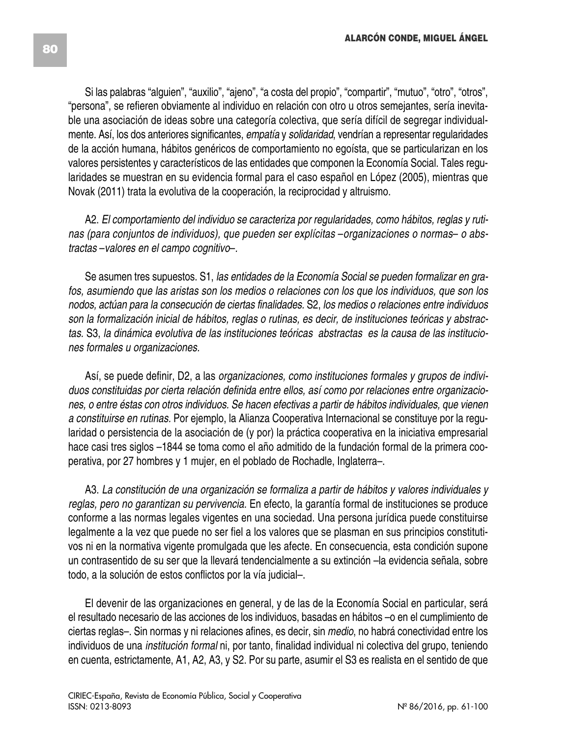Si las palabras “alguien”, “auxilio”, “ajeno”, “a costa del propio”, “compartir”, “mutuo”, “otro”, “otros”, “persona”, se refieren obviamente al individuo en relación con otro u otros semejantes, sería inevitable una asociación de ideas sobre una categoría colectiva, que sería difícil de segregar individualmente. Así, los dos anteriores significantes, *empatía* y *solidaridad*, vendrían a representar regularidades de la acción humana, hábitos genéricos de comportamiento no egoísta, que se particularizan en los valores persistentes y característicos de las entidades que componen la Economía Social. Tales regularidades se muestran en su evidencia formal para el caso español en López (2005), mientras que Novak (2011) trata la evolutiva de la cooperación, la reciprocidad y altruismo.

A2. *El comportamiento del individuo se caracteriza por regularidades, como hábitos, reglas y rutinas (para conjuntos de individuos), que pueden ser explícitas –organizaciones o normas– o abstractas –valores en el campo cognitivo–.*

Se asumen tres supuestos. S1, *las entidades de la Economía Social se pueden formalizar en grafos, asumiendo que las aristas son los medios o relaciones con los que los individuos, que son los nodos, actúan para la consecución de ciertas finalidades.* S2, *los medios o relaciones entre individuos son la formalización inicial de hábitos, reglas o rutinas, es decir, de instituciones teóricas y abstractas.* S3, *la dinámica evolutiva de las instituciones teóricas abstractas es la causa de las instituciones formales u organizaciones.*

Así, se puede definir, D2, a las *organizaciones, como instituciones formales y grupos de individuos constituidas por cierta relación definida entre ellos, así como por relaciones entre organizaciones, o entre éstas con otros individuos. Se hacen efectivas a partir de hábitos individuales, que vienen a constituirse en rutinas.* Por ejemplo, la Alianza Cooperativa Internacional se constituye por la regularidad o persistencia de la asociación de (y por) la práctica cooperativa en la iniciativa empresarial hace casi tres siglos –1844 se toma como el año admitido de la fundación formal de la primera cooperativa, por 27 hombres y 1 mujer, en el poblado de Rochadle, Inglaterra–.

A3. *La constitución de una organización se formaliza a partir de hábitos y valores individuales y reglas, pero no garantizan su pervivencia.* En efecto, la garantía formal de instituciones se produce conforme a las normas legales vigentes en una sociedad. Una persona jurídica puede constituirse legalmente a la vez que puede no ser fiel a los valores que se plasman en sus principios constitutivos ni en la normativa vigente promulgada que les afecte. En consecuencia, esta condición supone un contrasentido de su ser que la llevará tendencialmente a su extinción –la evidencia señala, sobre todo, a la solución de estos conflictos por la vía judicial–.

El devenir de las organizaciones en general, y de las de la Economía Social en particular, será el resultado necesario de las acciones de los individuos, basadas en hábitos –o en el cumplimiento de ciertas reglas–. Sin normas y ni relaciones afines, es decir, sin *medio*, no habrá conectividad entre los individuos de una *institución formal* ni, por tanto, finalidad individual ni colectiva del grupo, teniendo en cuenta, estrictamente, A1, A2, A3, y S2. Por su parte, asumir el S3 es realista en el sentido de que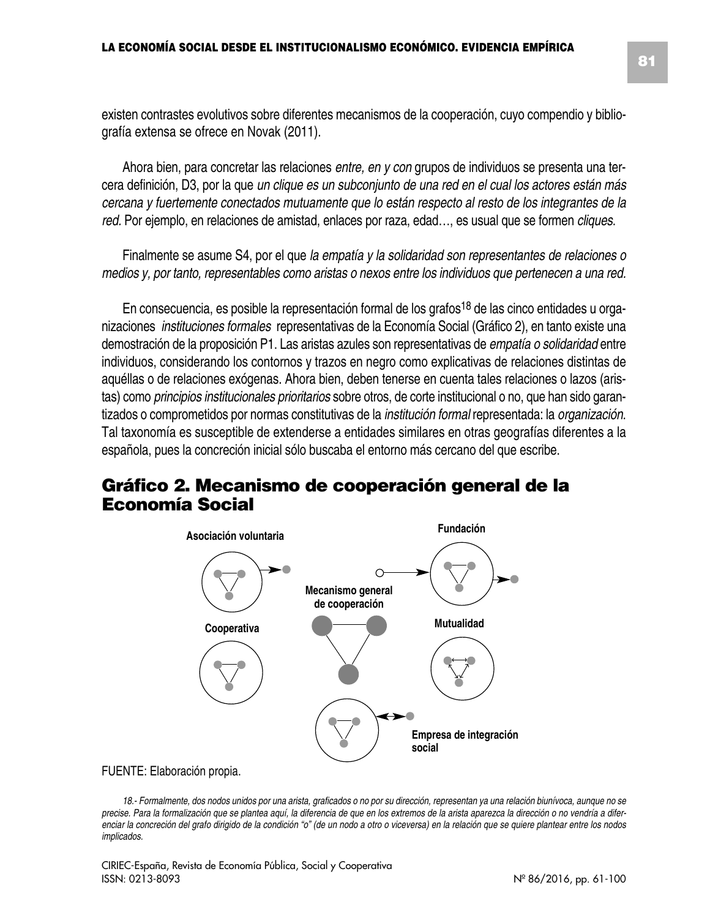existen contrastes evolutivos sobre diferentes mecanismos de la cooperación, cuyo compendio y bibliografía extensa se ofrece en Novak (2011).

Ahora bien, para concretar las relaciones *entre, en y con* grupos de individuos se presenta una tercera definición, D3, por la que *un clique es un subconjunto de una red en el cual los actores están más cercana y fuertemente conectados mutuamente que lo están respecto al resto de los integrantes de la red.* Por ejemplo, en relaciones de amistad, enlaces por raza, edad…, es usual que se formen *cliques*.

Finalmente se asume S4, por el que *la empatía y la solidaridad son representantes de relaciones o medios y, por tanto, representables como aristas o nexos entre los individuos que pertenecen a una red.*

En consecuencia, es posible la representación formal de los grafos[18] de las cinco entidades u organizaciones *instituciones formales* representativas de la Economía Social (Gráfico 2), en tanto existe una demostración de la proposición P1. Las aristas azules son representativas de *empatía o solidaridad* entre individuos, considerando los contornos y trazos en negro como explicativas de relaciones distintas de aquéllas o de relaciones exógenas. Ahora bien, deben tenerse en cuenta tales relaciones o lazos (aristas) como *principios institucionales prioritarios* sobre otros, de corte institucional o no, que han sido garantizados o comprometidos por normas constitutivas de la *institución formal* representada: la *organización*. Tal taxonomía es susceptible de extenderse a entidades similares en otras geografías diferentes a la española, pues la concreción inicial sólo buscaba el entorno más cercano del que escribe.

## Gráfico 2. Mecanismo de cooperación general de la Economía Social

Asociación voluntaria

Fundación

Mecanismo general de cooperación

Cooperativa

Mutualidad

Empresa de integración social

FUENTE: Elaboración propia.

*18.- Formalmente, dos nodos unidos por una arista, graficados o no por su dirección, representan ya una relación biunívoca, aunque no se precise. Para la formalización que se plantea aquí, la diferencia de que en los extremos de la arista aparezca la dirección o no vendría a diferenciar la concreción del grafo dirigido de la condición "o" (de un nodo a otro o viceversa) en la relación que se quiere plantear entre los nodos implicados.*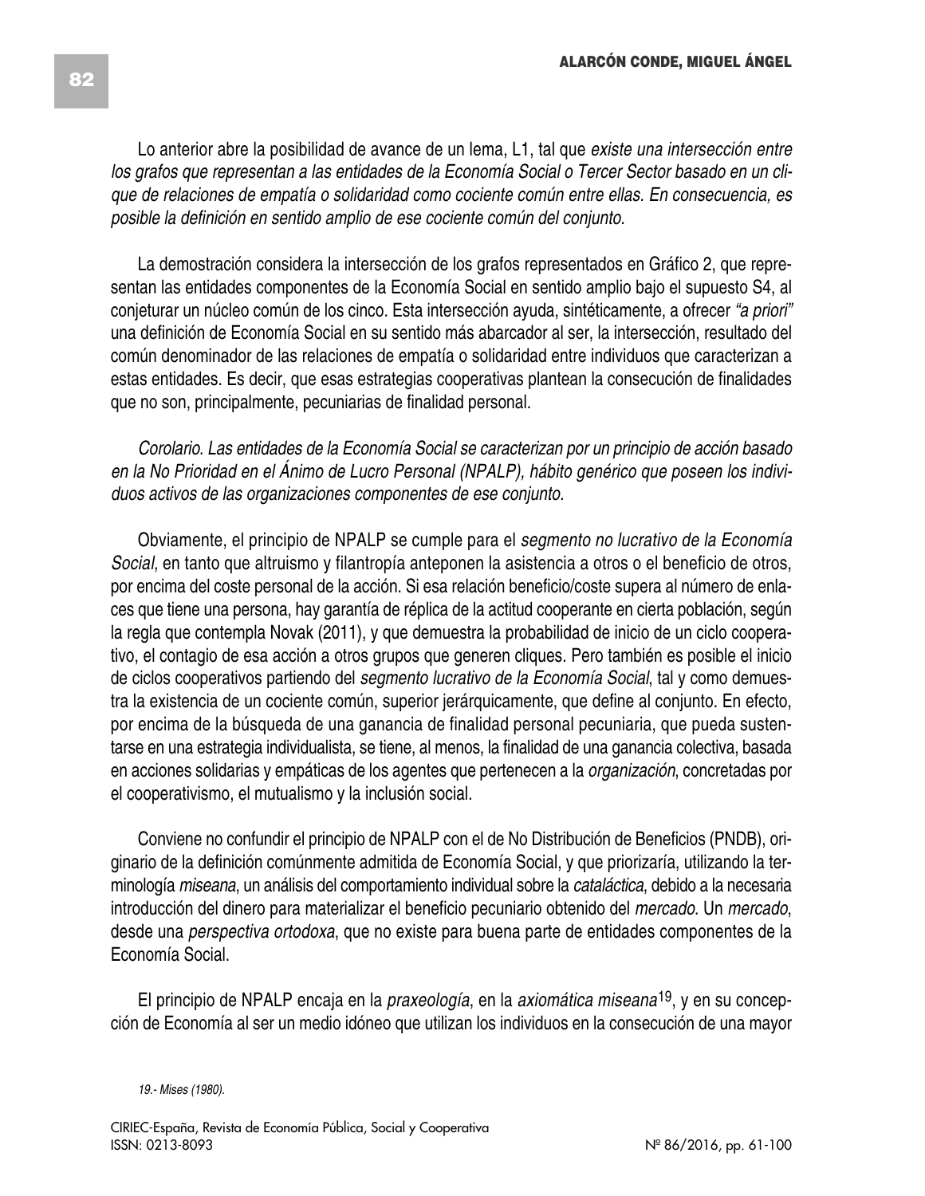Lo anterior abre la posibilidad de avance de un lema, L1, tal que *existe una intersección entre los grafos que representan a las entidades de la Economía Social o Tercer Sector basado en un clique de relaciones de empatía o solidaridad como cociente común entre ellas. En consecuencia, es posible la definición en sentido amplio de ese cociente común del conjunto.*

La demostración considera la intersección de los grafos representados en Gráfico 2, que representan las entidades componentes de la Economía Social en sentido amplio bajo el supuesto S4, al conjeturar un núcleo común de los cinco. Esta intersección ayuda, sintéticamente, a ofrecer *"a priori"* una definición de Economía Social en su sentido más abarcador al ser, la intersección, resultado del común denominador de las relaciones de empatía o solidaridad entre individuos que caracterizan a estas entidades. Es decir, que esas estrategias cooperativas plantean la consecución de finalidades que no son, principalmente, pecuniarias de finalidad personal.

*Corolario. Las entidades de la Economía Social se caracterizan por un principio de acción basado en la No Prioridad en el Ánimo de Lucro Personal (NPALP), hábito genérico que poseen los individuos activos de las organizaciones componentes de ese conjunto.*

Obviamente, el principio de NPALP se cumple para el *segmento no lucrativo de la Economía Social*, en tanto que altruismo y filantropía anteponen la asistencia a otros o el beneficio de otros, por encima del coste personal de la acción. Si esa relación beneficio/coste supera al número de enlaces que tiene una persona, hay garantía de réplica de la actitud cooperante en cierta población, según la regla que contempla Novak (2011), y que demuestra la probabilidad de inicio de un ciclo cooperativo, el contagio de esa acción a otros grupos que generen cliques. Pero también es posible el inicio de ciclos cooperativos partiendo del *segmento lucrativo de la Economía Social*, tal y como demuestra la existencia de un cociente común, superior jerárquicamente, que define al conjunto. En efecto, por encima de la búsqueda de una ganancia de finalidad personal pecuniaria, que pueda sustentarse en una estrategia individualista, se tiene, al menos, la finalidad de una ganancia colectiva, basada en acciones solidarias y empáticas de los agentes que pertenecen a la *organización*, concretadas por el cooperativismo, el mutualismo y la inclusión social.

Conviene no confundir el principio de NPALP con el de No Distribución de Beneficios (PNDB), originario de la definición comúnmente admitida de Economía Social, y que priorizaría, utilizando la terminología *miseana*, un análisis del comportamiento individual sobre la *cataláctica*, debido a la necesaria introducción del dinero para materializar el beneficio pecuniario obtenido del *mercado*. Un *mercado*, desde una *perspectiva ortodoxa*, que no existe para buena parte de entidades componentes de la Economía Social.

El principio de NPALP encaja en la *praxeología*, en la *axiomática miseana*[19], y en su concepción de Economía al ser un medio idóneo que utilizan los individuos en la consecución de una mayor

*19.- Mises (1980).*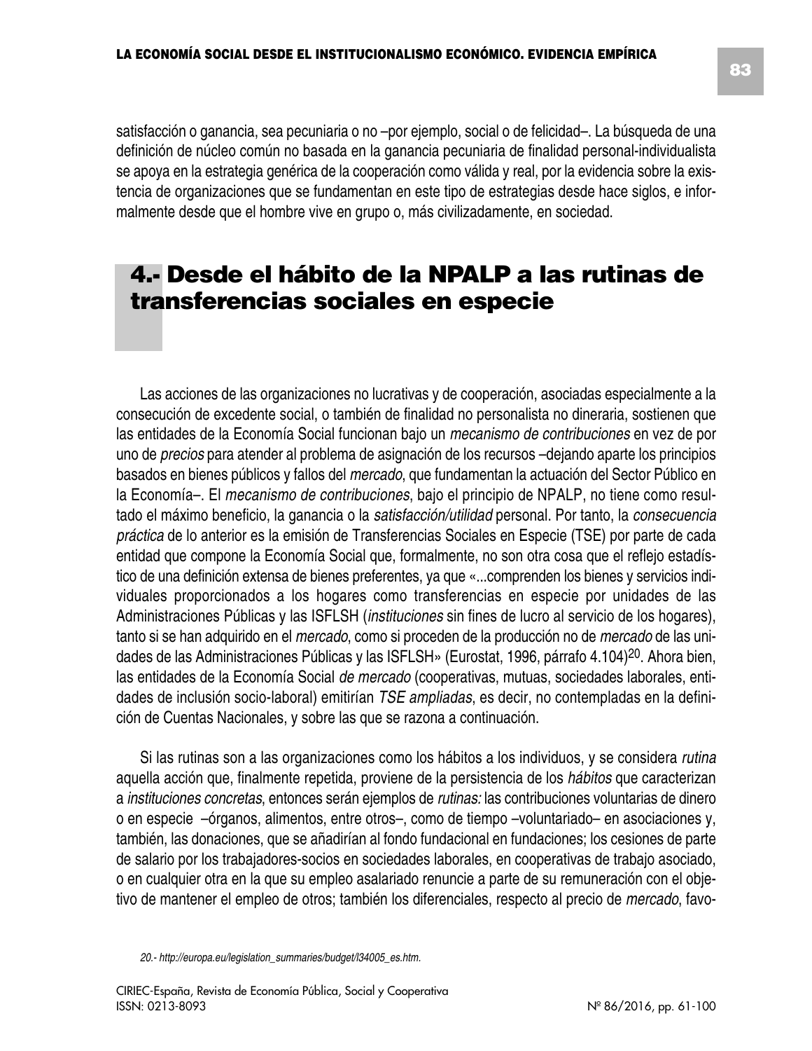satisfacción o ganancia, sea pecuniaria o no –por ejemplo, social o de felicidad–. La búsqueda de una definición de núcleo común no basada en la ganancia pecuniaria de finalidad personal-individualista se apoya en la estrategia genérica de la cooperación como válida y real, por la evidencia sobre la existencia de organizaciones que se fundamentan en este tipo de estrategias desde hace siglos, e informalmente desde que el hombre vive en grupo o, más civilizadamente, en sociedad.

## 4.- Desde el hábito de la NPALP a las rutinas de transferencias sociales en especie

Las acciones de las organizaciones no lucrativas y de cooperación, asociadas especialmente a la consecución de excedente social, o también de finalidad no personalista no dineraria, sostienen que las entidades de la Economía Social funcionan bajo un *mecanismo de contribuciones* en vez de por uno de *precios* para atender al problema de asignación de los recursos –dejando aparte los principios basados en bienes públicos y fallos del *mercado*, que fundamentan la actuación del Sector Público en la Economía–. El *mecanismo de contribuciones*, bajo el principio de NPALP, no tiene como resultado el máximo beneficio, la ganancia o la *satisfacción/utilidad* personal. Por tanto, la *consecuencia práctica* de lo anterior es la emisión de Transferencias Sociales en Especie (TSE) por parte de cada entidad que compone la Economía Social que, formalmente, no son otra cosa que el reflejo estadístico de una definición extensa de bienes preferentes, ya que «...comprenden los bienes y servicios individuales proporcionados a los hogares como transferencias en especie por unidades de las Administraciones Públicas y las ISFLSH (*instituciones* sin fines de lucro al servicio de los hogares), tanto si se han adquirido en el *mercado*, como si proceden de la producción no de *mercado* de las unidades de las Administraciones Públicas y las ISFLSH» (Eurostat, 1996, párrafo 4.104)[20]. Ahora bien, las entidades de la Economía Social *de mercado* (cooperativas, mutuas, sociedades laborales, entidades de inclusión socio-laboral) emitirían *TSE ampliadas*, es decir, no contempladas en la definición de Cuentas Nacionales, y sobre las que se razona a continuación.

Si las rutinas son a las organizaciones como los hábitos a los individuos, y se considera *rutina* aquella acción que, finalmente repetida, proviene de la persistencia de los *hábitos* que caracterizan a *instituciones concretas*, entonces serán ejemplos de *rutinas:* las contribuciones voluntarias de dinero o en especie –órganos, alimentos, entre otros–, como de tiempo –voluntariado– en asociaciones y, también, las donaciones, que se añadirían al fondo fundacional en fundaciones; los cesiones de parte de salario por los trabajadores-socios en sociedades laborales, en cooperativas de trabajo asociado, o en cualquier otra en la que su empleo asalariado renuncie a parte de su remuneración con el objetivo de mantener el empleo de otros; también los diferenciales, respecto al precio de *mercado*, favo-

20.- *http://europa.eu/legislation_summaries/budget/l34005_es.htm.*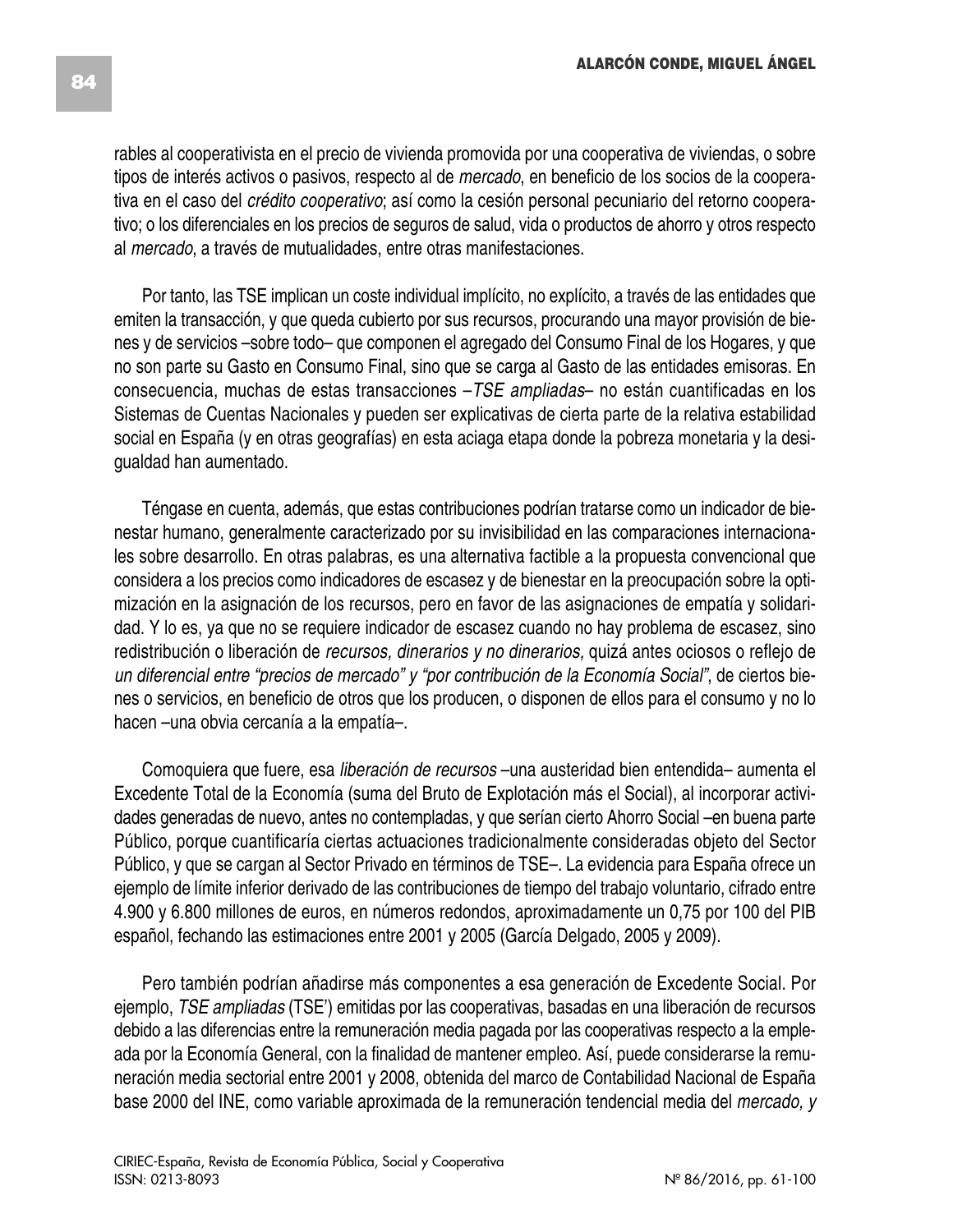rables al cooperativista en el precio de vivienda promovida por una cooperativa de viviendas, o sobre tipos de interés activos o pasivos, respecto al de *mercado*, en beneficio de los socios de la cooperativa en el caso del *crédito cooperativo*; así como la cesión personal pecuniario del retorno cooperativo; o los diferenciales en los precios de seguros de salud, vida o productos de ahorro y otros respecto al *mercado*, a través de mutualidades, entre otras manifestaciones.

Por tanto, las TSE implican un coste individual implícito, no explícito, a través de las entidades que emiten la transacción, y que queda cubierto por sus recursos, procurando una mayor provisión de bienes y de servicios –sobre todo– que componen el agregado del Consumo Final de los Hogares, y que no son parte su Gasto en Consumo Final, sino que se carga al Gasto de las entidades emisoras. En consecuencia, muchas de estas transacciones –*TSE ampliadas*– no están cuantificadas en los Sistemas de Cuentas Nacionales y pueden ser explicativas de cierta parte de la relativa estabilidad social en España (y en otras geografías) en esta aciaga etapa donde la pobreza monetaria y la desigualdad han aumentado.

Téngase en cuenta, además, que estas contribuciones podrían tratarse como un indicador de bienestar humano, generalmente caracterizado por su invisibilidad en las comparaciones internacionales sobre desarrollo. En otras palabras, es una alternativa factible a la propuesta convencional que considera a los precios como indicadores de escasez y de bienestar en la preocupación sobre la optimización en la asignación de los recursos, pero en favor de las asignaciones de empatía y solidaridad. Y lo es, ya que no se requiere indicador de escasez cuando no hay problema de escasez, sino redistribución o liberación de *recursos, dinerarios y no dinerarios,* quizá antes ociosos o reflejo de *un diferencial entre "precios de mercado" y "por contribución de la Economía Social"*, de ciertos bienes o servicios, en beneficio de otros que los producen, o disponen de ellos para el consumo y no lo hacen –una obvia cercanía a la empatía–.

Comoquiera que fuere, esa *liberación de recursos* –una austeridad bien entendida– aumenta el Excedente Total de la Economía (suma del Bruto de Explotación más el Social), al incorporar actividades generadas de nuevo, antes no contempladas, y que serían cierto Ahorro Social –en buena parte Público, porque cuantificaría ciertas actuaciones tradicionalmente consideradas objeto del Sector Público, y que se cargan al Sector Privado en términos de TSE–. La evidencia para España ofrece un ejemplo de límite inferior derivado de las contribuciones de tiempo del trabajo voluntario, cifrado entre 4.900 y 6.800 millones de euros, en números redondos, aproximadamente un 0,75 por 100 del PIB español, fechando las estimaciones entre 2001 y 2005 (García Delgado, 2005 y 2009).

Pero también podrían añadirse más componentes a esa generación de Excedente Social. Por ejemplo, *TSE ampliadas* (TSE') emitidas por las cooperativas, basadas en una liberación de recursos debido a las diferencias entre la remuneración media pagada por las cooperativas respecto a la empleada por la Economía General, con la finalidad de mantener empleo. Así, puede considerarse la remuneración media sectorial entre 2001 y 2008, obtenida del marco de Contabilidad Nacional de España base 2000 del INE, como variable aproximada de la remuneración tendencial media del *mercado, y*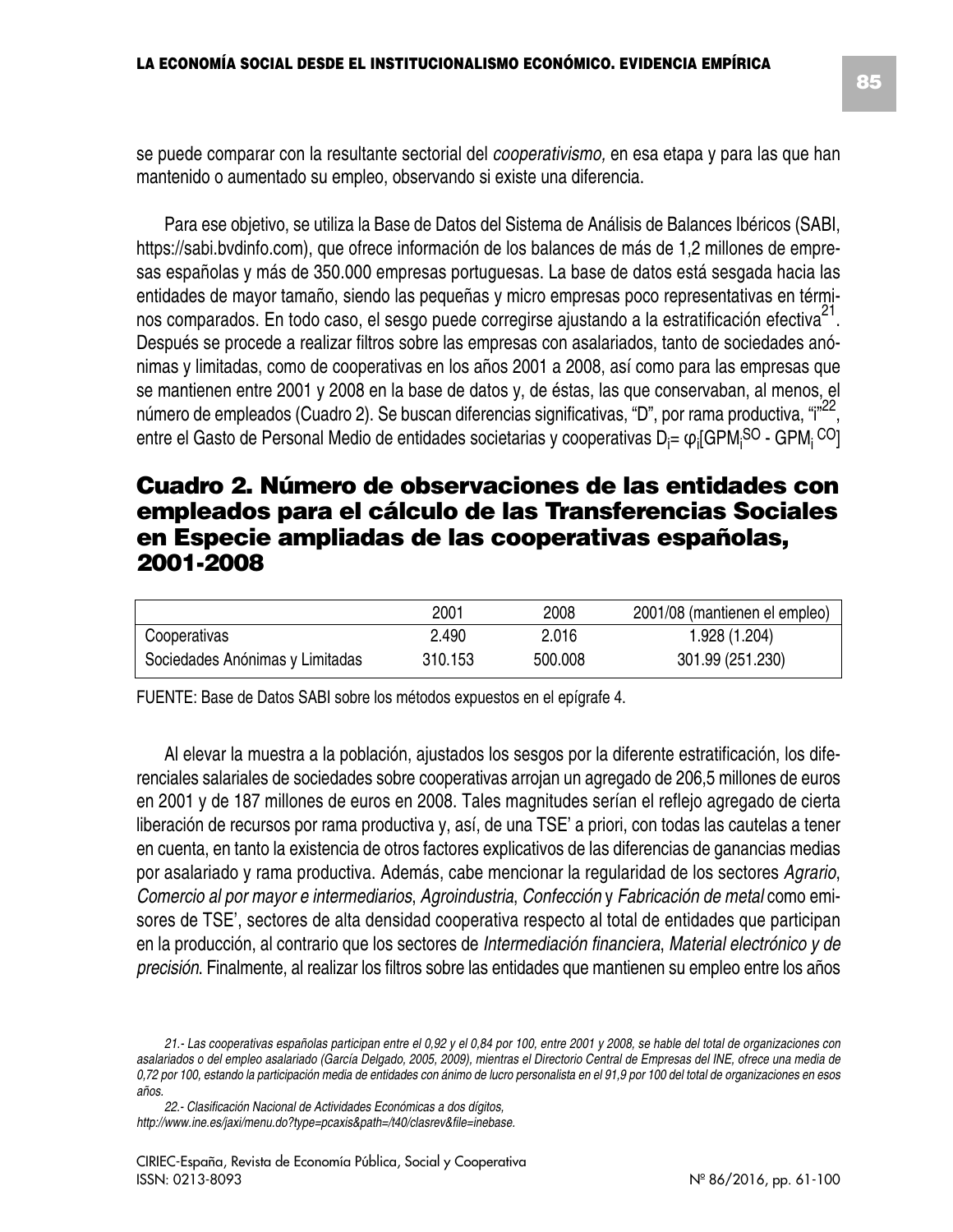se puede comparar con la resultante sectorial del *cooperativismo,* en esa etapa y para las que han mantenido o aumentado su empleo, observando si existe una diferencia.

Para ese objetivo, se utiliza la Base de Datos del Sistema de Análisis de Balances Ibéricos (SABI, https://sabi.bvdinfo.com), que ofrece información de los balances de más de 1,2 millones de empresas españolas y más de 350.000 empresas portuguesas. La base de datos está sesgada hacia las entidades de mayor tamaño, siendo las pequeñas y micro empresas poco representativas en términos comparados. En todo caso, el sesgo puede corregirse ajustando a la estratificación efectiva[21]. Después se procede a realizar filtros sobre las empresas con asalariados, tanto de sociedades anónimas y limitadas, como de cooperativas en los años 2001 a 2008, así como para las empresas que se mantienen entre 2001 y 2008 en la base de datos y, de éstas, las que conservaban, al menos, el número de empleados (Cuadro 2). Se buscan diferencias significativas, "D", por rama productiva, "i"[22], entre el Gasto de Personal Medio de entidades societarias y cooperativas $D_i = \varphi_i[GPM_i^{SO} - GPM_i^{CO}]$

## Cuadro 2. Número de observaciones de las entidades con empleados para el cálculo de las Transferencias Sociales en Especie ampliadas de las cooperativas españolas, 2001-2008

| | 2001 | 2008 | 2001/08 (mantienen el empleo) |
|---|---|---|---|
| Cooperativas | 2.490 | 2.016 | 1.928 (1.204) |
| Sociedades Anónimas y Limitadas | 310.153 | 500.008 | 301.99 (251.230) |

FUENTE: Base de Datos SABI sobre los métodos expuestos en el epígrafe 4.

Al elevar la muestra a la población, ajustados los sesgos por la diferente estratificación, los diferenciales salariales de sociedades sobre cooperativas arrojan un agregado de 206,5 millones de euros en 2001 y de 187 millones de euros en 2008. Tales magnitudes serían el reflejo agregado de cierta liberación de recursos por rama productiva y, así, de una TSE' a priori, con todas las cautelas a tener en cuenta, en tanto la existencia de otros factores explicativos de las diferencias de ganancias medias por asalariado y rama productiva. Además, cabe mencionar la regularidad de los sectores *Agrario*, *Comercio al por mayor e intermediarios*, *Agroindustria*, *Confección* y *Fabricación de metal* como emisores de TSE', sectores de alta densidad cooperativa respecto al total de entidades que participan en la producción, al contrario que los sectores de *Intermediación financiera*, *Material electrónico y de precisión*. Finalmente, al realizar los filtros sobre las entidades que mantienen su empleo entre los años

*21.- Las cooperativas españolas participan entre el 0,92 y el 0,84 por 100, entre 2001 y 2008, se hable del total de organizaciones con asalariados o del empleo asalariado (García Delgado, 2005, 2009), mientras el Directorio Central de Empresas del INE, ofrece una media de 0,72 por 100, estando la participación media de entidades con ánimo de lucro personalista en el 91,9 por 100 del total de organizaciones en esos años.*

*22.- Clasificación Nacional de Actividades Económicas a dos dígitos, http://www.ine.es/jaxi/menu.do?type=pcaxis&path=/t40/clasrev&file=inebase.*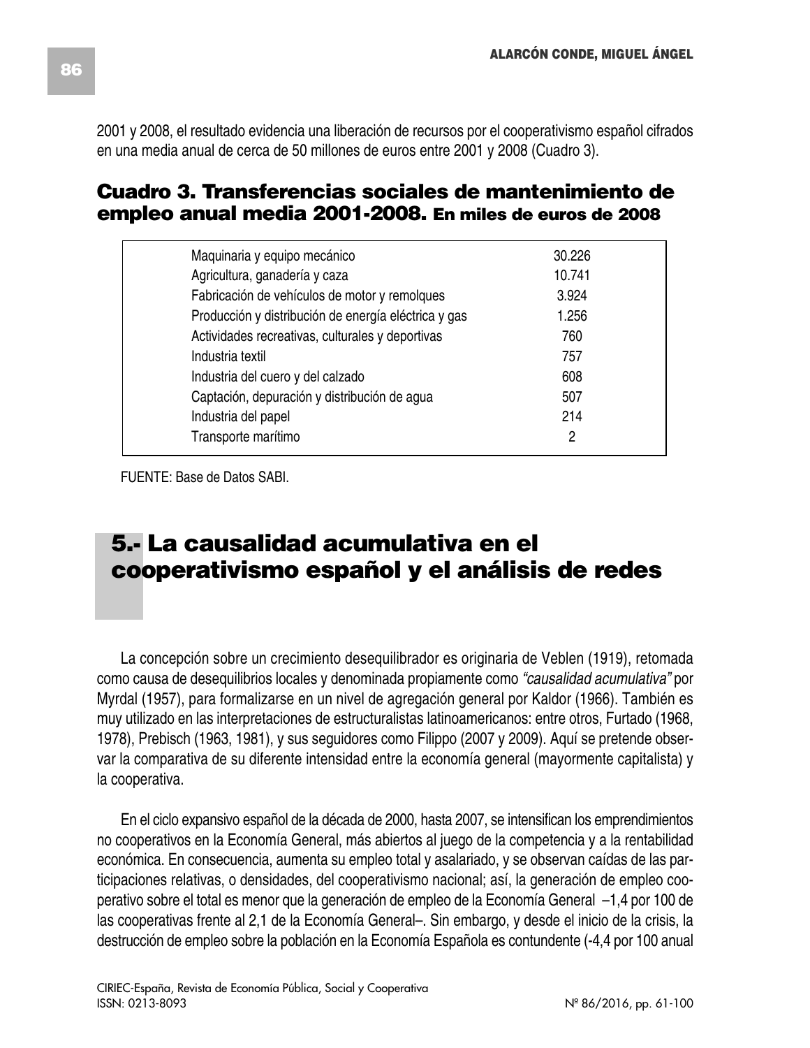2001 y 2008, el resultado evidencia una liberación de recursos por el cooperativismo español cifrados en una media anual de cerca de 50 millones de euros entre 2001 y 2008 (Cuadro 3).

### Cuadro 3. Transferencias sociales de mantenimiento de empleo anual media 2001-2008. En miles de euros de 2008

| | |
|---|---|
| Maquinaria y equipo mecánico | 30.226 |
| Agricultura, ganadería y caza | 10.741 |
| Fabricación de vehículos de motor y remolques | 3.924 |
| Producción y distribución de energía eléctrica y gas | 1.256 |
| Actividades recreativas, culturales y deportivas | 760 |
| Industria textil | 757 |
| Industria del cuero y del calzado | 608 |
| Captación, depuración y distribución de agua | 507 |
| Industria del papel | 214 |
| Transporte marítimo | 2 |

FUENTE: Base de Datos SABI.

## 5.- La causalidad acumulativa en el cooperativismo español y el análisis de redes

La concepción sobre un crecimiento desequilibrador es originaria de Veblen (1919), retomada como causa de desequilibrios locales y denominada propiamente como *"causalidad acumulativa"* por Myrdal (1957), para formalizarse en un nivel de agregación general por Kaldor (1966). También es muy utilizado en las interpretaciones de estructuralistas latinoamericanos: entre otros, Furtado (1968, 1978), Prebisch (1963, 1981), y sus seguidores como Filippo (2007 y 2009). Aquí se pretende observar la comparativa de su diferente intensidad entre la economía general (mayormente capitalista) y la cooperativa.

En el ciclo expansivo español de la década de 2000, hasta 2007, se intensifican los emprendimientos no cooperativos en la Economía General, más abiertos al juego de la competencia y a la rentabilidad económica. En consecuencia, aumenta su empleo total y asalariado, y se observan caídas de las participaciones relativas, o densidades, del cooperativismo nacional; así, la generación de empleo cooperativo sobre el total es menor que la generación de empleo de la Economía General –1,4 por 100 de las cooperativas frente al 2,1 de la Economía General–. Sin embargo, y desde el inicio de la crisis, la destrucción de empleo sobre la población en la Economía Española es contundente (-4,4 por 100 anual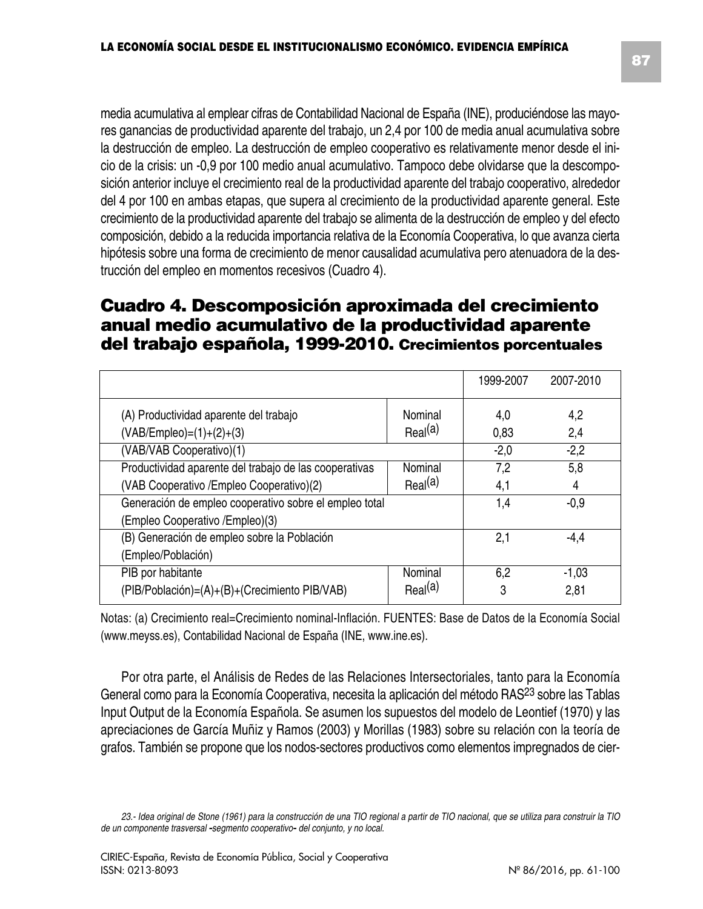media acumulativa al emplear cifras de Contabilidad Nacional de España (INE), produciéndose las mayores ganancias de productividad aparente del trabajo, un 2,4 por 100 de media anual acumulativa sobre la destrucción de empleo. La destrucción de empleo cooperativo es relativamente menor desde el inicio de la crisis: un -0,9 por 100 medio anual acumulativo. Tampoco debe olvidarse que la descomposición anterior incluye el crecimiento real de la productividad aparente del trabajo cooperativo, alrededor del 4 por 100 en ambas etapas, que supera al crecimiento de la productividad aparente general. Este crecimiento de la productividad aparente del trabajo se alimenta de la destrucción de empleo y del efecto composición, debido a la reducida importancia relativa de la Economía Cooperativa, lo que avanza cierta hipótesis sobre una forma de crecimiento de menor causalidad acumulativa pero atenuadora de la destrucción del empleo en momentos recesivos (Cuadro 4).

## Cuadro 4. Descomposición aproximada del crecimiento anual medio acumulativo de la productividad aparente del trabajo española, 1999-2010. Crecimientos porcentuales

| | | 1999-2007 | 2007-2010 |
|---|---|---|---|
| (A) Productividad aparente del trabajo (VAB/Empleo)=(1)+(2)+(3) | Nominal | 4,0 | 4,2 |
| | Real[(a)] | 0,83 | 2,4 |
| (VAB/VAB Cooperativo)(1) | | -2,0 | -2,2 |
| Productividad aparente del trabajo de las cooperativas (VAB Cooperativo /Empleo Cooperativo)(2) | Nominal | 7,2 | 5,8 |
| | Real[(a)] | 4,1 | 4 |
| Generación de empleo cooperativo sobre el empleo total (Empleo Cooperativo /Empleo)(3) | | 1,4 | -0,9 |
| (B) Generación de empleo sobre la Población (Empleo/Población) | | 2,1 | -4,4 |
| PIB por habitante (PIB/Población)=(A)+(B)+(Crecimiento PIB/VAB) | Nominal | 6,2 | -1,03 |
| | Real[(a)] | 3 | 2,81 |

Notas: (a) Crecimiento real=Crecimiento nominal-Inflación. FUENTES: Base de Datos de la Economía Social (www.meyss.es), Contabilidad Nacional de España (INE, www.ine.es).

Por otra parte, el Análisis de Redes de las Relaciones Intersectoriales, tanto para la Economía General como para la Economía Cooperativa, necesita la aplicación del método RAS[23] sobre las Tablas Input Output de la Economía Española. Se asumen los supuestos del modelo de Leontief (1970) y las apreciaciones de García Muñiz y Ramos (2003) y Morillas (1983) sobre su relación con la teoría de grafos. También se propone que los nodos-sectores productivos como elementos impregnados de cier-

*23.- Idea original de Stone (1961) para la construcción de una TIO regional a partir de TIO nacional, que se utiliza para construir la TIO de un componente trasversal -segmento cooperativo- del conjunto, y no local.*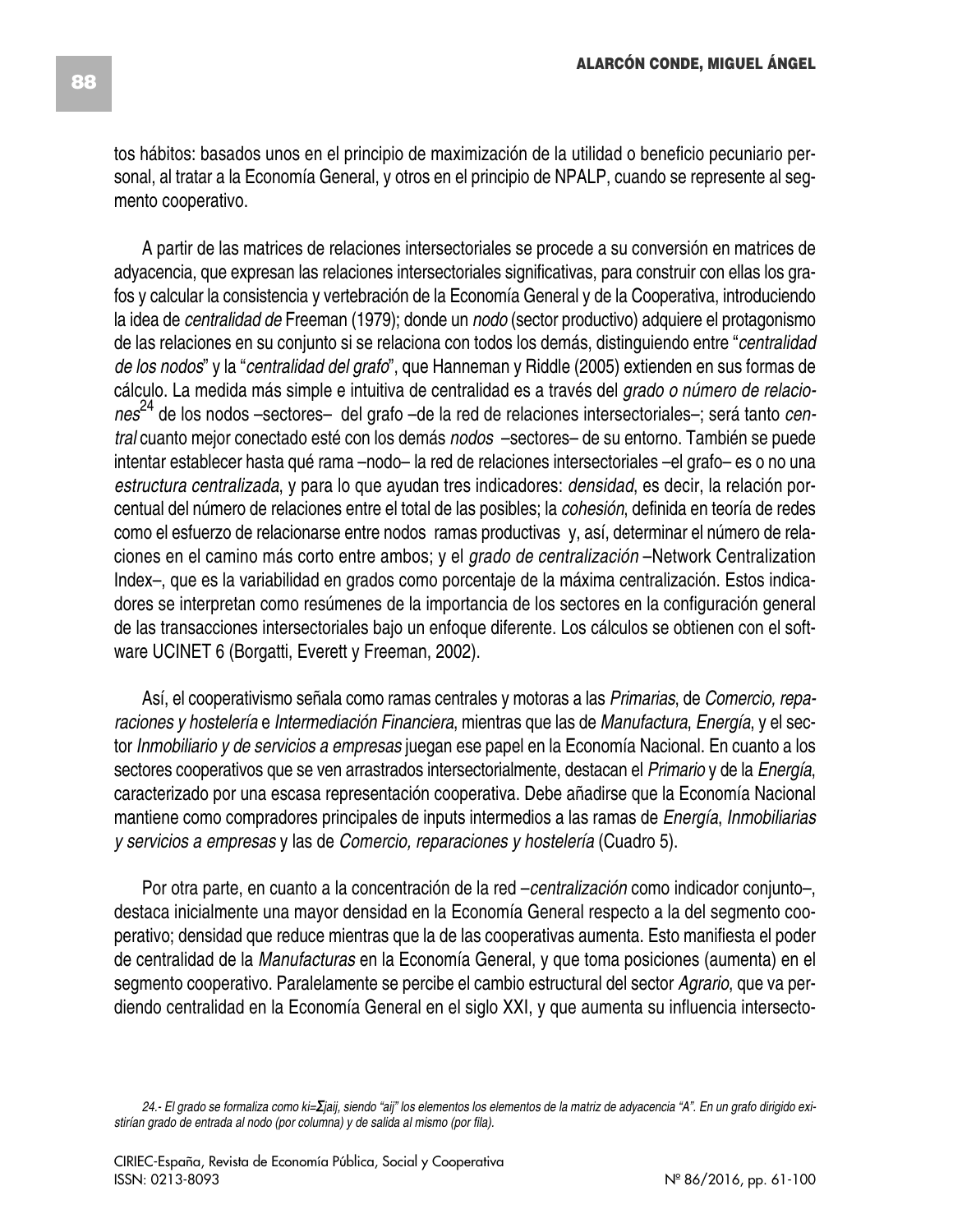tos hábitos: basados unos en el principio de maximización de la utilidad o beneficio pecuniario personal, al tratar a la Economía General, y otros en el principio de NPALP, cuando se represente al segmento cooperativo.

A partir de las matrices de relaciones intersectoriales se procede a su conversión en matrices de adyacencia, que expresan las relaciones intersectoriales significativas, para construir con ellas los grafos y calcular la consistencia y vertebración de la Economía General y de la Cooperativa, introduciendo la idea de *centralidad de* Freeman (1979); donde un *nodo* (sector productivo) adquiere el protagonismo de las relaciones en su conjunto si se relaciona con todos los demás, distinguiendo entre "*centralidad de los nodos*" y la "*centralidad del grafo*", que Hanneman y Riddle (2005) extienden en sus formas de cálculo. La medida más simple e intuitiva de centralidad es a través del *grado o número de relaciones*[24] de los nodos –sectores– del grafo –de la red de relaciones intersectoriales–; será tanto *central* cuanto mejor conectado esté con los demás *nodos* –sectores– de su entorno. También se puede intentar establecer hasta qué rama –nodo– la red de relaciones intersectoriales –el grafo– es o no una *estructura centralizada*, y para lo que ayudan tres indicadores: *densidad*, es decir, la relación porcentual del número de relaciones entre el total de las posibles; la *cohesión*, definida en teoría de redes como el esfuerzo de relacionarse entre nodos ramas productivas y, así, determinar el número de relaciones en el camino más corto entre ambos; y el *grado de centralización* –Network Centralization Index–, que es la variabilidad en grados como porcentaje de la máxima centralización. Estos indicadores se interpretan como resúmenes de la importancia de los sectores en la configuración general de las transacciones intersectoriales bajo un enfoque diferente. Los cálculos se obtienen con el software UCINET 6 (Borgatti, Everett y Freeman, 2002).

Así, el cooperativismo señala como ramas centrales y motoras a las *Primarias*, de *Comercio, reparaciones y hostelería* e *Intermediación Financiera*, mientras que las de *Manufactura*, *Energía*, y el sector *Inmobiliario y de servicios a empresas* juegan ese papel en la Economía Nacional. En cuanto a los sectores cooperativos que se ven arrastrados intersectorialmente, destacan el *Primario* y de la *Energía*, caracterizado por una escasa representación cooperativa. Debe añadirse que la Economía Nacional mantiene como compradores principales de inputs intermedios a las ramas de *Energía*, *Inmobiliarias y servicios a empresas* y las de *Comercio, reparaciones y hostelería* (Cuadro 5).

Por otra parte, en cuanto a la concentración de la red –*centralización* como indicador conjunto–, destaca inicialmente una mayor densidad en la Economía General respecto a la del segmento cooperativo; densidad que reduce mientras que la de las cooperativas aumenta. Esto manifiesta el poder de centralidad de la *Manufacturas* en la Economía General, y que toma posiciones (aumenta) en el segmento cooperativo. Paralelamente se percibe el cambio estructural del sector *Agrario*, que va perdiendo centralidad en la Economía General en el siglo XXI, y que aumenta su influencia intersecto-

*24.- El grado se formaliza como $k_i = \Sigma_j a_{ij}$, siendo "$a_{ij}$" los elementos los elementos de la matriz de adyacencia "A". En un grafo dirigido existirían grado de entrada al nodo (por columna) y de salida al mismo (por fila).*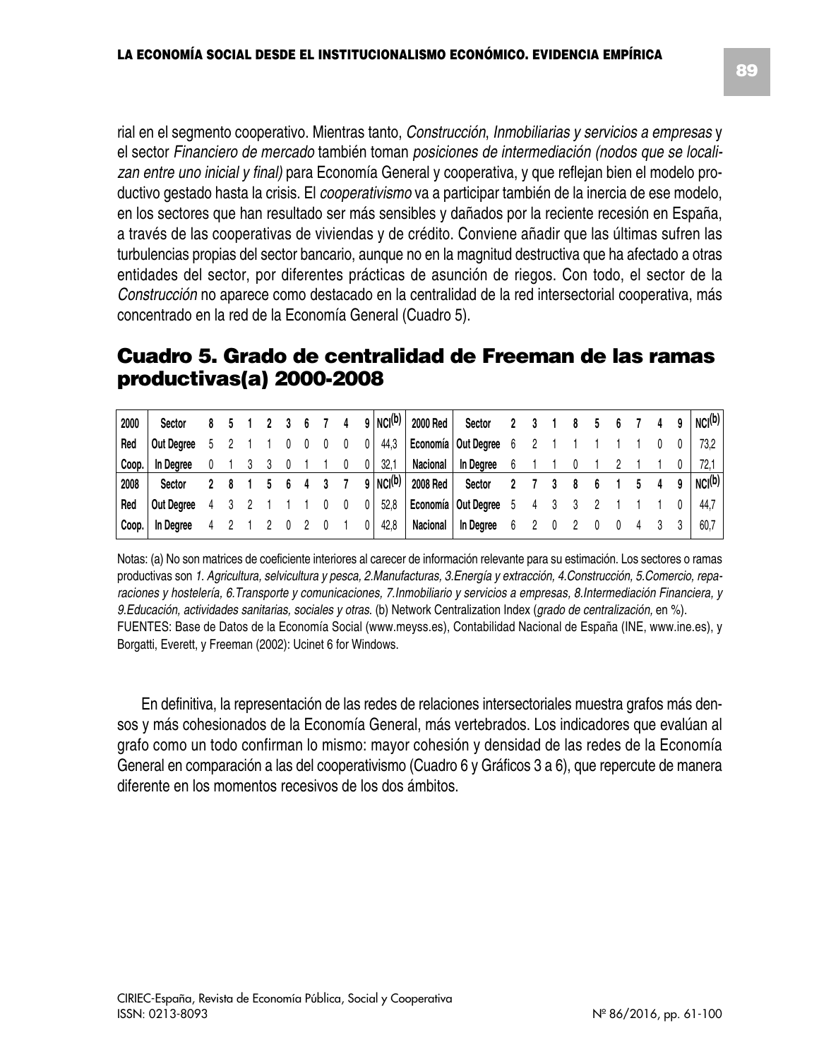rial en el segmento cooperativo. Mientras tanto, *Construcción*, *Inmobiliarias y servicios a empresas* y el sector *Financiero de mercado* también toman *posiciones de intermediación (nodos que se localizan entre uno inicial y final)* para Economía General y cooperativa, y que reflejan bien el modelo productivo gestado hasta la crisis. El *cooperativismo* va a participar también de la inercia de ese modelo, en los sectores que han resultado ser más sensibles y dañados por la reciente recesión en España, a través de las cooperativas de viviendas y de crédito. Conviene añadir que las últimas sufren las turbulencias propias del sector bancario, aunque no en la magnitud destructiva que ha afectado a otras entidades del sector, por diferentes prácticas de asunción de riegos. Con todo, el sector de la *Construcción* no aparece como destacado en la centralidad de la red intersectorial cooperativa, más concentrado en la red de la Economía General (Cuadro 5).

## Cuadro 5. Grado de centralidad de Freeman de las ramas productivas(a) 2000-2008

| 2000 | Sector | 8 | 5 | 1 | 2 | 3 | 6 | 7 | 4 | 9 | NCI(b) | 2000 Red | Sector | 2 | 3 | 1 | 8 | 5 | 6 | 7 | 4 | 9 | NCI(b) |
|---|---|---|---|---|---|---|---|---|---|---|---|---|---|---|---|---|---|---|---|---|---|---|---|
| Red | Out Degree | 5 | 2 | 1 | 1 | 0 | 0 | 0 | 0 | 0 | 44,3 | Economía | Out Degree | 6 | 2 | 1 | 1 | 1 | 1 | 1 | 0 | 0 | 73,2 |
| Coop. | In Degree | 0 | 1 | 3 | 3 | 0 | 1 | 1 | 0 | 0 | 32,1 | Nacional | In Degree | 6 | 1 | 1 | 0 | 1 | 2 | 1 | 1 | 0 | 72,1 |
| **2008** | **Sector** | **2** | **8** | **1** | **5** | **6** | **4** | **3** | **7** | **9** | **NCI(b)** | **2008 Red** | **Sector** | **2** | **7** | **3** | **8** | **6** | **1** | **5** | **4** | **9** | **NCI(b)** |
| Red | Out Degree | 4 | 3 | 2 | 1 | 1 | 1 | 0 | 0 | 0 | 52,8 | Economía | Out Degree | 5 | 4 | 3 | 3 | 2 | 1 | 1 | 1 | 0 | 44,7 |
| Coop. | In Degree | 4 | 2 | 1 | 2 | 0 | 2 | 0 | 1 | 0 | 42,8 | Nacional | In Degree | 6 | 2 | 0 | 2 | 0 | 0 | 4 | 3 | 3 | 60,7 |

Notas: (a) No son matrices de coeficiente interiores al carecer de información relevante para su estimación. Los sectores o ramas productivas son *1. Agricultura, selvicultura y pesca, 2.Manufacturas, 3.Energía y extracción, 4.Construcción, 5.Comercio, reparaciones y hostelería, 6.Transporte y comunicaciones, 7.Inmobiliario y servicios a empresas, 8.Intermediación Financiera, y 9.Educación, actividades sanitarias, sociales y otras*. (b) Network Centralization Index (*grado de centralización,* en %).
FUENTES: Base de Datos de la Economía Social (www.meyss.es), Contabilidad Nacional de España (INE, www.ine.es), y Borgatti, Everett, y Freeman (2002): Ucinet 6 for Windows.

En definitiva, la representación de las redes de relaciones intersectoriales muestra grafos más densos y más cohesionados de la Economía General, más vertebrados. Los indicadores que evalúan al grafo como un todo confirman lo mismo: mayor cohesión y densidad de las redes de la Economía General en comparación a las del cooperativismo (Cuadro 6 y Gráficos 3 a 6), que repercute de manera diferente en los momentos recesivos de los dos ámbitos.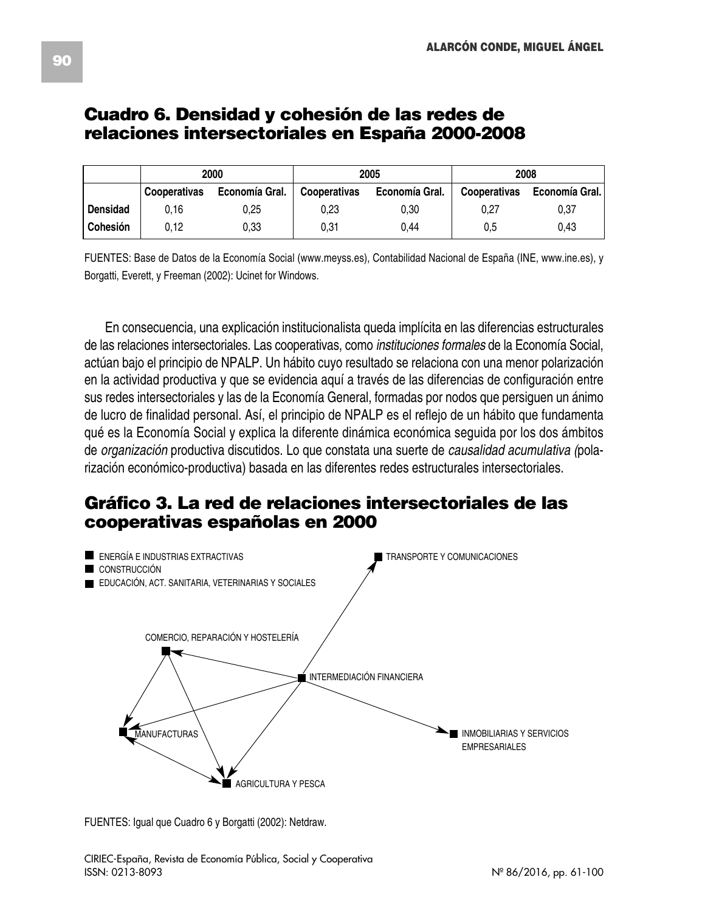## Cuadro 6. Densidad y cohesión de las redes de relaciones intersectoriales en España 2000-2008

| | 2000 | | 2005 | | 2008 | |
|---|---|---|---|---|---|---|
| | Cooperativas | Economía Gral. | Cooperativas | Economía Gral. | Cooperativas | Economía Gral. |
| **Densidad** | 0,16 | 0,25 | 0,23 | 0,30 | 0,27 | 0,37 |
| **Cohesión** | 0,12 | 0,33 | 0,31 | 0,44 | 0,5 | 0,43 |

FUENTES: Base de Datos de la Economía Social (www.meyss.es), Contabilidad Nacional de España (INE, www.ine.es), y Borgatti, Everett, y Freeman (2002): Ucinet for Windows.

En consecuencia, una explicación institucionalista queda implícita en las diferencias estructurales de las relaciones intersectoriales. Las cooperativas, como *instituciones formales* de la Economía Social, actúan bajo el principio de NPALP. Un hábito cuyo resultado se relaciona con una menor polarización en la actividad productiva y que se evidencia aquí a través de las diferencias de configuración entre sus redes intersectoriales y las de la Economía General, formadas por nodos que persiguen un ánimo de lucro de finalidad personal. Así, el principio de NPALP es el reflejo de un hábito que fundamenta qué es la Economía Social y explica la diferente dinámica económica seguida por los dos ámbitos de *organización* productiva discutidos. Lo que constata una suerte de *causalidad acumulativa (*polarización económico-productiva) basada en las diferentes redes estructurales intersectoriales.

## Gráfico 3. La red de relaciones intersectoriales de las cooperativas españolas en 2000

ENERGÍA E INDUSTRIAS EXTRACTIVAS
CONSTRUCCIÓN
EDUCACIÓN, ACT. SANITARIA, VETERINARIAS Y SOCIALES
TRANSPORTE Y COMUNICACIONES
COMERCIO, REPARACIÓN Y HOSTELERÍA
INTERMEDIACIÓN FINANCIERA
MANUFACTURAS
INMOBILIARIAS Y SERVICIOS EMPRESARIALES
AGRICULTURA Y PESCA

FUENTES: Igual que Cuadro 6 y Borgatti (2002): Netdraw.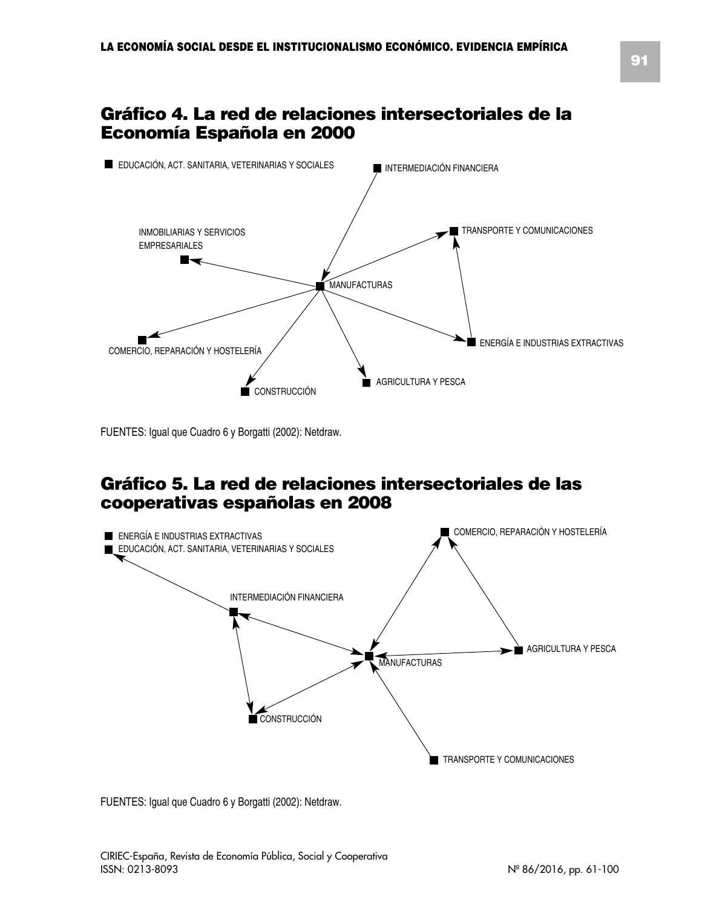## Gráfico 4. La red de relaciones intersectoriales de la Economía Española en 2000

EDUCACIÓN, ACT. SANITARIA, VETERINARIAS Y SOCIALES

INTERMEDIACIÓN FINANCIERA

INMOBILIARIAS Y SERVICIOS EMPRESARIALES

TRANSPORTE Y COMUNICACIONES

MANUFACTURAS

COMERCIO, REPARACIÓN Y HOSTELERÍA

ENERGÍA E INDUSTRIAS EXTRACTIVAS

CONSTRUCCIÓN

AGRICULTURA Y PESCA

FUENTES: Igual que Cuadro 6 y Borgatti (2002): Netdraw.

## Gráfico 5. La red de relaciones intersectoriales de las cooperativas españolas en 2008

ENERGÍA E INDUSTRIAS EXTRACTIVAS

EDUCACIÓN, ACT. SANITARIA, VETERINARIAS Y SOCIALES

COMERCIO, REPARACIÓN Y HOSTELERÍA

INTERMEDIACIÓN FINANCIERA

AGRICULTURA Y PESCA

MANUFACTURAS

CONSTRUCCIÓN

TRANSPORTE Y COMUNICACIONES

FUENTES: Igual que Cuadro 6 y Borgatti (2002): Netdraw.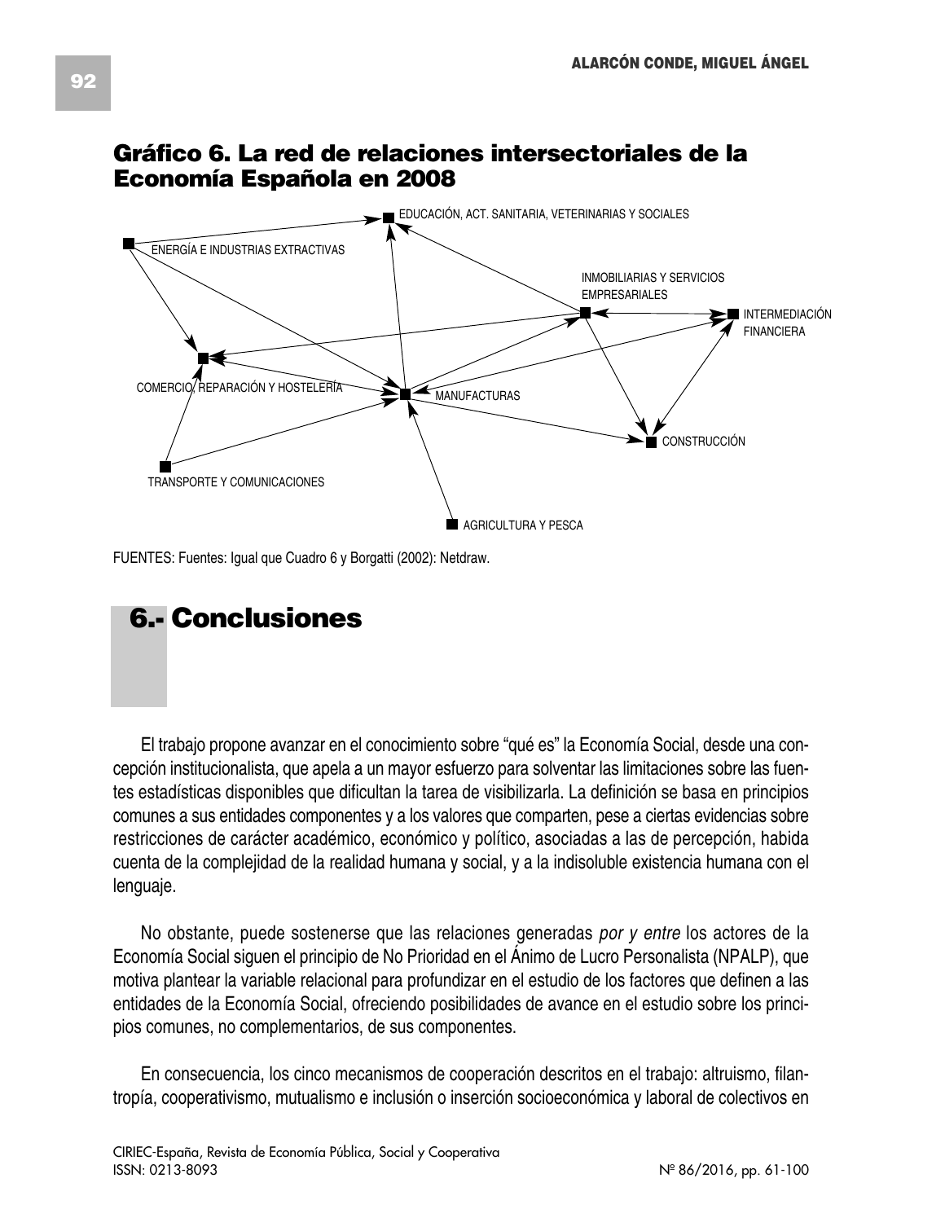## Gráfico 6. La red de relaciones intersectoriales de la Economía Española en 2008

EDUCACIÓN, ACT. SANITARIA, VETERINARIAS Y SOCIALES

ENERGÍA E INDUSTRIAS EXTRACTIVAS

INMOBILIARIAS Y SERVICIOS EMPRESARIALES

INTERMEDIACIÓN FINANCIERA

COMERCIO, REPARACIÓN Y HOSTELERÍA

MANUFACTURAS

CONSTRUCCIÓN

TRANSPORTE Y COMUNICACIONES

AGRICULTURA Y PESCA

FUENTES: Fuentes: Igual que Cuadro 6 y Borgatti (2002): Netdraw.

# 6.- Conclusiones

El trabajo propone avanzar en el conocimiento sobre "qué es" la Economía Social, desde una concepción institucionalista, que apela a un mayor esfuerzo para solventar las limitaciones sobre las fuentes estadísticas disponibles que dificultan la tarea de visibilizarla. La definición se basa en principios comunes a sus entidades componentes y a los valores que comparten, pese a ciertas evidencias sobre restricciones de carácter académico, económico y político, asociadas a las de percepción, habida cuenta de la complejidad de la realidad humana y social, y a la indisoluble existencia humana con el lenguaje.

No obstante, puede sostenerse que las relaciones generadas *por y entre* los actores de la Economía Social siguen el principio de No Prioridad en el Ánimo de Lucro Personalista (NPALP), que motiva plantear la variable relacional para profundizar en el estudio de los factores que definen a las entidades de la Economía Social, ofreciendo posibilidades de avance en el estudio sobre los principios comunes, no complementarios, de sus componentes.

En consecuencia, los cinco mecanismos de cooperación descritos en el trabajo: altruismo, filantropía, cooperativismo, mutualismo e inclusión o inserción socioeconómica y laboral de colectivos en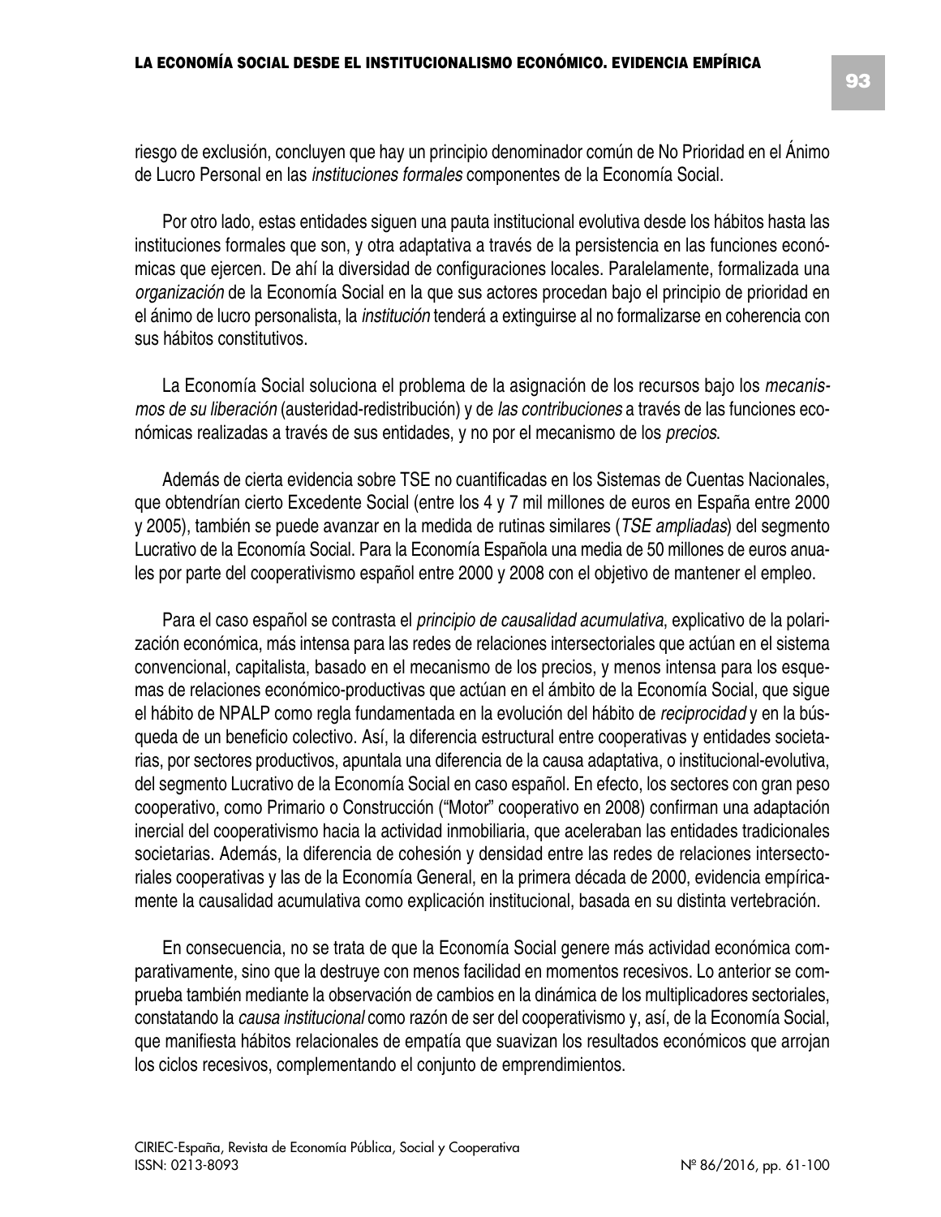riesgo de exclusión, concluyen que hay un principio denominador común de No Prioridad en el Ánimo de Lucro Personal en las *instituciones formales* componentes de la Economía Social.

Por otro lado, estas entidades siguen una pauta institucional evolutiva desde los hábitos hasta las instituciones formales que son, y otra adaptativa a través de la persistencia en las funciones económicas que ejercen. De ahí la diversidad de configuraciones locales. Paralelamente, formalizada una *organización* de la Economía Social en la que sus actores procedan bajo el principio de prioridad en el ánimo de lucro personalista, la *institución* tenderá a extinguirse al no formalizarse en coherencia con sus hábitos constitutivos.

La Economía Social soluciona el problema de la asignación de los recursos bajo los *mecanismos de su liberación* (austeridad-redistribución) y de *las contribuciones* a través de las funciones económicas realizadas a través de sus entidades, y no por el mecanismo de los *precios*.

Además de cierta evidencia sobre TSE no cuantificadas en los Sistemas de Cuentas Nacionales, que obtendrían cierto Excedente Social (entre los 4 y 7 mil millones de euros en España entre 2000 y 2005), también se puede avanzar en la medida de rutinas similares (*TSE ampliadas*) del segmento Lucrativo de la Economía Social. Para la Economía Española una media de 50 millones de euros anuales por parte del cooperativismo español entre 2000 y 2008 con el objetivo de mantener el empleo.

Para el caso español se contrasta el *principio de causalidad acumulativa*, explicativo de la polarización económica, más intensa para las redes de relaciones intersectoriales que actúan en el sistema convencional, capitalista, basado en el mecanismo de los precios, y menos intensa para los esquemas de relaciones económico-productivas que actúan en el ámbito de la Economía Social, que sigue el hábito de NPALP como regla fundamentada en la evolución del hábito de *reciprocidad* y en la búsqueda de un beneficio colectivo. Así, la diferencia estructural entre cooperativas y entidades societarias, por sectores productivos, apuntala una diferencia de la causa adaptativa, o institucional-evolutiva, del segmento Lucrativo de la Economía Social en caso español. En efecto, los sectores con gran peso cooperativo, como Primario o Construcción ("Motor" cooperativo en 2008) confirman una adaptación inercial del cooperativismo hacia la actividad inmobiliaria, que aceleraban las entidades tradicionales societarias. Además, la diferencia de cohesión y densidad entre las redes de relaciones intersectoriales cooperativas y las de la Economía General, en la primera década de 2000, evidencia empíricamente la causalidad acumulativa como explicación institucional, basada en su distinta vertebración.

En consecuencia, no se trata de que la Economía Social genere más actividad económica comparativamente, sino que la destruye con menos facilidad en momentos recesivos. Lo anterior se comprueba también mediante la observación de cambios en la dinámica de los multiplicadores sectoriales, constatando la *causa institucional* como razón de ser del cooperativismo y, así, de la Economía Social, que manifiesta hábitos relacionales de empatía que suavizan los resultados económicos que arrojan los ciclos recesivos, complementando el conjunto de emprendimientos.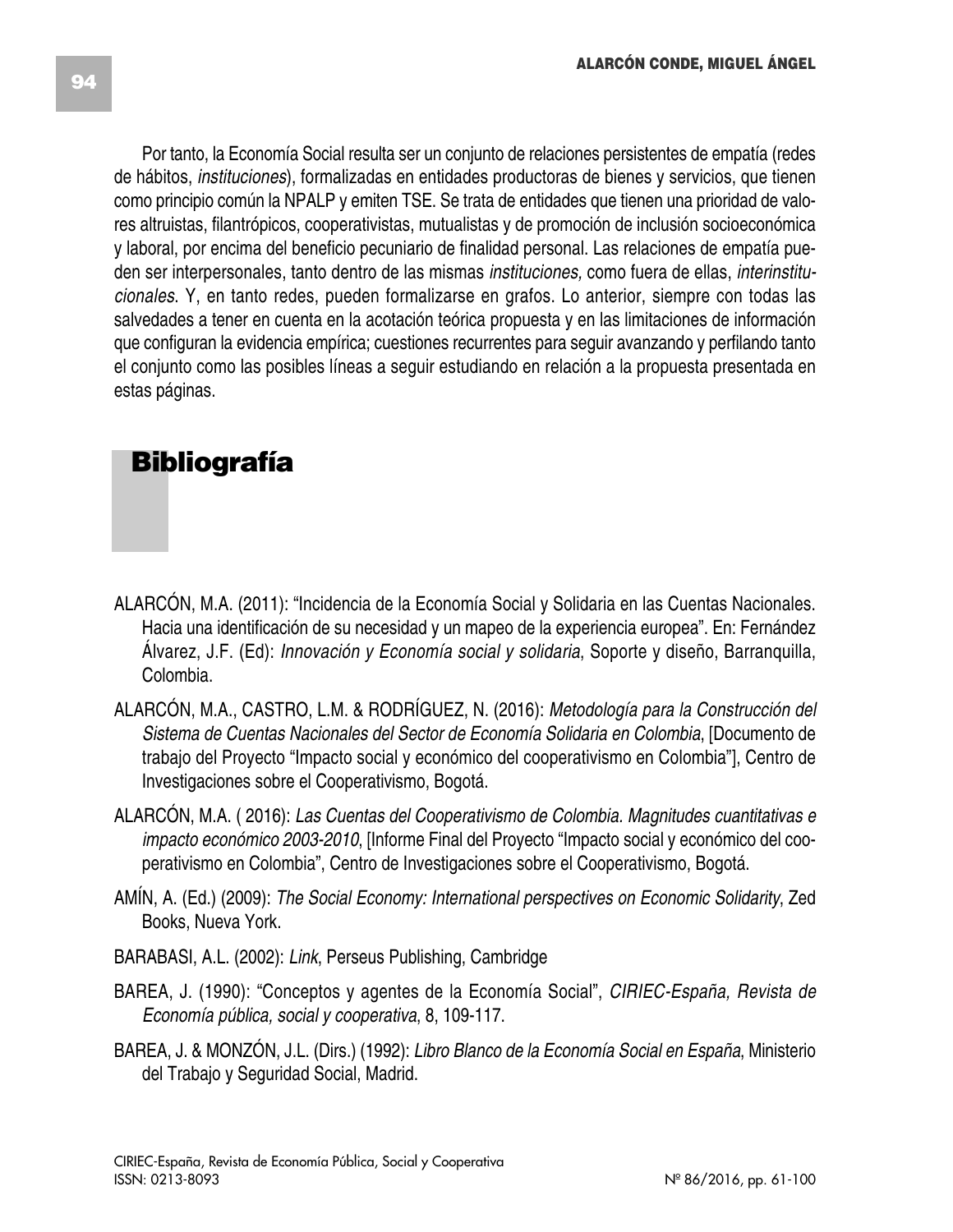Por tanto, la Economía Social resulta ser un conjunto de relaciones persistentes de empatía (redes de hábitos, *instituciones*), formalizadas en entidades productoras de bienes y servicios, que tienen como principio común la NPALP y emiten TSE. Se trata de entidades que tienen una prioridad de valores altruistas, filantrópicos, cooperativistas, mutualistas y de promoción de inclusión socioeconómica y laboral, por encima del beneficio pecuniario de finalidad personal. Las relaciones de empatía pueden ser interpersonales, tanto dentro de las mismas *instituciones,* como fuera de ellas, *interinstitucionales*. Y, en tanto redes, pueden formalizarse en grafos. Lo anterior, siempre con todas las salvedades a tener en cuenta en la acotación teórica propuesta y en las limitaciones de información que configuran la evidencia empírica; cuestiones recurrentes para seguir avanzando y perfilando tanto el conjunto como las posibles líneas a seguir estudiando en relación a la propuesta presentada en estas páginas.

## Bibliografía

ALARCÓN, M.A. (2011): "Incidencia de la Economía Social y Solidaria en las Cuentas Nacionales. Hacia una identificación de su necesidad y un mapeo de la experiencia europea". En: Fernández Álvarez, J.F. (Ed): *Innovación y Economía social y solidaria*, Soporte y diseño, Barranquilla, Colombia.

ALARCÓN, M.A., CASTRO, L.M. & RODRÍGUEZ, N. (2016): *Metodología para la Construcción del Sistema de Cuentas Nacionales del Sector de Economía Solidaria en Colombia*, [Documento de trabajo del Proyecto "Impacto social y económico del cooperativismo en Colombia"], Centro de Investigaciones sobre el Cooperativismo, Bogotá.

ALARCÓN, M.A. ( 2016): *Las Cuentas del Cooperativismo de Colombia. Magnitudes cuantitativas e impacto económico 2003-2010*, [Informe Final del Proyecto "Impacto social y económico del cooperativismo en Colombia", Centro de Investigaciones sobre el Cooperativismo, Bogotá.

AMÍN, A. (Ed.) (2009): *The Social Economy: International perspectives on Economic Solidarity*, Zed Books, Nueva York.

BARABASI, A.L. (2002): *Link*, Perseus Publishing, Cambridge

BAREA, J. (1990): "Conceptos y agentes de la Economía Social", *CIRIEC-España, Revista de Economía pública, social y cooperativa*, 8, 109-117.

BAREA, J. & MONZÓN, J.L. (Dirs.) (1992): *Libro Blanco de la Economía Social en España*, Ministerio del Trabajo y Seguridad Social, Madrid.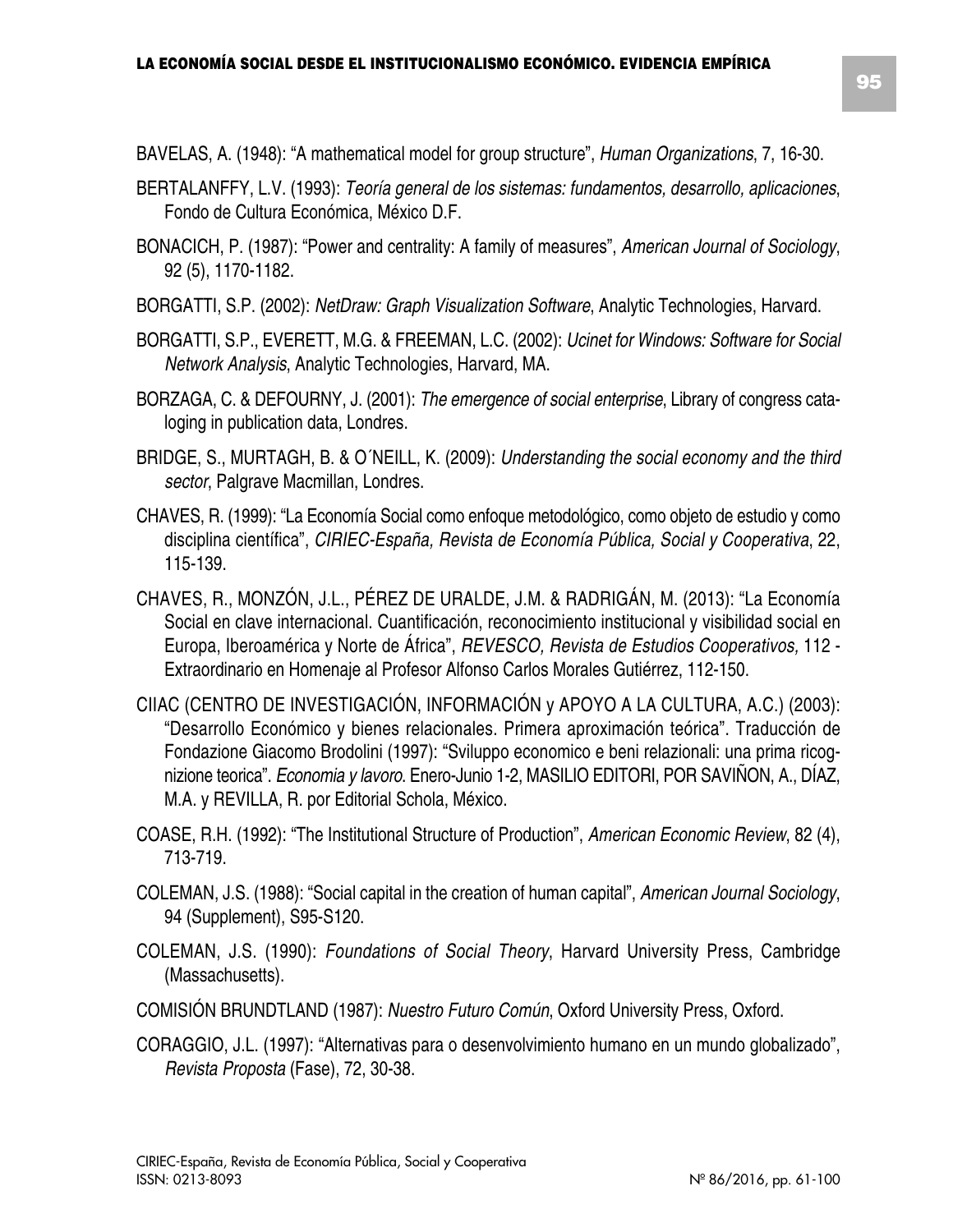BAVELAS, A. (1948): “A mathematical model for group structure”, *Human Organizations*, 7, 16-30.

BERTALANFFY, L.V. (1993): *Teoría general de los sistemas: fundamentos, desarrollo, aplicaciones*, Fondo de Cultura Económica, México D.F.

BONACICH, P. (1987): “Power and centrality: A family of measures”, *American Journal of Sociology*, 92 (5), 1170-1182.

BORGATTI, S.P. (2002): *NetDraw: Graph Visualization Software*, Analytic Technologies, Harvard.

BORGATTI, S.P., EVERETT, M.G. & FREEMAN, L.C. (2002): *Ucinet for Windows: Software for Social Network Analysis*, Analytic Technologies, Harvard, MA.

BORZAGA, C. & DEFOURNY, J. (2001): *The emergence of social enterprise*, Library of congress cataloging in publication data, Londres.

BRIDGE, S., MURTAGH, B. & O´NEILL, K. (2009): *Understanding the social economy and the third sector*, Palgrave Macmillan, Londres.

CHAVES, R. (1999): “La Economía Social como enfoque metodológico, como objeto de estudio y como disciplina científica”, *CIRIEC-España, Revista de Economía Pública, Social y Cooperativa*, 22, 115-139.

CHAVES, R., MONZÓN, J.L., PÉREZ DE URALDE, J.M. & RADRIGÁN, M. (2013): “La Economía Social en clave internacional. Cuantificación, reconocimiento institucional y visibilidad social en Europa, Iberoamérica y Norte de África”, *REVESCO, Revista de Estudios Cooperativos,* 112 - Extraordinario en Homenaje al Profesor Alfonso Carlos Morales Gutiérrez, 112-150.

CIIAC (CENTRO DE INVESTIGACIÓN, INFORMACIÓN y APOYO A LA CULTURA, A.C.) (2003): “Desarrollo Económico y bienes relacionales. Primera aproximación teórica”. Traducción de Fondazione Giacomo Brodolini (1997): “Sviluppo economico e beni relazionali: una prima ricognizione teorica”. *Economia y lavoro*. Enero-Junio 1-2, MASILIO EDITORI, POR SAVIÑON, A., DÍAZ, M.A. y REVILLA, R. por Editorial Schola, México.

COASE, R.H. (1992): “The Institutional Structure of Production”, *American Economic Review*, 82 (4), 713-719.

COLEMAN, J.S. (1988): “Social capital in the creation of human capital”, *American Journal Sociology*, 94 (Supplement), S95-S120.

COLEMAN, J.S. (1990): *Foundations of Social Theory*, Harvard University Press, Cambridge (Massachusetts).

COMISIÓN BRUNDTLAND (1987): *Nuestro Futuro Común*, Oxford University Press, Oxford.

CORAGGIO, J.L. (1997): “Alternativas para o desenvolvimiento humano en un mundo globalizado”, *Revista Proposta* (Fase), 72, 30-38.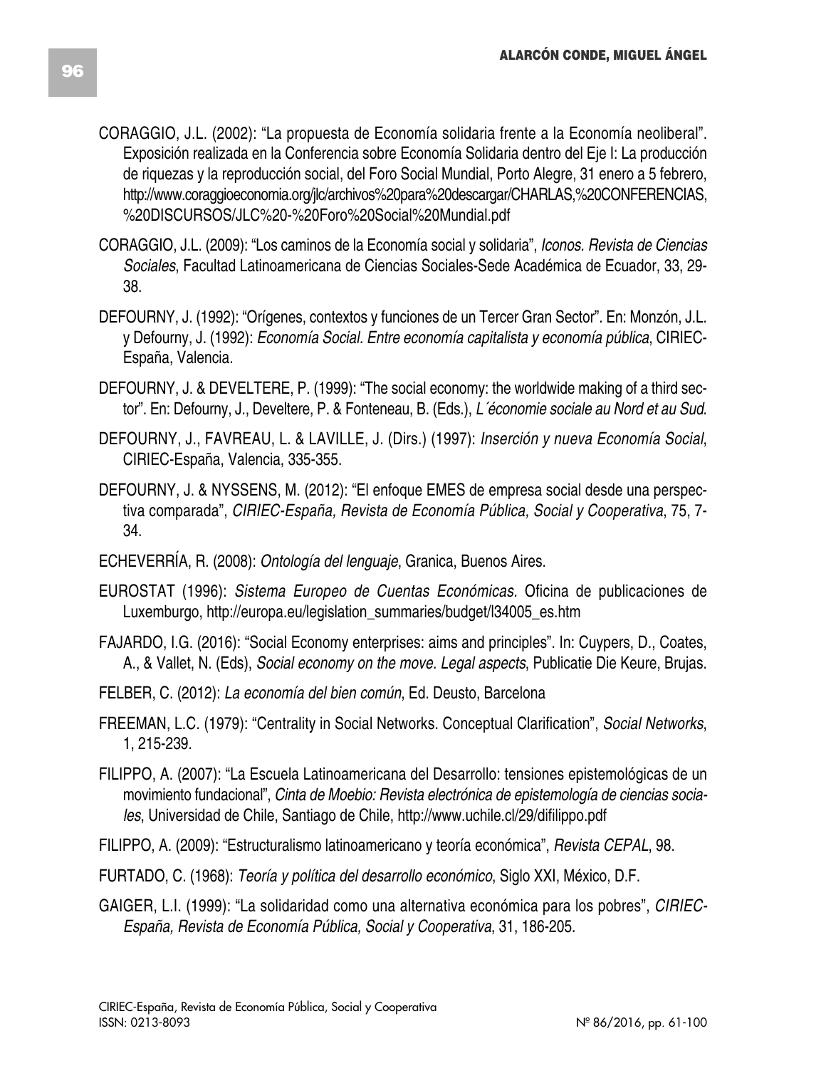CORAGGIO, J.L. (2002): "La propuesta de Economía solidaria frente a la Economía neoliberal". Exposición realizada en la Conferencia sobre Economía Solidaria dentro del Eje I: La producción de riquezas y la reproducción social, del Foro Social Mundial, Porto Alegre, 31 enero a 5 febrero, http://www.coraggioeconomia.org/jlc/archivos%20para%20descargar/CHARLAS,%20CONFERENCIAS,%20DISCURSOS/JLC%20-%20Foro%20Social%20Mundial.pdf

CORAGGIO, J.L. (2009): "Los caminos de la Economía social y solidaria", *Iconos. Revista de Ciencias Sociales*, Facultad Latinoamericana de Ciencias Sociales-Sede Académica de Ecuador, 33, 29-38.

DEFOURNY, J. (1992): "Orígenes, contextos y funciones de un Tercer Gran Sector". En: Monzón, J.L. y Defourny, J. (1992): *Economía Social. Entre economía capitalista y economía pública*, CIRIEC-España, Valencia.

DEFOURNY, J. & DEVELTERE, P. (1999): "The social economy: the worldwide making of a third sector". En: Defourny, J., Develtere, P. & Fonteneau, B. (Eds.), *L´économie sociale au Nord et au Sud*.

DEFOURNY, J., FAVREAU, L. & LAVILLE, J. (Dirs.) (1997): *Inserción y nueva Economía Social*, CIRIEC-España, Valencia, 335-355.

DEFOURNY, J. & NYSSENS, M. (2012): "El enfoque EMES de empresa social desde una perspectiva comparada", *CIRIEC-España, Revista de Economía Pública, Social y Cooperativa*, 75, 7-34.

ECHEVERRÍA, R. (2008): *Ontología del lenguaje*, Granica, Buenos Aires.

EUROSTAT (1996): *Sistema Europeo de Cuentas Económicas.* Oficina de publicaciones de Luxemburgo, http://europa.eu/legislation_summaries/budget/l34005_es.htm

FAJARDO, I.G. (2016): "Social Economy enterprises: aims and principles". In: Cuypers, D., Coates, A., & Vallet, N. (Eds), *Social economy on the move. Legal aspects*, Publicatie Die Keure, Brujas.

FELBER, C. (2012): *La economía del bien común*, Ed. Deusto, Barcelona

FREEMAN, L.C. (1979): "Centrality in Social Networks. Conceptual Clarification", *Social Networks*, 1, 215-239.

FILIPPO, A. (2007): "La Escuela Latinoamericana del Desarrollo: tensiones epistemológicas de un movimiento fundacional", *Cinta de Moebio: Revista electrónica de epistemología de ciencias sociales*, Universidad de Chile, Santiago de Chile, http://www.uchile.cl/29/difilippo.pdf

FILIPPO, A. (2009): "Estructuralismo latinoamericano y teoría económica", *Revista CEPAL*, 98.

FURTADO, C. (1968): *Teoría y política del desarrollo económico*, Siglo XXI, México, D.F.

GAIGER, L.I. (1999): "La solidaridad como una alternativa económica para los pobres", *CIRIEC-España, Revista de Economía Pública, Social y Cooperativa*, 31, 186-205.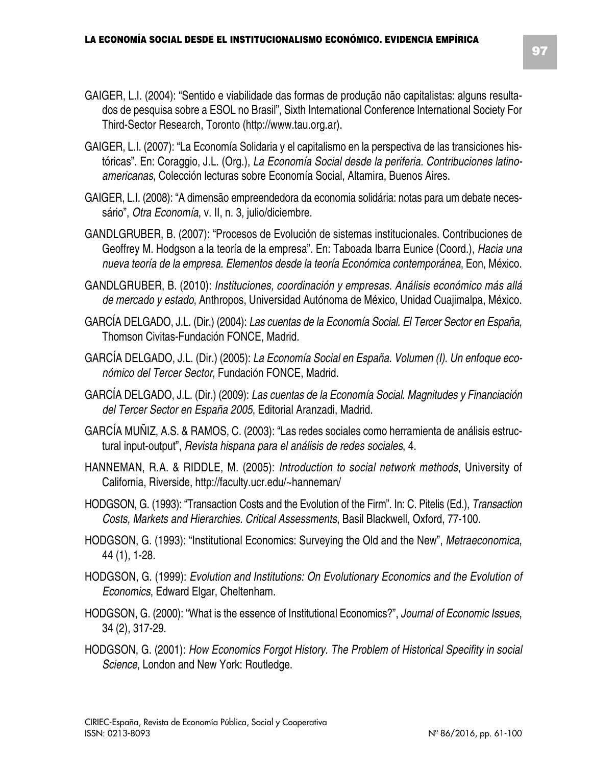GAIGER, L.I. (2004): “Sentido e viabilidade das formas de produção não capitalistas: alguns resultados de pesquisa sobre a ESOL no Brasil”, Sixth International Conference International Society For Third-Sector Research, Toronto (http://www.tau.org.ar).

GAIGER, L.I. (2007): “La Economía Solidaria y el capitalismo en la perspectiva de las transiciones históricas”. En: Coraggio, J.L. (Org.), *La Economía Social desde la periferia. Contribuciones latinoamericanas*, Colección lecturas sobre Economía Social, Altamira, Buenos Aires.

GAIGER, L.I. (2008): “A dimensão empreendedora da economia solidária: notas para um debate necessário”, *Otra Economía*, v. II, n. 3, julio/diciembre.

GANDLGRUBER, B. (2007): “Procesos de Evolución de sistemas institucionales. Contribuciones de Geoffrey M. Hodgson a la teoría de la empresa”. En: Taboada Ibarra Eunice (Coord.), *Hacia una nueva teoría de la empresa. Elementos desde la teoría Económica contemporánea*, Eon, México.

GANDLGRUBER, B. (2010): *Instituciones, coordinación y empresas. Análisis económico más allá de mercado y estado*, Anthropos, Universidad Autónoma de México, Unidad Cuajimalpa, México.

GARCÍA DELGADO, J.L. (Dir.) (2004): *Las cuentas de la Economía Social. El Tercer Sector en España*, Thomson Civitas-Fundación FONCE, Madrid.

GARCÍA DELGADO, J.L. (Dir.) (2005): *La Economía Social en España. Volumen (I). Un enfoque económico del Tercer Sector*, Fundación FONCE, Madrid.

GARCÍA DELGADO, J.L. (Dir.) (2009): *Las cuentas de la Economía Social. Magnitudes y Financiación del Tercer Sector en España 2005*, Editorial Aranzadi, Madrid.

GARCÍA MUÑIZ, A.S. & RAMOS, C. (2003): “Las redes sociales como herramienta de análisis estructural input-output”, *Revista hispana para el análisis de redes sociales*, 4.

HANNEMAN, R.A. & RIDDLE, M. (2005): *Introduction to social network methods*, University of California, Riverside, http://faculty.ucr.edu/~hanneman/

HODGSON, G. (1993): “Transaction Costs and the Evolution of the Firm”. In: C. Pitelis (Ed.), *Transaction Costs, Markets and Hierarchies. Critical Assessments*, Basil Blackwell, Oxford, 77-100.

HODGSON, G. (1993): “Institutional Economics: Surveying the Old and the New”, *Metraeconomica*, 44 (1), 1-28.

HODGSON, G. (1999): *Evolution and Institutions: On Evolutionary Economics and the Evolution of Economics*, Edward Elgar, Cheltenham.

HODGSON, G. (2000): “What is the essence of Institutional Economics?”, *Journal of Economic Issues*, 34 (2), 317-29.

HODGSON, G. (2001): *How Economics Forgot History. The Problem of Historical Specifity in social Science*, London and New York: Routledge.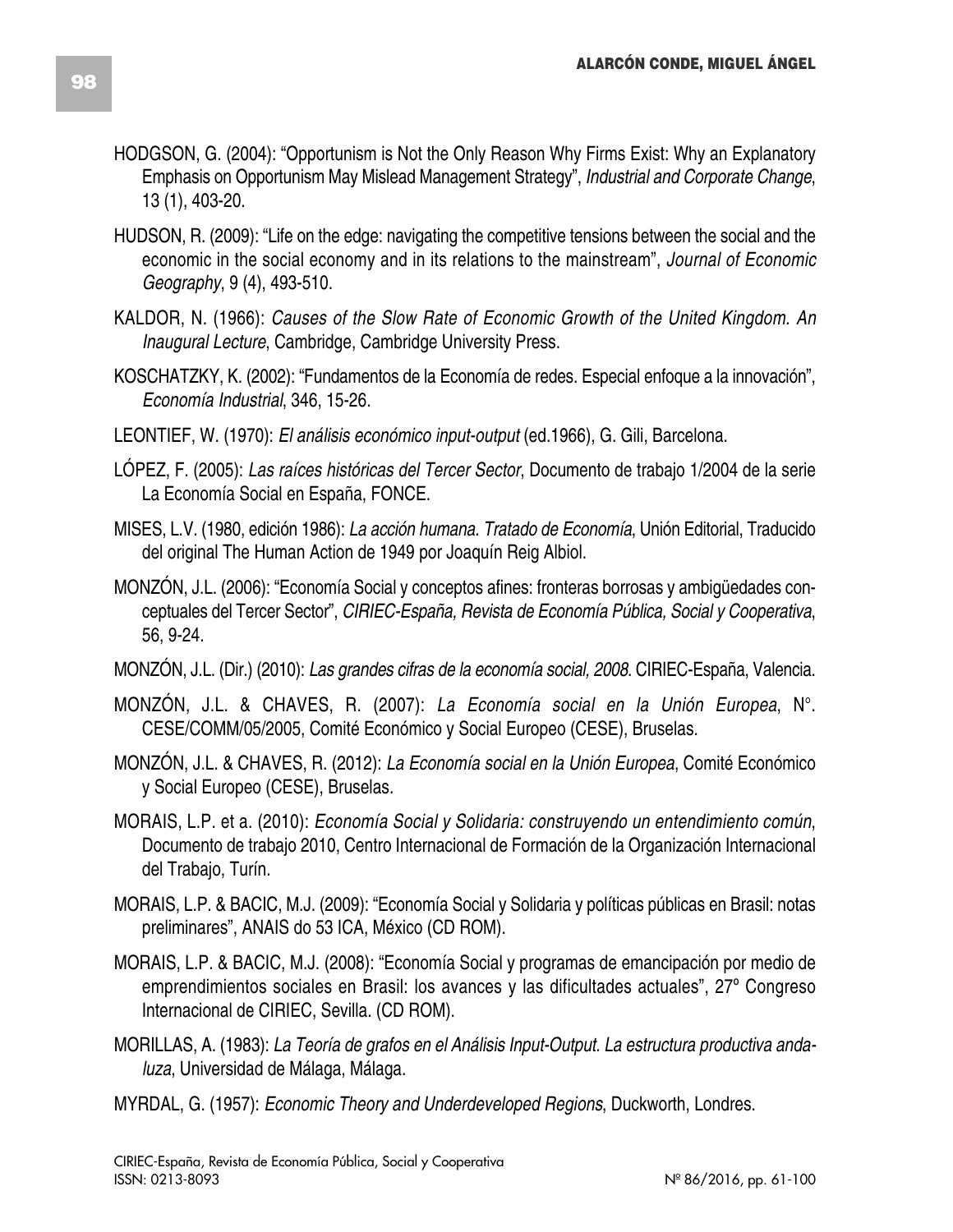HODGSON, G. (2004): “Opportunism is Not the Only Reason Why Firms Exist: Why an Explanatory Emphasis on Opportunism May Mislead Management Strategy”, *Industrial and Corporate Change*, 13 (1), 403-20.

HUDSON, R. (2009): “Life on the edge: navigating the competitive tensions between the social and the economic in the social economy and in its relations to the mainstream”, *Journal of Economic Geography*, 9 (4), 493-510.

KALDOR, N. (1966): *Causes of the Slow Rate of Economic Growth of the United Kingdom. An Inaugural Lecture*, Cambridge, Cambridge University Press.

KOSCHATZKY, K. (2002): “Fundamentos de la Economía de redes. Especial enfoque a la innovación”, *Economía Industrial*, 346, 15-26.

LEONTIEF, W. (1970): *El análisis económico input-output* (ed.1966), G. Gili, Barcelona.

LÓPEZ, F. (2005): *Las raíces históricas del Tercer Sector*, Documento de trabajo 1/2004 de la serie La Economía Social en España, FONCE.

MISES, L.V. (1980, edición 1986): *La acción humana. Tratado de Economía*, Unión Editorial, Traducido del original The Human Action de 1949 por Joaquín Reig Albiol.

MONZÓN, J.L. (2006): “Economía Social y conceptos afines: fronteras borrosas y ambigüedades conceptuales del Tercer Sector”, *CIRIEC-España, Revista de Economía Pública, Social y Cooperativa*, 56, 9-24.

MONZÓN, J.L. (Dir.) (2010): *Las grandes cifras de la economía social, 2008*. CIRIEC-España, Valencia.

MONZÓN, J.L. & CHAVES, R. (2007): *La Economía social en la Unión Europea*, N°. CESE/COMM/05/2005, Comité Económico y Social Europeo (CESE), Bruselas.

MONZÓN, J.L. & CHAVES, R. (2012): *La Economía social en la Unión Europea*, Comité Económico y Social Europeo (CESE), Bruselas.

MORAIS, L.P. et a. (2010): *Economía Social y Solidaria: construyendo un entendimiento común*, Documento de trabajo 2010, Centro Internacional de Formación de la Organización Internacional del Trabajo, Turín.

MORAIS, L.P. & BACIC, M.J. (2009): “Economía Social y Solidaria y políticas públicas en Brasil: notas preliminares”, ANAIS do 53 ICA, México (CD ROM).

MORAIS, L.P. & BACIC, M.J. (2008): “Economía Social y programas de emancipación por medio de emprendimientos sociales en Brasil: los avances y las dificultades actuales”, 27º Congreso Internacional de CIRIEC, Sevilla. (CD ROM).

MORILLAS, A. (1983): *La Teoría de grafos en el Análisis Input-Output. La estructura productiva andaluza*, Universidad de Málaga, Málaga.

MYRDAL, G. (1957): *Economic Theory and Underdeveloped Regions*, Duckworth, Londres.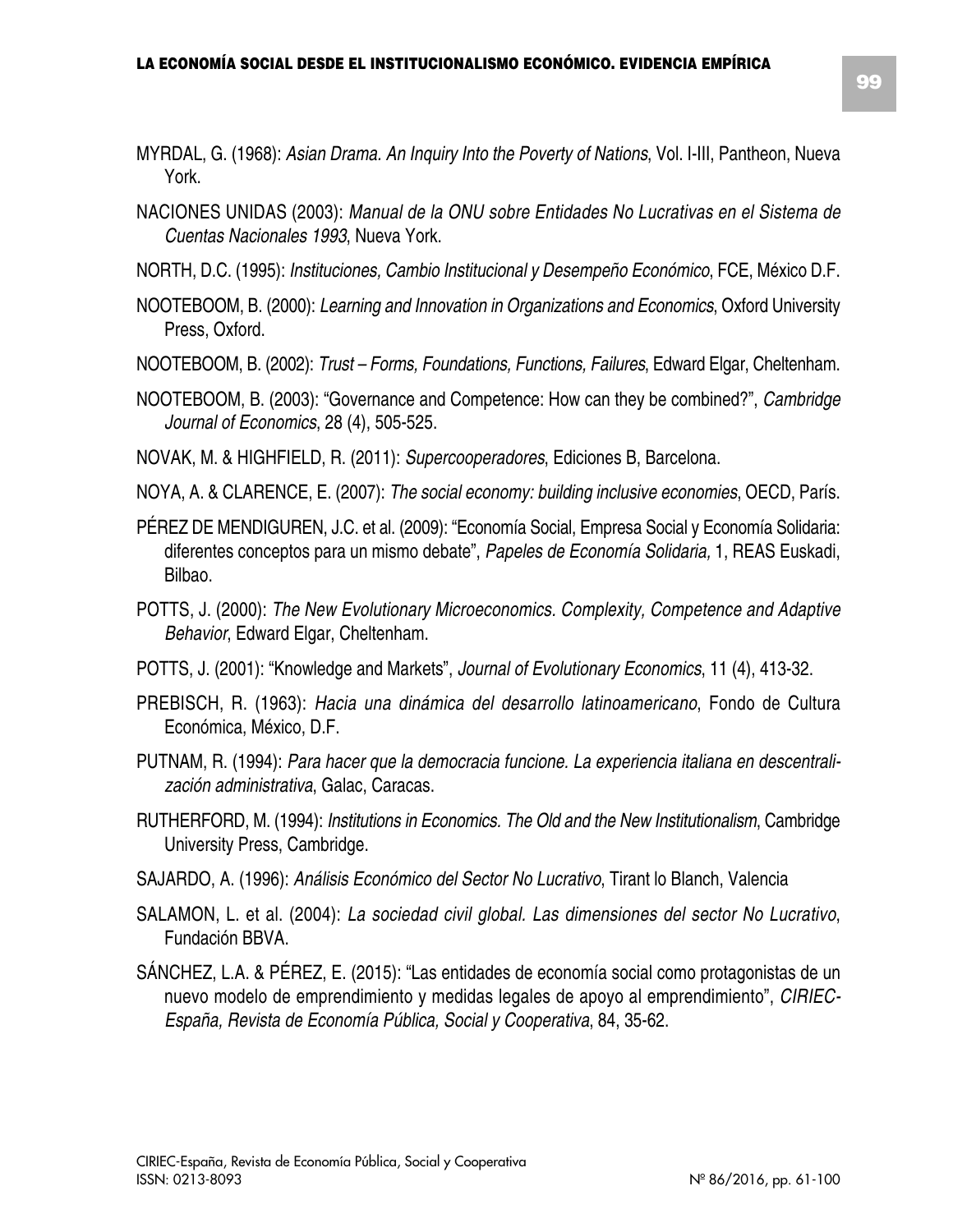MYRDAL, G. (1968): *Asian Drama. An Inquiry Into the Poverty of Nations*, Vol. I-III, Pantheon, Nueva York.

NACIONES UNIDAS (2003): *Manual de la ONU sobre Entidades No Lucrativas en el Sistema de Cuentas Nacionales 1993*, Nueva York.

NORTH, D.C. (1995): *Instituciones, Cambio Institucional y Desempeño Económico*, FCE, México D.F.

NOOTEBOOM, B. (2000): *Learning and Innovation in Organizations and Economics*, Oxford University Press, Oxford.

NOOTEBOOM, B. (2002): *Trust – Forms, Foundations, Functions, Failures*, Edward Elgar, Cheltenham.

NOOTEBOOM, B. (2003): "Governance and Competence: How can they be combined?", *Cambridge Journal of Economics*, 28 (4), 505-525.

NOVAK, M. & HIGHFIELD, R. (2011): *Supercooperadores*, Ediciones B, Barcelona.

NOYA, A. & CLARENCE, E. (2007): *The social economy: building inclusive economies*, OECD, París.

PÉREZ DE MENDIGUREN, J.C. et al. (2009): "Economía Social, Empresa Social y Economía Solidaria: diferentes conceptos para un mismo debate", *Papeles de Economía Solidaria,* 1, REAS Euskadi, Bilbao.

POTTS, J. (2000): *The New Evolutionary Microeconomics. Complexity, Competence and Adaptive Behavior*, Edward Elgar, Cheltenham.

POTTS, J. (2001): "Knowledge and Markets", *Journal of Evolutionary Economics*, 11 (4), 413-32.

PREBISCH, R. (1963): *Hacia una dinámica del desarrollo latinoamericano*, Fondo de Cultura Económica, México, D.F.

PUTNAM, R. (1994): *Para hacer que la democracia funcione. La experiencia italiana en descentralización administrativa*, Galac, Caracas.

RUTHERFORD, M. (1994): *Institutions in Economics. The Old and the New Institutionalism*, Cambridge University Press, Cambridge.

SAJARDO, A. (1996): *Análisis Económico del Sector No Lucrativo*, Tirant lo Blanch, Valencia

SALAMON, L. et al. (2004): *La sociedad civil global. Las dimensiones del sector No Lucrativo*, Fundación BBVA.

SÁNCHEZ, L.A. & PÉREZ, E. (2015): "Las entidades de economía social como protagonistas de un nuevo modelo de emprendimiento y medidas legales de apoyo al emprendimiento", *CIRIEC-España, Revista de Economía Pública, Social y Cooperativa*, 84, 35-62.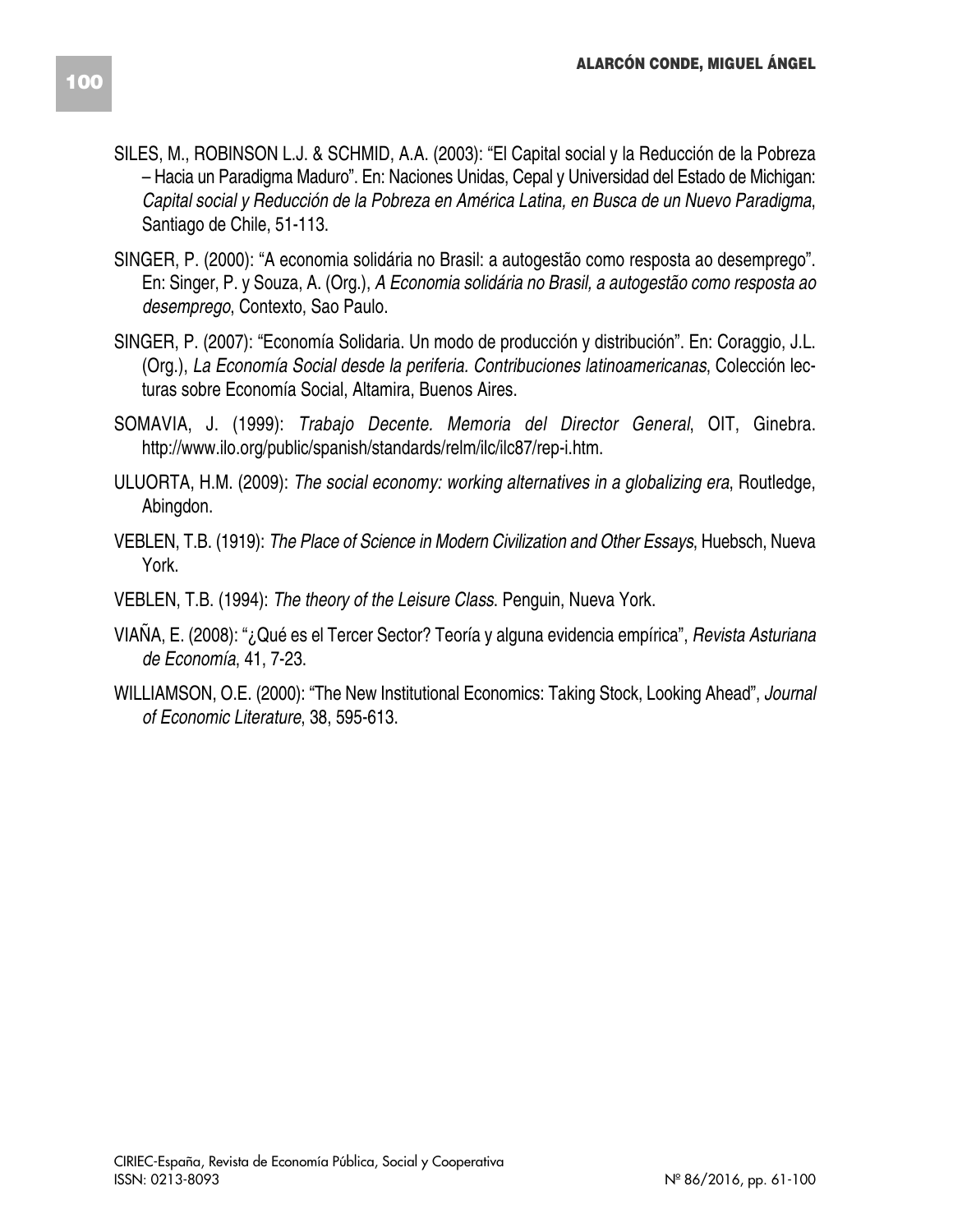SILES, M., ROBINSON L.J. & SCHMID, A.A. (2003): "El Capital social y la Reducción de la Pobreza – Hacia un Paradigma Maduro". En: Naciones Unidas, Cepal y Universidad del Estado de Michigan: *Capital social y Reducción de la Pobreza en América Latina, en Busca de un Nuevo Paradigma*, Santiago de Chile, 51-113.

SINGER, P. (2000): "A economia solidária no Brasil: a autogestão como resposta ao desemprego". En: Singer, P. y Souza, A. (Org.), *A Economia solidária no Brasil, a autogestão como resposta ao desemprego*, Contexto, Sao Paulo.

SINGER, P. (2007): "Economía Solidaria. Un modo de producción y distribución". En: Coraggio, J.L. (Org.), *La Economía Social desde la periferia. Contribuciones latinoamericanas*, Colección lecturas sobre Economía Social, Altamira, Buenos Aires.

SOMAVIA, J. (1999): *Trabajo Decente. Memoria del Director General*, OIT, Ginebra. http://www.ilo.org/public/spanish/standards/relm/ilc/ilc87/rep-i.htm.

ULUORTA, H.M. (2009): *The social economy: working alternatives in a globalizing era*, Routledge, Abingdon.

VEBLEN, T.B. (1919): *The Place of Science in Modern Civilization and Other Essays*, Huebsch, Nueva York.

VEBLEN, T.B. (1994): *The theory of the Leisure Class.* Penguin, Nueva York.

VIAÑA, E. (2008): "¿Qué es el Tercer Sector? Teoría y alguna evidencia empírica", *Revista Asturiana de Economía*, 41, 7-23.

WILLIAMSON, O.E. (2000): "The New Institutional Economics: Taking Stock, Looking Ahead", *Journal of Economic Literature*, 38, 595-613.